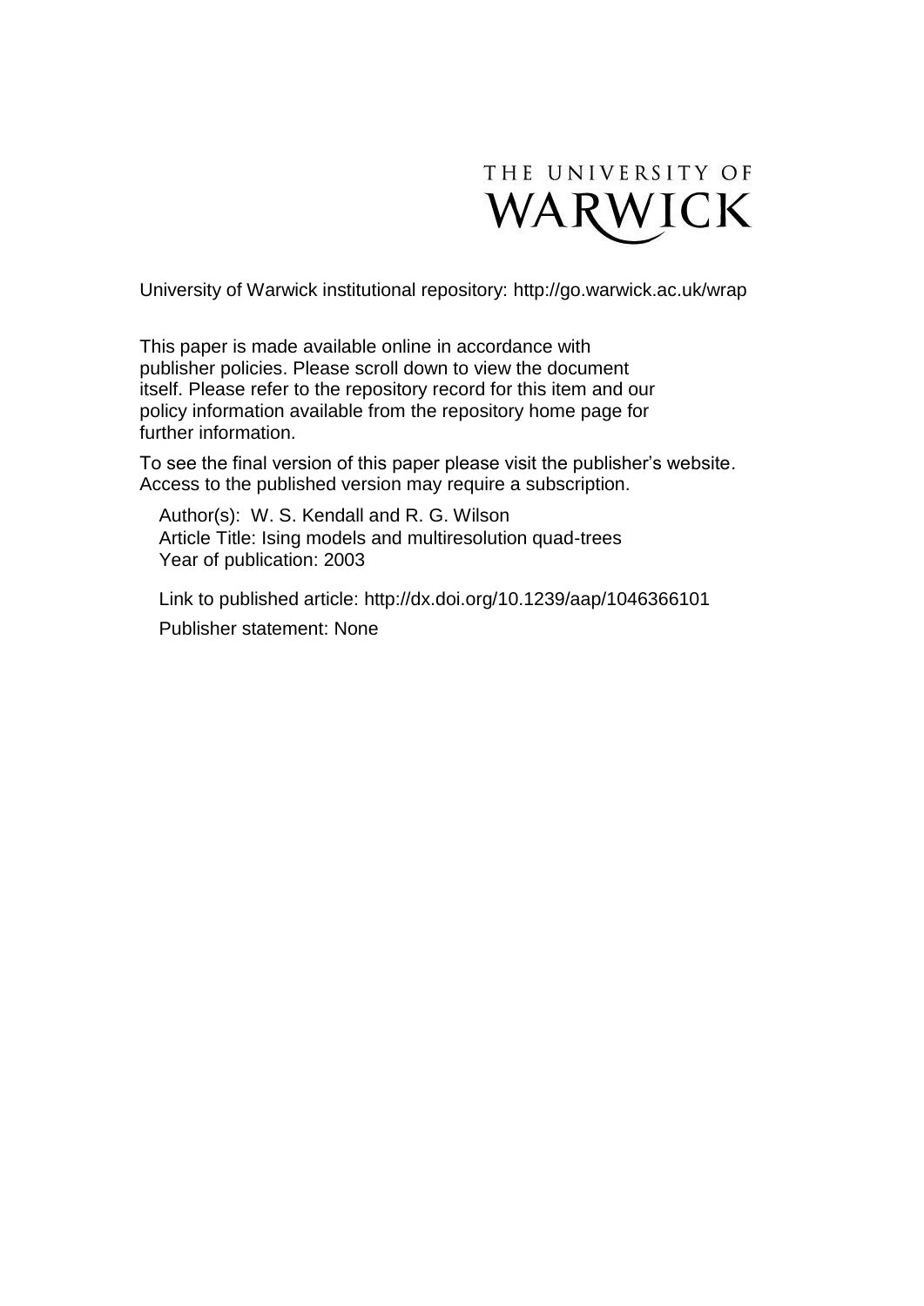THE UNIVERSITY OF WARWICK

University of Warwick institutional repository: http://go.warwick.ac.uk/wrap

This paper is made available online in accordance with publisher policies. Please scroll down to view the document itself. Please refer to the repository record for this item and our policy information available from the repository home page for further information.

To see the final version of this paper please visit the publisher's website. Access to the published version may require a subscription.

Author(s): W. S. Kendall and R. G. Wilson
Article Title: Ising models and multiresolution quad-trees
Year of publication: 2003

Link to published article: http://dx.doi.org/10.1239/aap/1046366101

Publisher statement: None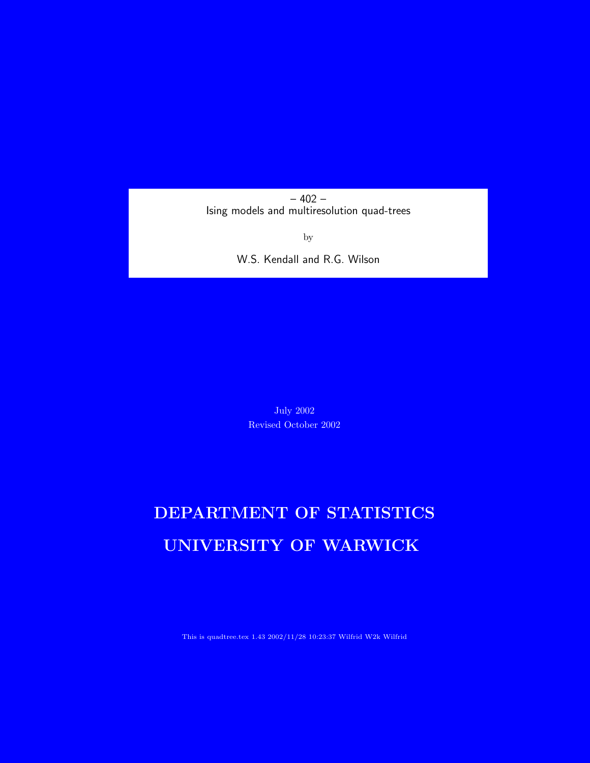– 402 –

Ising models and multiresolution quad-trees

by

W.S. Kendall and R.G. Wilson

July 2002

Revised October 2002

# DEPARTMENT OF STATISTICS

# UNIVERSITY OF WARWICK

This is quadtree.tex 1.43 2002/11/28 10:23:37 Wilfrid W2k Wilfrid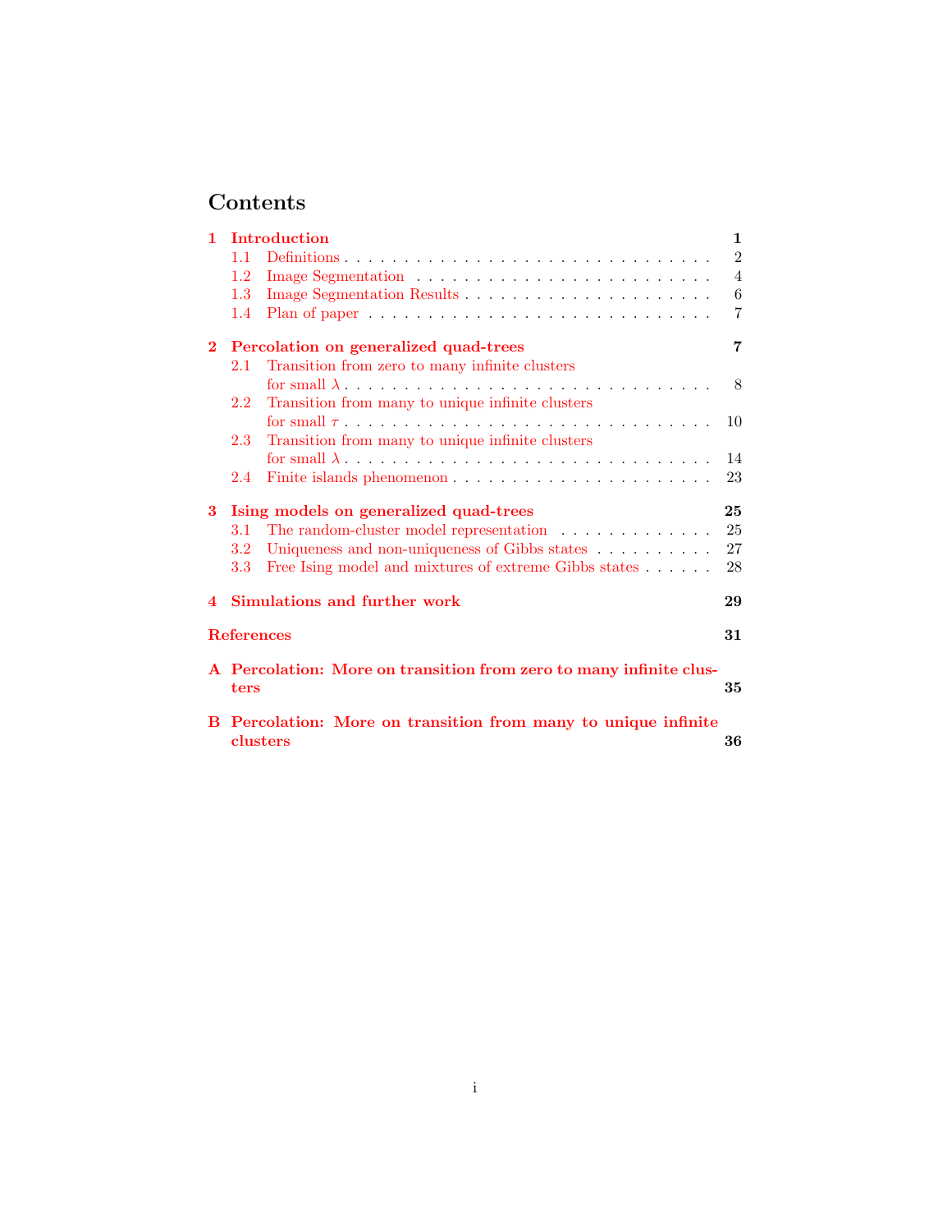# Contents

- **1 Introduction** — **1**
  - 1.1 Definitions — 2
  - 1.2 Image Segmentation — 4
  - 1.3 Image Segmentation Results — 6
  - 1.4 Plan of paper — 7
- **2 Percolation on generalized quad-trees** — **7**
  - 2.1 Transition from zero to many infinite clusters for small $\lambda$ — 8
  - 2.2 Transition from many to unique infinite clusters for small $\tau$ — 10
  - 2.3 Transition from many to unique infinite clusters for small $\lambda$ — 14
  - 2.4 Finite islands phenomenon — 23
- **3 Ising models on generalized quad-trees** — **25**
  - 3.1 The random-cluster model representation — 25
  - 3.2 Uniqueness and non-uniqueness of Gibbs states — 27
  - 3.3 Free Ising model and mixtures of extreme Gibbs states — 28
- **4 Simulations and further work** — **29**
- **References** — **31**
- **A Percolation: More on transition from zero to many infinite clusters** — **35**
- **B Percolation: More on transition from many to unique infinite clusters** — **36**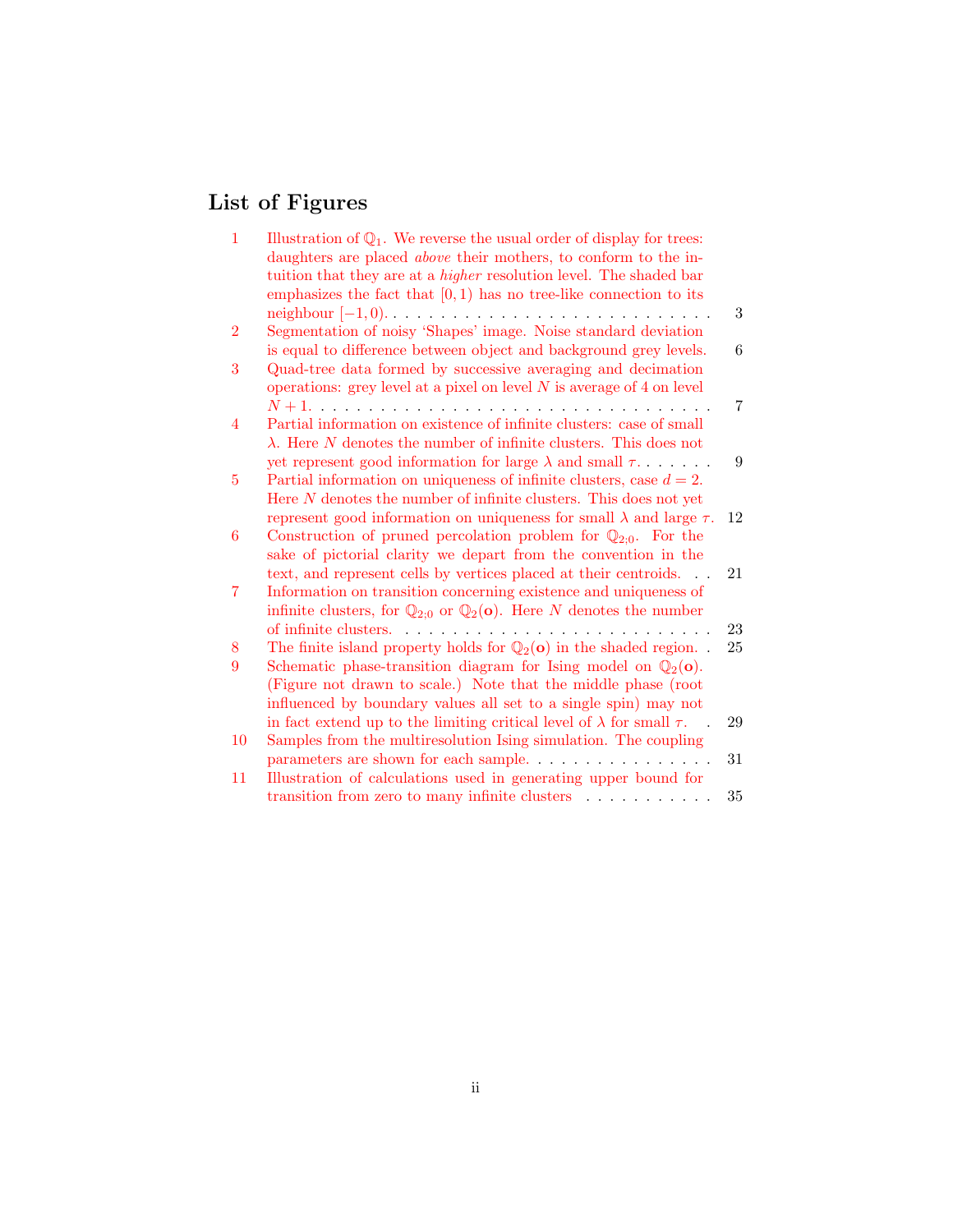## List of Figures

1. Illustration of $\mathbb{Q}_1$. We reverse the usual order of display for trees: daughters are placed *above* their mothers, to conform to the intuition that they are at a *higher* resolution level. The shaded bar emphasizes the fact that $[0, 1)$ has no tree-like connection to its neighbour $[-1, 0)$. . . . . . . . . . . . . . . . . . . . . . . . . . . 3
2. Segmentation of noisy 'Shapes' image. Noise standard deviation is equal to difference between object and background grey levels. 6
3. Quad-tree data formed by successive averaging and decimation operations: grey level at a pixel on level $N$ is average of 4 on level $N + 1$. . . . . . . . . . . . . . . . . . . . . . . . . . . . . . . . . . 7
4. Partial information on existence of infinite clusters: case of small $\lambda$. Here $N$ denotes the number of infinite clusters. This does not yet represent good information for large $\lambda$ and small $\tau$. . . . . . . 9
5. Partial information on uniqueness of infinite clusters, case $d = 2$. Here $N$ denotes the number of infinite clusters. This does not yet represent good information on uniqueness for small $\lambda$ and large $\tau$. 12
6. Construction of pruned percolation problem for $\mathbb{Q}_{2;0}$. For the sake of pictorial clarity we depart from the convention in the text, and represent cells by vertices placed at their centroids. . . 21
7. Information on transition concerning existence and uniqueness of infinite clusters, for $\mathbb{Q}_{2;0}$ or $\mathbb{Q}_2(\mathbf{o})$. Here $N$ denotes the number of infinite clusters. . . . . . . . . . . . . . . . . . . . . . . . . . 23
8. The finite island property holds for $\mathbb{Q}_2(\mathbf{o})$ in the shaded region. . 25
9. Schematic phase-transition diagram for Ising model on $\mathbb{Q}_2(\mathbf{o})$. (Figure not drawn to scale.) Note that the middle phase (root influenced by boundary values all set to a single spin) may not in fact extend up to the limiting critical level of $\lambda$ for small $\tau$. . 29
10. Samples from the multiresolution Ising simulation. The coupling parameters are shown for each sample. . . . . . . . . . . . . . . . 31
11. Illustration of calculations used in generating upper bound for transition from zero to many infinite clusters . . . . . . . . . . . 35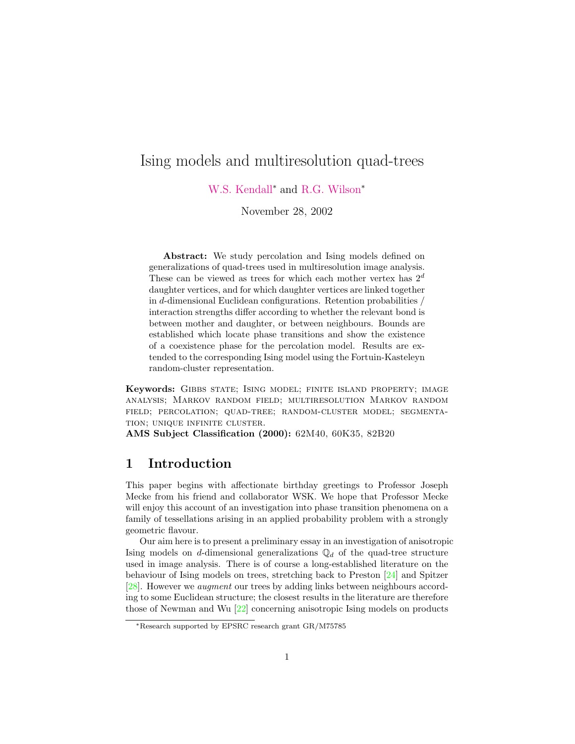# Ising models and multiresolution quad-trees

W.S. Kendall* and R.G. Wilson*

November 28, 2002

**Abstract:** We study percolation and Ising models defined on generalizations of quad-trees used in multiresolution image analysis. These can be viewed as trees for which each mother vertex has $2^d$ daughter vertices, and for which daughter vertices are linked together in $d$-dimensional Euclidean configurations. Retention probabilities / interaction strengths differ according to whether the relevant bond is between mother and daughter, or between neighbours. Bounds are established which locate phase transitions and show the existence of a coexistence phase for the percolation model. Results are extended to the corresponding Ising model using the Fortuin-Kasteleyn random-cluster representation.

**Keywords:** Gibbs state; Ising model; finite island property; image analysis; Markov random field; multiresolution Markov random field; percolation; quad-tree; random-cluster model; segmentation; unique infinite cluster.

**AMS Subject Classification (2000):** 62M40, 60K35, 82B20

## 1 Introduction

This paper begins with affectionate birthday greetings to Professor Joseph Mecke from his friend and collaborator WSK. We hope that Professor Mecke will enjoy this account of an investigation into phase transition phenomena on a family of tessellations arising in an applied probability problem with a strongly geometric flavour.

Our aim here is to present a preliminary essay in an investigation of anisotropic Ising models on $d$-dimensional generalizations $\mathbb{Q}_d$ of the quad-tree structure used in image analysis. There is of course a long-established literature on the behaviour of Ising models on trees, stretching back to Preston [24] and Spitzer [28]. However we *augment* our trees by adding links between neighbours according to some Euclidean structure; the closest results in the literature are therefore those of Newman and Wu [22] concerning anisotropic Ising models on products

*Research supported by EPSRC research grant GR/M75785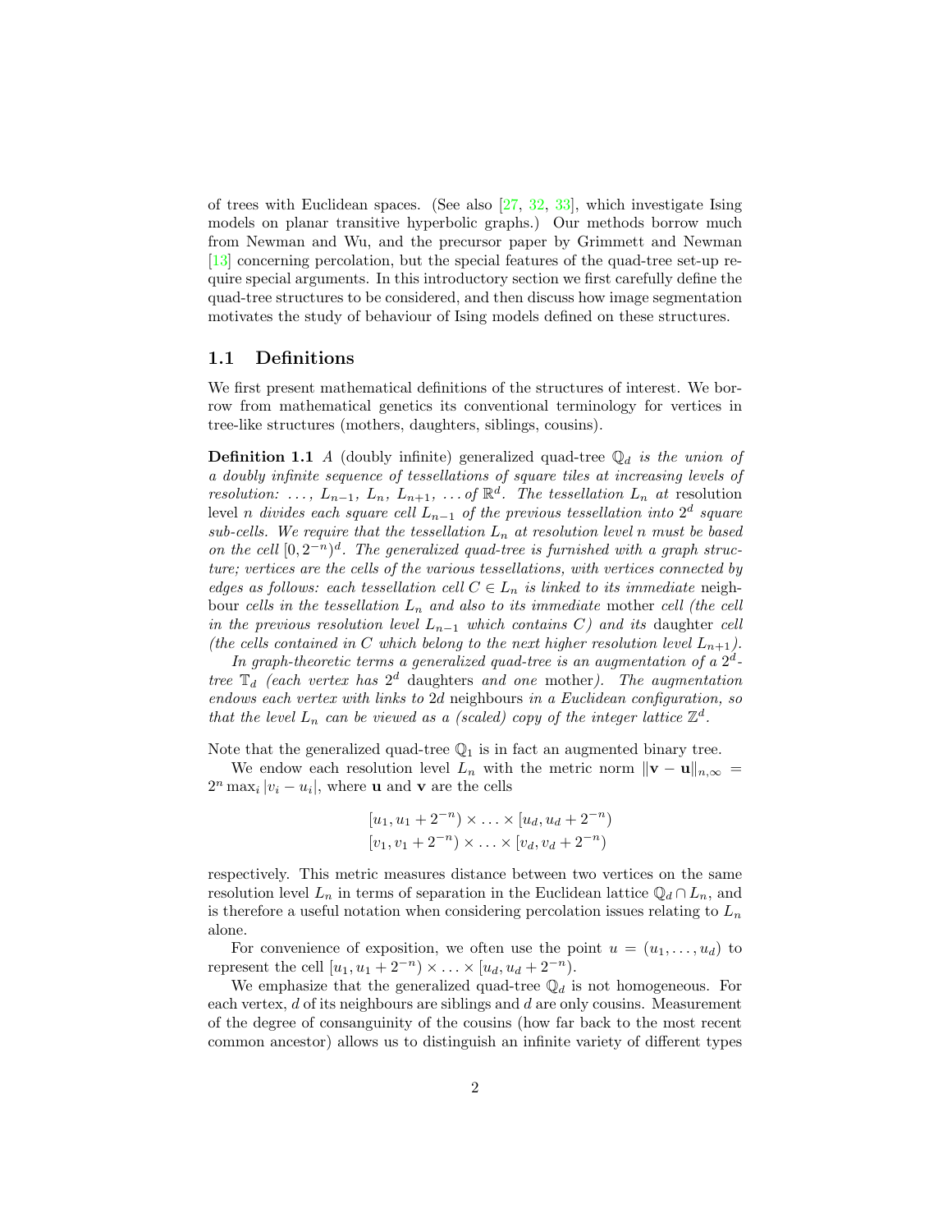of trees with Euclidean spaces. (See also [27, 32, 33], which investigate Ising models on planar transitive hyperbolic graphs.) Our methods borrow much from Newman and Wu, and the precursor paper by Grimmett and Newman [13] concerning percolation, but the special features of the quad-tree set-up require special arguments. In this introductory section we first carefully define the quad-tree structures to be considered, and then discuss how image segmentation motivates the study of behaviour of Ising models defined on these structures.

## 1.1 Definitions

We first present mathematical definitions of the structures of interest. We borrow from mathematical genetics its conventional terminology for vertices in tree-like structures (mothers, daughters, siblings, cousins).

**Definition 1.1** *A* (doubly infinite) generalized quad-tree $\mathbb{Q}_d$ *is the union of a doubly infinite sequence of tessellations of square tiles at increasing levels of resolution:* $\ldots,\ L_{n-1},\ L_n,\ L_{n+1},\ \ldots$ *of* $\mathbb{R}^d$*. The tessellation* $L_n$ *at* resolution level $n$ *divides each square cell* $L_{n-1}$ *of the previous tessellation into* $2^d$ *square sub-cells. We require that the tessellation* $L_n$ *at resolution level* $n$ *must be based on the cell* $[0, 2^{-n})^d$*. The generalized quad-tree is furnished with a graph structure; vertices are the cells of the various tessellations, with vertices connected by edges as follows: each tessellation cell* $C \in L_n$ *is linked to its immediate* neighbour *cells in the tessellation* $L_n$ *and also to its immediate* mother *cell (the cell in the previous resolution level* $L_{n-1}$ *which contains* $C$*) and its* daughter *cell (the cells contained in* $C$ *which belong to the next higher resolution level* $L_{n+1}$*).*

*In graph-theoretic terms a generalized quad-tree is an augmentation of a* $2^d$*-tree* $\mathbb{T}_d$ *(each vertex has* $2^d$ daughters *and one* mother*). The augmentation endows each vertex with links to* $2d$ neighbours *in a Euclidean configuration, so that the level* $L_n$ *can be viewed as a (scaled) copy of the integer lattice* $\mathbb{Z}^d$*.*

Note that the generalized quad-tree $\mathbb{Q}_1$ is in fact an augmented binary tree.

We endow each resolution level $L_n$ with the metric norm $\|\mathbf{v} - \mathbf{u}\|_{n,\infty} = 2^n \max_i |v_i - u_i|$, where $\mathbf{u}$ and $\mathbf{v}$ are the cells

$$
\begin{aligned}
&[u_1, u_1 + 2^{-n}) \times \ldots \times [u_d, u_d + 2^{-n}) \\
&[v_1, v_1 + 2^{-n}) \times \ldots \times [v_d, v_d + 2^{-n})
\end{aligned}
$$

respectively. This metric measures distance between two vertices on the same resolution level $L_n$ in terms of separation in the Euclidean lattice $\mathbb{Q}_d \cap L_n$, and is therefore a useful notation when considering percolation issues relating to $L_n$ alone.

For convenience of exposition, we often use the point $u = (u_1, \ldots, u_d)$ to represent the cell $[u_1, u_1 + 2^{-n}) \times \ldots \times [u_d, u_d + 2^{-n})$.

We emphasize that the generalized quad-tree $\mathbb{Q}_d$ is not homogeneous. For each vertex, $d$ of its neighbours are siblings and $d$ are only cousins. Measurement of the degree of consanguinity of the cousins (how far back to the most recent common ancestor) allows us to distinguish an infinite variety of different types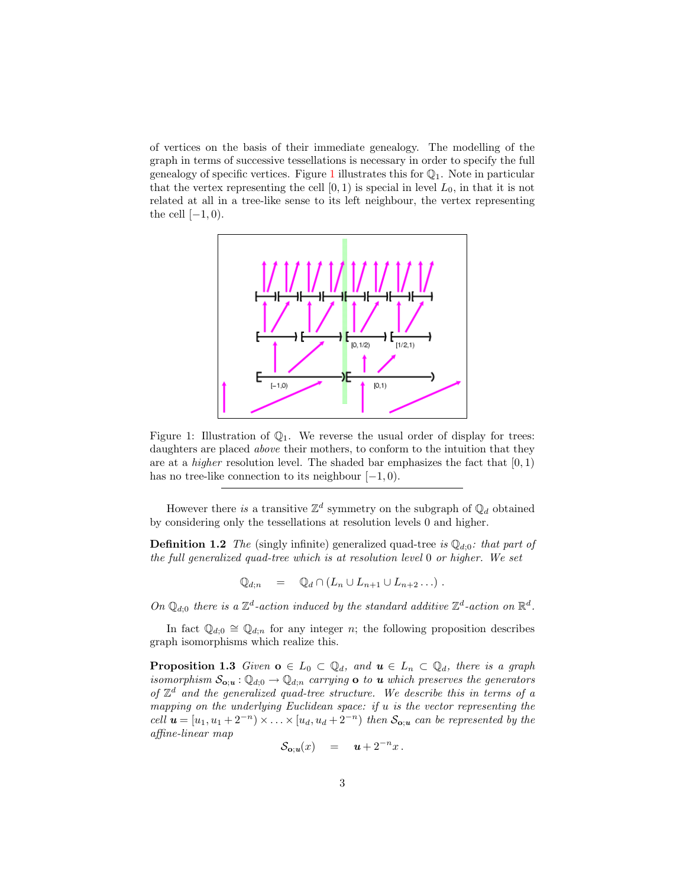of vertices on the basis of their immediate genealogy. The modelling of the graph in terms of successive tessellations is necessary in order to specify the full genealogy of specific vertices. Figure 1 illustrates this for $\mathbb{Q}_1$. Note in particular that the vertex representing the cell $[0, 1)$ is special in level $L_0$, in that it is not related at all in a tree-like sense to its left neighbour, the vertex representing the cell $[-1, 0)$.

Figure 1: Illustration of $\mathbb{Q}_1$. We reverse the usual order of display for trees: daughters are placed *above* their mothers, to conform to the intuition that they are at a *higher* resolution level. The shaded bar emphasizes the fact that $[0, 1)$ has no tree-like connection to its neighbour $[-1, 0)$.

However there *is* a transitive $\mathbb{Z}^d$ symmetry on the subgraph of $\mathbb{Q}_d$ obtained by considering only the tessellations at resolution levels 0 and higher.

**Definition 1.2** *The* (singly infinite) generalized quad-tree *is $\mathbb{Q}_{d;0}$: that part of the full generalized quad-tree which is at resolution level 0 or higher. We set*

$$\mathbb{Q}_{d;n} \quad = \quad \mathbb{Q}_d \cap (L_n \cup L_{n+1} \cup L_{n+2} \ldots) \, .$$

*On $\mathbb{Q}_{d;0}$ there is a $\mathbb{Z}^d$-action induced by the standard additive $\mathbb{Z}^d$-action on $\mathbb{R}^d$.*

In fact $\mathbb{Q}_{d;0} \cong \mathbb{Q}_{d;n}$ for any integer $n$; the following proposition describes graph isomorphisms which realize this.

**Proposition 1.3** *Given $\mathbf{o} \in L_0 \subset \mathbb{Q}_d$, and $\boldsymbol{u} \in L_n \subset \mathbb{Q}_d$, there is a graph isomorphism $\mathcal{S}_{\mathbf{o};\boldsymbol{u}} : \mathbb{Q}_{d;0} \to \mathbb{Q}_{d;n}$ carrying $\mathbf{o}$ to $\boldsymbol{u}$ which preserves the generators of $\mathbb{Z}^d$ and the generalized quad-tree structure. We describe this in terms of a mapping on the underlying Euclidean space: if $u$ is the vector representing the cell $\boldsymbol{u} = [u_1, u_1 + 2^{-n}) \times \ldots \times [u_d, u_d + 2^{-n})$ then $\mathcal{S}_{\mathbf{o};\boldsymbol{u}}$ can be represented by the affine-linear map*

$$\mathcal{S}_{\mathbf{o};\boldsymbol{u}}(x) \quad = \quad \boldsymbol{u} + 2^{-n} x \, .$$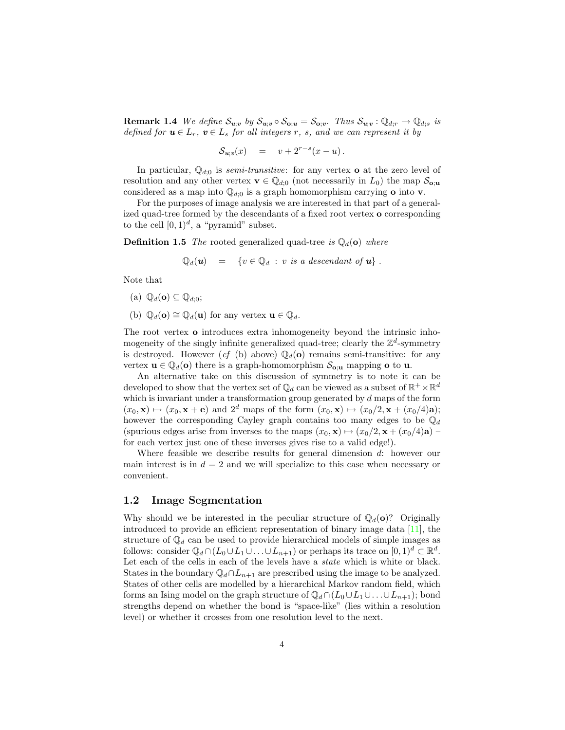**Remark 1.4** *We define $\mathcal{S}_{\boldsymbol{u};\boldsymbol{v}}$ by $\mathcal{S}_{\boldsymbol{u};\boldsymbol{v}} \circ \mathcal{S}_{\mathbf{o};\boldsymbol{u}} = \mathcal{S}_{\mathbf{o};\boldsymbol{v}}$. Thus $\mathcal{S}_{\boldsymbol{u};\boldsymbol{v}} : \mathbb{Q}_{d;r} \to \mathbb{Q}_{d;s}$ is defined for $\boldsymbol{u} \in L_r$, $\boldsymbol{v} \in L_s$ for all integers $r$, $s$, and we can represent it by*

$$\mathcal{S}_{\boldsymbol{u};\boldsymbol{v}}(x) \quad = \quad v + 2^{r-s}(x - u)\,.$$

In particular, $\mathbb{Q}_{d;0}$ is *semi-transitive*: for any vertex $\mathbf{o}$ at the zero level of resolution and any other vertex $\mathbf{v} \in \mathbb{Q}_{d;0}$ (not necessarily in $L_0$) the map $\mathcal{S}_{\mathbf{o};\mathbf{u}}$ considered as a map into $\mathbb{Q}_{d;0}$ is a graph homomorphism carrying $\mathbf{o}$ into $\mathbf{v}$.

For the purposes of image analysis we are interested in that part of a generalized quad-tree formed by the descendants of a fixed root vertex $\mathbf{o}$ corresponding to the cell $[0,1)^d$, a "pyramid" subset.

**Definition 1.5** *The* rooted generalized quad-tree *is $\mathbb{Q}_d(\mathbf{o})$ where*

$$\mathbb{Q}_d(\boldsymbol{u}) \quad = \quad \{v \in \mathbb{Q}_d \;:\; v \text{ is a descendant of } \boldsymbol{u}\}\,.$$

Note that

(a) $\mathbb{Q}_d(\mathbf{o}) \subseteq \mathbb{Q}_{d;0}$;

(b) $\mathbb{Q}_d(\mathbf{o}) \cong \mathbb{Q}_d(\mathbf{u})$ for any vertex $\mathbf{u} \in \mathbb{Q}_d$.

The root vertex $\mathbf{o}$ introduces extra inhomogeneity beyond the intrinsic inhomogeneity of the singly infinite generalized quad-tree; clearly the $\mathbb{Z}^d$-symmetry is destroyed. However (*cf* (b) above) $\mathbb{Q}_d(\mathbf{o})$ remains semi-transitive: for any vertex $\mathbf{u} \in \mathbb{Q}_d(\mathbf{o})$ there is a graph-homomorphism $\mathcal{S}_{\mathbf{o};\mathbf{u}}$ mapping $\mathbf{o}$ to $\mathbf{u}$.

An alternative take on this discussion of symmetry is to note it can be developed to show that the vertex set of $\mathbb{Q}_d$ can be viewed as a subset of $\mathbb{R}^+ \times \mathbb{R}^d$ which is invariant under a transformation group generated by $d$ maps of the form $(x_0, \mathbf{x}) \mapsto (x_0, \mathbf{x} + \mathbf{e})$ and $2^d$ maps of the form $(x_0, \mathbf{x}) \mapsto (x_0/2, \mathbf{x} + (x_0/4)\mathbf{a})$; however the corresponding Cayley graph contains too many edges to be $\mathbb{Q}_d$ (spurious edges arise from inverses to the maps $(x_0, \mathbf{x}) \mapsto (x_0/2, \mathbf{x} + (x_0/4)\mathbf{a})$ – for each vertex just one of these inverses gives rise to a valid edge!).

Where feasible we describe results for general dimension $d$: however our main interest is in $d = 2$ and we will specialize to this case when necessary or convenient.

## 1.2 Image Segmentation

Why should we be interested in the peculiar structure of $\mathbb{Q}_d(\mathbf{o})$? Originally introduced to provide an efficient representation of binary image data [11], the structure of $\mathbb{Q}_d$ can be used to provide hierarchical models of simple images as follows: consider $\mathbb{Q}_d \cap (L_0 \cup L_1 \cup \ldots \cup L_{n+1})$ or perhaps its trace on $[0,1)^d \subset \mathbb{R}^d$. Let each of the cells in each of the levels have a *state* which is white or black. States in the boundary $\mathbb{Q}_d \cap L_{n+1}$ are prescribed using the image to be analyzed. States of other cells are modelled by a hierarchical Markov random field, which forms an Ising model on the graph structure of $\mathbb{Q}_d \cap (L_0 \cup L_1 \cup \ldots \cup L_{n+1})$; bond strengths depend on whether the bond is "space-like" (lies within a resolution level) or whether it crosses from one resolution level to the next.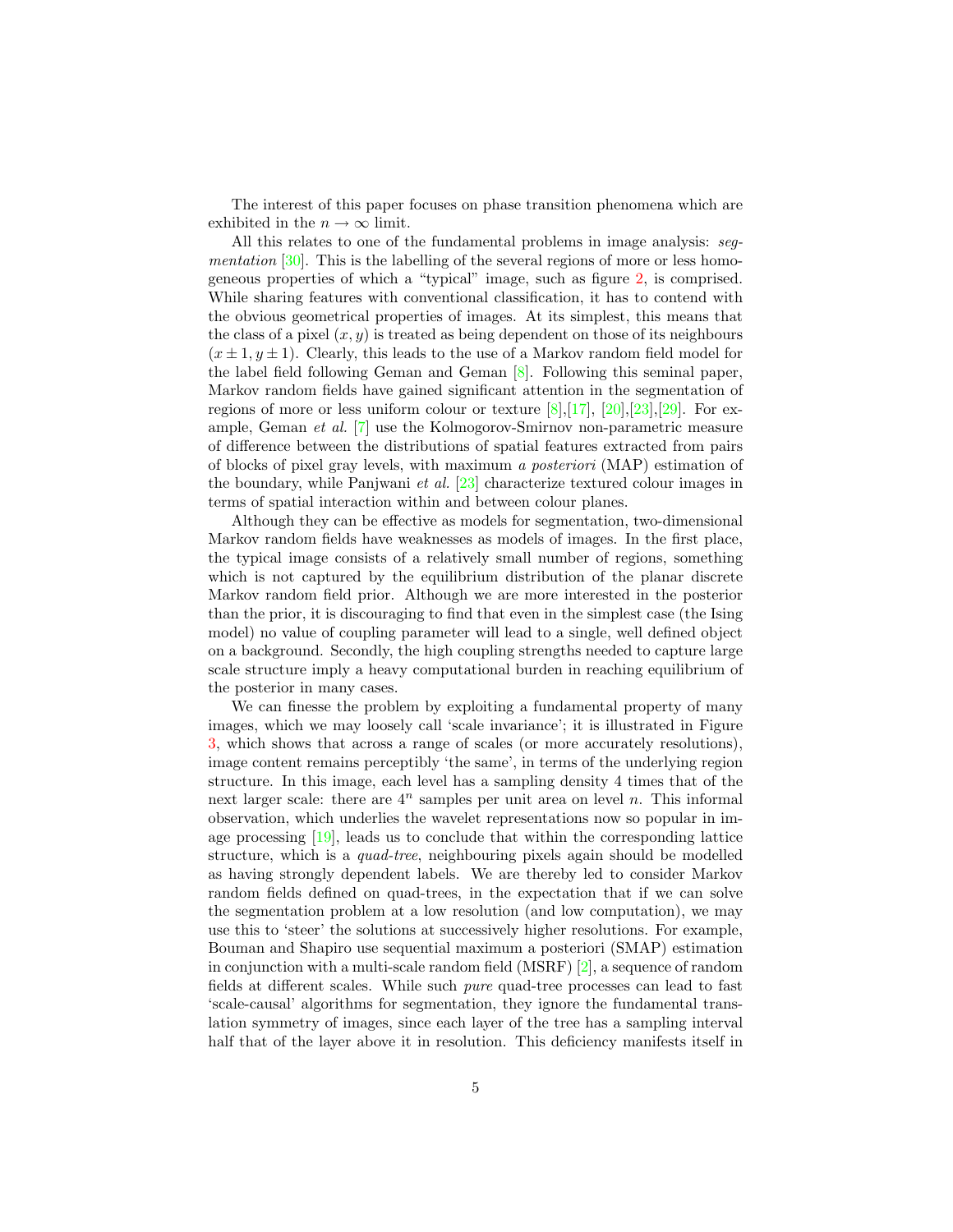The interest of this paper focuses on phase transition phenomena which are exhibited in the $n \to \infty$ limit.

All this relates to one of the fundamental problems in image analysis: *segmentation* [30]. This is the labelling of the several regions of more or less homogeneous properties of which a "typical" image, such as figure 2, is comprised. While sharing features with conventional classification, it has to contend with the obvious geometrical properties of images. At its simplest, this means that the class of a pixel $(x, y)$ is treated as being dependent on those of its neighbours $(x \pm 1, y \pm 1)$. Clearly, this leads to the use of a Markov random field model for the label field following Geman and Geman [8]. Following this seminal paper, Markov random fields have gained significant attention in the segmentation of regions of more or less uniform colour or texture [8],[17], [20],[23],[29]. For example, Geman *et al.* [7] use the Kolmogorov-Smirnov non-parametric measure of difference between the distributions of spatial features extracted from pairs of blocks of pixel gray levels, with maximum *a posteriori* (MAP) estimation of the boundary, while Panjwani *et al.* [23] characterize textured colour images in terms of spatial interaction within and between colour planes.

Although they can be effective as models for segmentation, two-dimensional Markov random fields have weaknesses as models of images. In the first place, the typical image consists of a relatively small number of regions, something which is not captured by the equilibrium distribution of the planar discrete Markov random field prior. Although we are more interested in the posterior than the prior, it is discouraging to find that even in the simplest case (the Ising model) no value of coupling parameter will lead to a single, well defined object on a background. Secondly, the high coupling strengths needed to capture large scale structure imply a heavy computational burden in reaching equilibrium of the posterior in many cases.

We can finesse the problem by exploiting a fundamental property of many images, which we may loosely call 'scale invariance'; it is illustrated in Figure 3, which shows that across a range of scales (or more accurately resolutions), image content remains perceptibly 'the same', in terms of the underlying region structure. In this image, each level has a sampling density 4 times that of the next larger scale: there are $4^n$ samples per unit area on level $n$. This informal observation, which underlies the wavelet representations now so popular in image processing [19], leads us to conclude that within the corresponding lattice structure, which is a *quad-tree*, neighbouring pixels again should be modelled as having strongly dependent labels. We are thereby led to consider Markov random fields defined on quad-trees, in the expectation that if we can solve the segmentation problem at a low resolution (and low computation), we may use this to 'steer' the solutions at successively higher resolutions. For example, Bouman and Shapiro use sequential maximum a posteriori (SMAP) estimation in conjunction with a multi-scale random field (MSRF) [2], a sequence of random fields at different scales. While such *pure* quad-tree processes can lead to fast 'scale-causal' algorithms for segmentation, they ignore the fundamental translation symmetry of images, since each layer of the tree has a sampling interval half that of the layer above it in resolution. This deficiency manifests itself in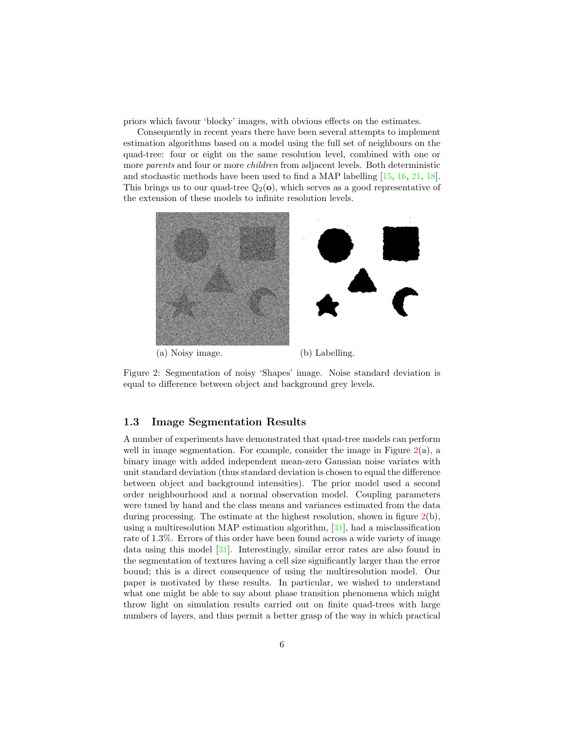priors which favour 'blocky' images, with obvious effects on the estimates.

Consequently in recent years there have been several attempts to implement estimation algorithms based on a model using the full set of neighbours on the quad-tree: four or eight on the same resolution level, combined with one or more *parents* and four or more *children* from adjacent levels. Both deterministic and stochastic methods have been used to find a MAP labelling [15, 16, 21, 18]. This brings us to our quad-tree $\mathbb{Q}_2(\mathbf{o})$, which serves as a good representative of the extension of these models to infinite resolution levels.

(a) Noisy image. (b) Labelling.

Figure 2: Segmentation of noisy 'Shapes' image. Noise standard deviation is equal to difference between object and background grey levels.

### 1.3 Image Segmentation Results

A number of experiments have demonstrated that quad-tree models can perform well in image segmentation. For example, consider the image in Figure 2(a), a binary image with added independent mean-zero Gaussian noise variates with unit standard deviation (thus standard deviation is chosen to equal the difference between object and background intensities). The prior model used a second order neighbourhood and a normal observation model. Coupling parameters were tuned by hand and the class means and variances estimated from the data during processing. The estimate at the highest resolution, shown in figure 2(b), using a multiresolution MAP estimation algorithm, [31], had a misclassification rate of 1.3%. Errors of this order have been found across a wide variety of image data using this model [31]. Interestingly, similar error rates are also found in the segmentation of textures having a cell size significantly larger than the error bound; this is a direct consequence of using the multiresolution model. Our paper is motivated by these results. In particular, we wished to understand what one might be able to say about phase transition phenomena which might throw light on simulation results carried out on finite quad-trees with large numbers of layers, and thus permit a better grasp of the way in which practical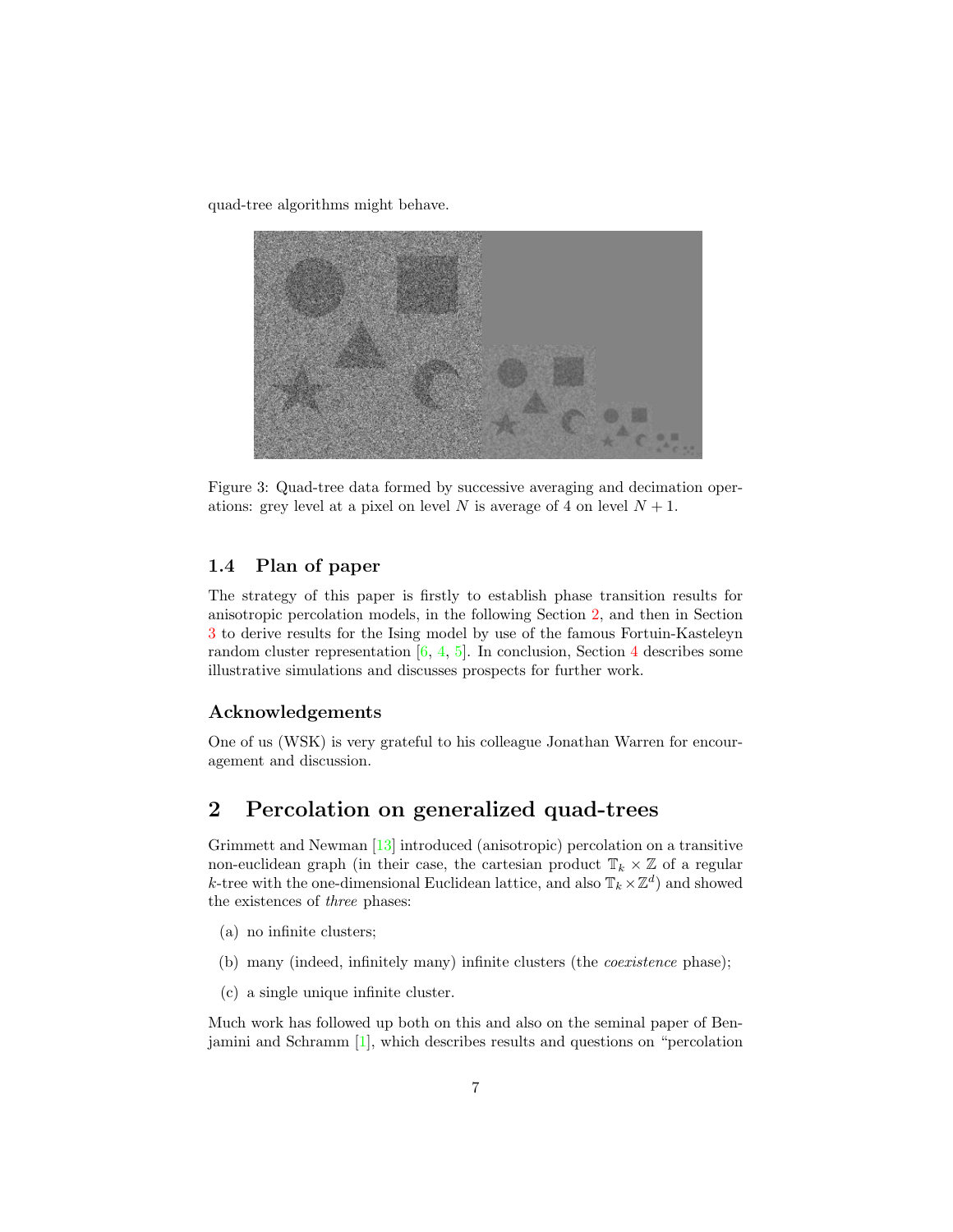quad-tree algorithms might behave.

Figure 3: Quad-tree data formed by successive averaging and decimation operations: grey level at a pixel on level $N$ is average of 4 on level $N + 1$.

### 1.4 Plan of paper

The strategy of this paper is firstly to establish phase transition results for anisotropic percolation models, in the following Section 2, and then in Section 3 to derive results for the Ising model by use of the famous Fortuin-Kasteleyn random cluster representation [6, 4, 5]. In conclusion, Section 4 describes some illustrative simulations and discusses prospects for further work.

### Acknowledgements

One of us (WSK) is very grateful to his colleague Jonathan Warren for encouragement and discussion.

## 2 Percolation on generalized quad-trees

Grimmett and Newman [13] introduced (anisotropic) percolation on a transitive non-euclidean graph (in their case, the cartesian product $\mathbb{T}_k \times \mathbb{Z}$ of a regular $k$-tree with the one-dimensional Euclidean lattice, and also $\mathbb{T}_k \times \mathbb{Z}^d$) and showed the existences of *three* phases:

(a) no infinite clusters;

(b) many (indeed, infinitely many) infinite clusters (the *coexistence* phase);

(c) a single unique infinite cluster.

Much work has followed up both on this and also on the seminal paper of Benjamini and Schramm [1], which describes results and questions on "percolation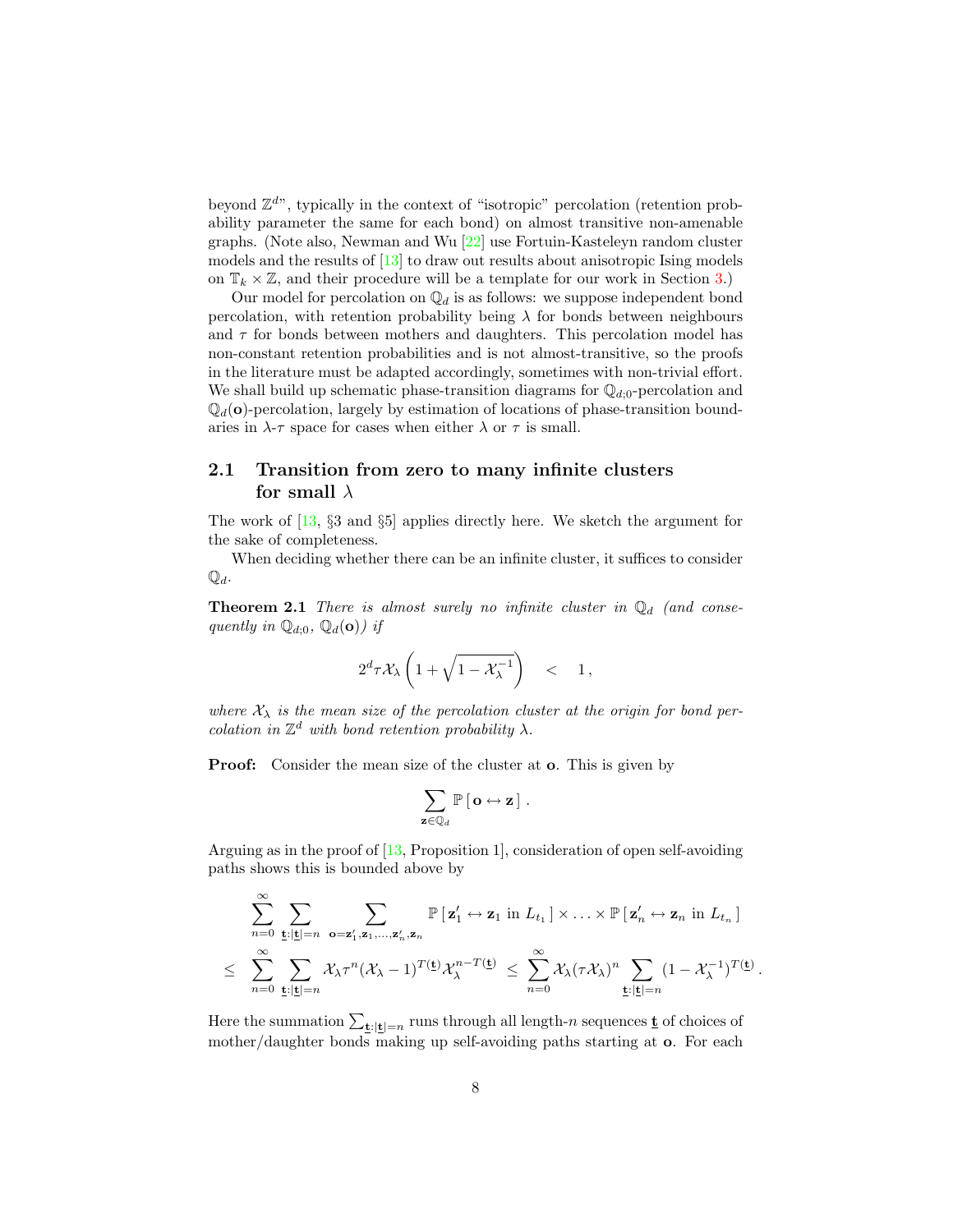beyond $\mathbb{Z}^d$", typically in the context of "isotropic" percolation (retention probability parameter the same for each bond) on almost transitive non-amenable graphs. (Note also, Newman and Wu [22] use Fortuin-Kasteleyn random cluster models and the results of [13] to draw out results about anisotropic Ising models on $\mathbb{T}_k \times \mathbb{Z}$, and their procedure will be a template for our work in Section 3.)

Our model for percolation on $\mathbb{Q}_d$ is as follows: we suppose independent bond percolation, with retention probability being $\lambda$ for bonds between neighbours and $\tau$ for bonds between mothers and daughters. This percolation model has non-constant retention probabilities and is not almost-transitive, so the proofs in the literature must be adapted accordingly, sometimes with non-trivial effort. We shall build up schematic phase-transition diagrams for $\mathbb{Q}_{d;0}$-percolation and $\mathbb{Q}_d(\mathbf{o})$-percolation, largely by estimation of locations of phase-transition boundaries in $\lambda$-$\tau$ space for cases when either $\lambda$ or $\tau$ is small.

## 2.1 Transition from zero to many infinite clusters for small $\lambda$

The work of [13, §3 and §5] applies directly here. We sketch the argument for the sake of completeness.

When deciding whether there can be an infinite cluster, it suffices to consider $\mathbb{Q}_d$.

**Theorem 2.1** *There is almost surely no infinite cluster in $\mathbb{Q}_d$ (and consequently in $\mathbb{Q}_{d;0}$, $\mathbb{Q}_d(\mathbf{o})$) if*

$$2^d \tau \mathcal{X}_\lambda \left(1 + \sqrt{1 - \mathcal{X}_\lambda^{-1}}\right) \quad < \quad 1 \,,$$

*where $\mathcal{X}_\lambda$ is the mean size of the percolation cluster at the origin for bond percolation in $\mathbb{Z}^d$ with bond retention probability $\lambda$.*

**Proof:** Consider the mean size of the cluster at $\mathbf{o}$. This is given by

$$\sum_{\mathbf{z} \in \mathbb{Q}_d} \mathbb{P}\left[\, \mathbf{o} \leftrightarrow \mathbf{z} \,\right] .$$

Arguing as in the proof of [13, Proposition 1], consideration of open self-avoiding paths shows this is bounded above by

$$\begin{aligned}
&\sum_{n=0}^{\infty} \sum_{\underline{\mathbf{t}}:|\underline{\mathbf{t}}|=n} \sum_{\mathbf{o}=\mathbf{z}'_1,\mathbf{z}_1,\ldots,\mathbf{z}'_n,\mathbf{z}_n} \mathbb{P}\left[\, \mathbf{z}'_1 \leftrightarrow \mathbf{z}_1 \text{ in } L_{t_1} \,\right] \times \ldots \times \mathbb{P}\left[\, \mathbf{z}'_n \leftrightarrow \mathbf{z}_n \text{ in } L_{t_n} \,\right] \\
\leq\; & \sum_{n=0}^{\infty} \sum_{\underline{\mathbf{t}}:|\underline{\mathbf{t}}|=n} \mathcal{X}_\lambda \tau^n (\mathcal{X}_\lambda - 1)^{T(\underline{\mathbf{t}})} \mathcal{X}_\lambda^{n-T(\underline{\mathbf{t}})} \;\leq\; \sum_{n=0}^{\infty} \mathcal{X}_\lambda (\tau \mathcal{X}_\lambda)^n \sum_{\underline{\mathbf{t}}:|\underline{\mathbf{t}}|=n} (1 - \mathcal{X}_\lambda^{-1})^{T(\underline{\mathbf{t}})} .
\end{aligned}$$

Here the summation $\sum_{\underline{\mathbf{t}}:|\underline{\mathbf{t}}|=n}$ runs through all length-$n$ sequences $\underline{\mathbf{t}}$ of choices of mother/daughter bonds making up self-avoiding paths starting at $\mathbf{o}$. For each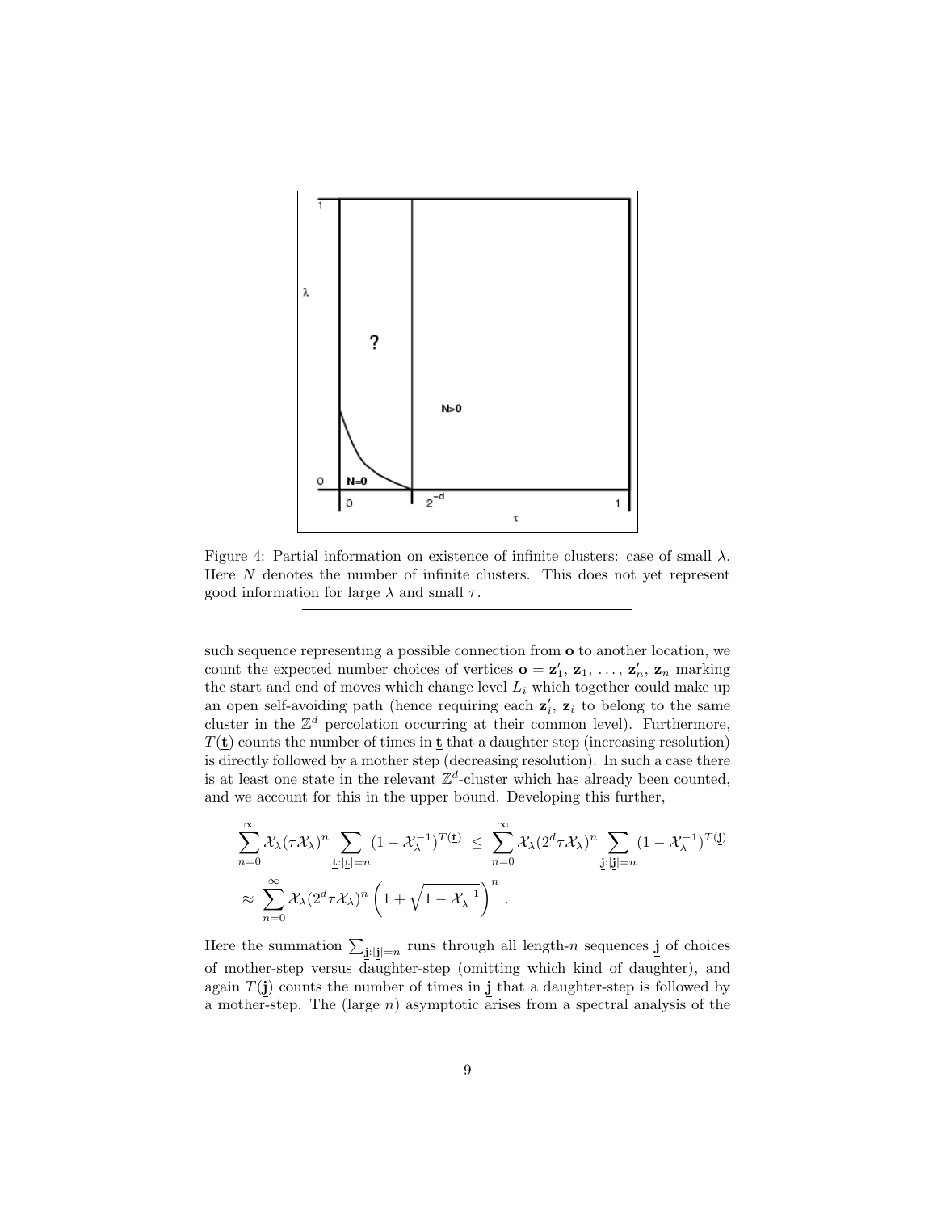Figure 4: Partial information on existence of infinite clusters: case of small $\lambda$. Here $N$ denotes the number of infinite clusters. This does not yet represent good information for large $\lambda$ and small $\tau$.

such sequence representing a possible connection from $\mathbf{o}$ to another location, we count the expected number choices of vertices $\mathbf{o} = \mathbf{z}'_1$, $\mathbf{z}_1$, ..., $\mathbf{z}'_n$, $\mathbf{z}_n$ marking the start and end of moves which change level $L_i$ which together could make up an open self-avoiding path (hence requiring each $\mathbf{z}'_i$, $\mathbf{z}_i$ to belong to the same cluster in the $\mathbb{Z}^d$ percolation occurring at their common level). Furthermore, $T(\underline{\mathbf{t}})$ counts the number of times in $\underline{\mathbf{t}}$ that a daughter step (increasing resolution) is directly followed by a mother step (decreasing resolution). In such a case there is at least one state in the relevant $\mathbb{Z}^d$-cluster which has already been counted, and we account for this in the upper bound. Developing this further,

$$\sum_{n=0}^{\infty} \mathcal{X}_\lambda (\tau \mathcal{X}_\lambda)^n \sum_{\underline{\mathbf{t}}:|\underline{\mathbf{t}}|=n} (1 - \mathcal{X}_\lambda^{-1})^{T(\underline{\mathbf{t}})} \;\leq\; \sum_{n=0}^{\infty} \mathcal{X}_\lambda (2^d \tau \mathcal{X}_\lambda)^n \sum_{\underline{\mathbf{j}}:|\underline{\mathbf{j}}|=n} (1 - \mathcal{X}_\lambda^{-1})^{T(\underline{\mathbf{j}})}$$

$$\approx \sum_{n=0}^{\infty} \mathcal{X}_\lambda (2^d \tau \mathcal{X}_\lambda)^n \left(1 + \sqrt{1 - \mathcal{X}_\lambda^{-1}}\right)^n .$$

Here the summation $\sum_{\underline{\mathbf{j}}:|\underline{\mathbf{j}}|=n}$ runs through all length-$n$ sequences $\underline{\mathbf{j}}$ of choices of mother-step versus daughter-step (omitting which kind of daughter), and again $T(\underline{\mathbf{j}})$ counts the number of times in $\underline{\mathbf{j}}$ that a daughter-step is followed by a mother-step. The (large $n$) asymptotic arises from a spectral analysis of the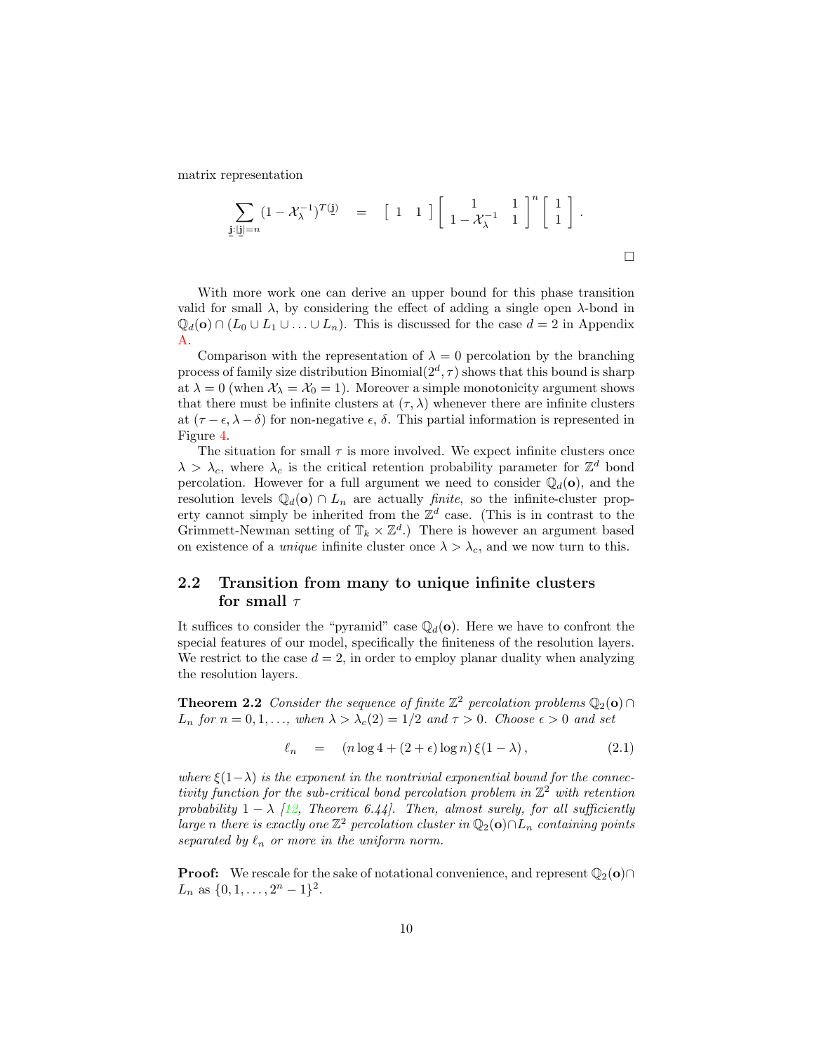matrix representation

$$\sum_{\underline{\mathbf{j}}:|\underline{\mathbf{j}}|=n} (1-\mathcal{X}_\lambda^{-1})^{T(\underline{\mathbf{j}})} \quad = \quad \left[\begin{array}{cc} 1 & 1 \end{array}\right] \left[\begin{array}{cc} 1 & 1 \\ 1-\mathcal{X}_\lambda^{-1} & 1 \end{array}\right]^n \left[\begin{array}{c} 1 \\ 1 \end{array}\right].$$

□

With more work one can derive an upper bound for this phase transition valid for small $\lambda$, by considering the effect of adding a single open $\lambda$-bond in $\mathbb{Q}_d(\mathbf{o}) \cap (L_0 \cup L_1 \cup \ldots \cup L_n)$. This is discussed for the case $d = 2$ in Appendix A.

Comparison with the representation of $\lambda = 0$ percolation by the branching process of family size distribution Binomial$(2^d, \tau)$ shows that this bound is sharp at $\lambda = 0$ (when $\mathcal{X}_\lambda = \mathcal{X}_0 = 1$). Moreover a simple monotonicity argument shows that there must be infinite clusters at $(\tau, \lambda)$ whenever there are infinite clusters at $(\tau - \epsilon, \lambda - \delta)$ for non-negative $\epsilon$, $\delta$. This partial information is represented in Figure 4.

The situation for small $\tau$ is more involved. We expect infinite clusters once $\lambda > \lambda_c$, where $\lambda_c$ is the critical retention probability parameter for $\mathbb{Z}^d$ bond percolation. However for a full argument we need to consider $\mathbb{Q}_d(\mathbf{o})$, and the resolution levels $\mathbb{Q}_d(\mathbf{o}) \cap L_n$ are actually *finite*, so the infinite-cluster property cannot simply be inherited from the $\mathbb{Z}^d$ case. (This is in contrast to the Grimmett-Newman setting of $\mathbb{T}_k \times \mathbb{Z}^d$.) There is however an argument based on existence of a *unique* infinite cluster once $\lambda > \lambda_c$, and we now turn to this.

## 2.2 Transition from many to unique infinite clusters for small $\tau$

It suffices to consider the "pyramid" case $\mathbb{Q}_d(\mathbf{o})$. Here we have to confront the special features of our model, specifically the finiteness of the resolution layers. We restrict to the case $d = 2$, in order to employ planar duality when analyzing the resolution layers.

**Theorem 2.2** *Consider the sequence of finite $\mathbb{Z}^2$ percolation problems $\mathbb{Q}_2(\mathbf{o}) \cap L_n$ for $n = 0, 1, \ldots$, when $\lambda > \lambda_c(2) = 1/2$ and $\tau > 0$. Choose $\epsilon > 0$ and set*

$$\ell_n \quad = \quad (n \log 4 + (2+\epsilon) \log n)\, \xi(1-\lambda)\,, \tag{2.1}$$

*where $\xi(1-\lambda)$ is the exponent in the nontrivial exponential bound for the connectivity function for the sub-critical bond percolation problem in $\mathbb{Z}^2$ with retention probability $1-\lambda$ [12, Theorem 6.44]. Then, almost surely, for all sufficiently large $n$ there is exactly one $\mathbb{Z}^2$ percolation cluster in $\mathbb{Q}_2(\mathbf{o}) \cap L_n$ containing points separated by $\ell_n$ or more in the uniform norm.*

**Proof:** We rescale for the sake of notational convenience, and represent $\mathbb{Q}_2(\mathbf{o}) \cap L_n$ as $\{0, 1, \ldots, 2^n - 1\}^2$.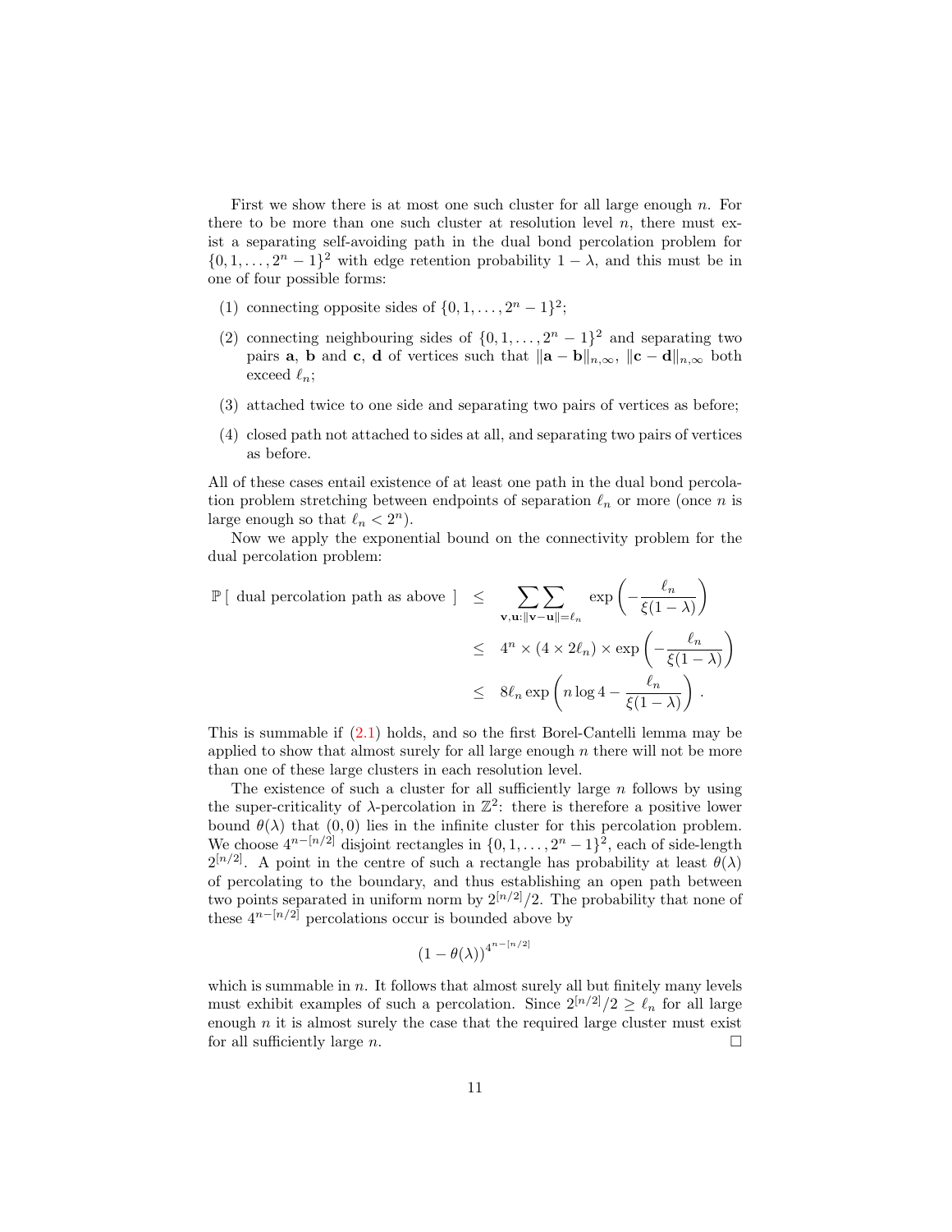First we show there is at most one such cluster for all large enough $n$. For there to be more than one such cluster at resolution level $n$, there must exist a separating self-avoiding path in the dual bond percolation problem for $\{0, 1, \ldots, 2^n - 1\}^2$ with edge retention probability $1 - \lambda$, and this must be in one of four possible forms:

(1) connecting opposite sides of $\{0, 1, \ldots, 2^n - 1\}^2$;

(2) connecting neighbouring sides of $\{0, 1, \ldots, 2^n - 1\}^2$ and separating two pairs $\mathbf{a}$, $\mathbf{b}$ and $\mathbf{c}$, $\mathbf{d}$ of vertices such that $\|\mathbf{a} - \mathbf{b}\|_{n,\infty}$, $\|\mathbf{c} - \mathbf{d}\|_{n,\infty}$ both exceed $\ell_n$;

(3) attached twice to one side and separating two pairs of vertices as before;

(4) closed path not attached to sides at all, and separating two pairs of vertices as before.

All of these cases entail existence of at least one path in the dual bond percolation problem stretching between endpoints of separation $\ell_n$ or more (once $n$ is large enough so that $\ell_n < 2^n$).

Now we apply the exponential bound on the connectivity problem for the dual percolation problem:

$$
\begin{aligned}
\mathbb{P}\,[\text{ dual percolation path as above }] \quad &\leq \quad \sum_{\mathbf{v},\mathbf{u}:\|\mathbf{v}-\mathbf{u}\|=\ell_n} \exp\left(-\frac{\ell_n}{\xi(1-\lambda)}\right) \\
&\leq \quad 4^n \times (4 \times 2\ell_n) \times \exp\left(-\frac{\ell_n}{\xi(1-\lambda)}\right) \\
&\leq \quad 8\ell_n \exp\left(n \log 4 - \frac{\ell_n}{\xi(1-\lambda)}\right) .
\end{aligned}
$$

This is summable if (2.1) holds, and so the first Borel-Cantelli lemma may be applied to show that almost surely for all large enough $n$ there will not be more than one of these large clusters in each resolution level.

The existence of such a cluster for all sufficiently large $n$ follows by using the super-criticality of $\lambda$-percolation in $\mathbb{Z}^2$: there is therefore a positive lower bound $\theta(\lambda)$ that $(0, 0)$ lies in the infinite cluster for this percolation problem. We choose $4^{n-[n/2]}$ disjoint rectangles in $\{0, 1, \ldots, 2^n - 1\}^2$, each of side-length $2^{[n/2]}$. A point in the centre of such a rectangle has probability at least $\theta(\lambda)$ of percolating to the boundary, and thus establishing an open path between two points separated in uniform norm by $2^{[n/2]}/2$. The probability that none of these $4^{n-[n/2]}$ percolations occur is bounded above by

$$
(1 - \theta(\lambda))^{4^{n-[n/2]}}
$$

which is summable in $n$. It follows that almost surely all but finitely many levels must exhibit examples of such a percolation. Since $2^{[n/2]}/2 \geq \ell_n$ for all large enough $n$ it is almost surely the case that the required large cluster must exist for all sufficiently large $n$. $\square$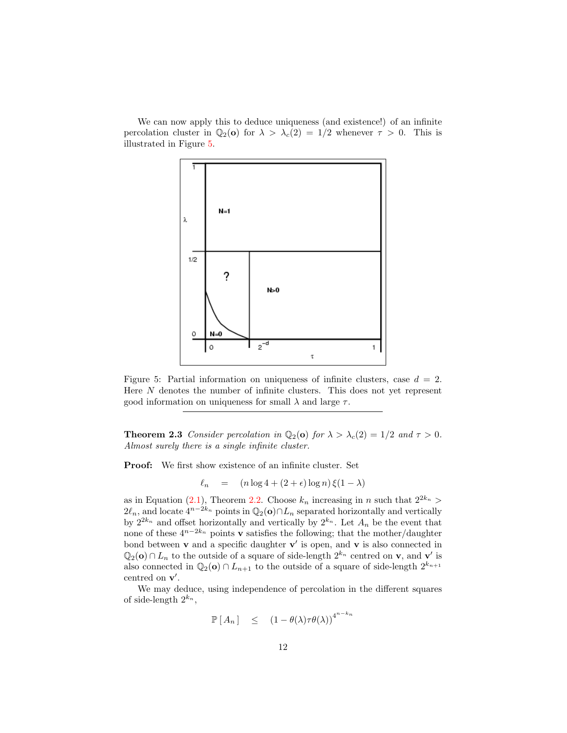We can now apply this to deduce uniqueness (and existence!) of an infinite percolation cluster in $\mathbb{Q}_2(\mathbf{o})$ for $\lambda > \lambda_c(2) = 1/2$ whenever $\tau > 0$. This is illustrated in Figure 5.

Figure 5: Partial information on uniqueness of infinite clusters, case $d = 2$. Here $N$ denotes the number of infinite clusters. This does not yet represent good information on uniqueness for small $\lambda$ and large $\tau$.

**Theorem 2.3** *Consider percolation in $\mathbb{Q}_2(\mathbf{o})$ for $\lambda > \lambda_c(2) = 1/2$ and $\tau > 0$. Almost surely there is a single infinite cluster.*

**Proof:** We first show existence of an infinite cluster. Set

$$\ell_n \quad = \quad (n \log 4 + (2 + \epsilon) \log n)\, \xi(1 - \lambda)$$

as in Equation (2.1), Theorem 2.2. Choose $k_n$ increasing in $n$ such that $2^{2k_n} > 2\ell_n$, and locate $4^{n-2k_n}$ points in $\mathbb{Q}_2(\mathbf{o}) \cap L_n$ separated horizontally and vertically by $2^{2k_n}$ and offset horizontally and vertically by $2^{k_n}$. Let $A_n$ be the event that none of these $4^{n-2k_n}$ points $\mathbf{v}$ satisfies the following; that the mother/daughter bond between $\mathbf{v}$ and a specific daughter $\mathbf{v}'$ is open, and $\mathbf{v}$ is also connected in $\mathbb{Q}_2(\mathbf{o}) \cap L_n$ to the outside of a square of side-length $2^{k_n}$ centred on $\mathbf{v}$, and $\mathbf{v}'$ is also connected in $\mathbb{Q}_2(\mathbf{o}) \cap L_{n+1}$ to the outside of a square of side-length $2^{k_{n+1}}$ centred on $\mathbf{v}'$.

We may deduce, using independence of percolation in the different squares of side-length $2^{k_n}$,

$$\mathbb{P}\left[\, A_n \,\right] \quad \leq \quad (1 - \theta(\lambda)\tau\theta(\lambda))^{4^{n-k_n}}$$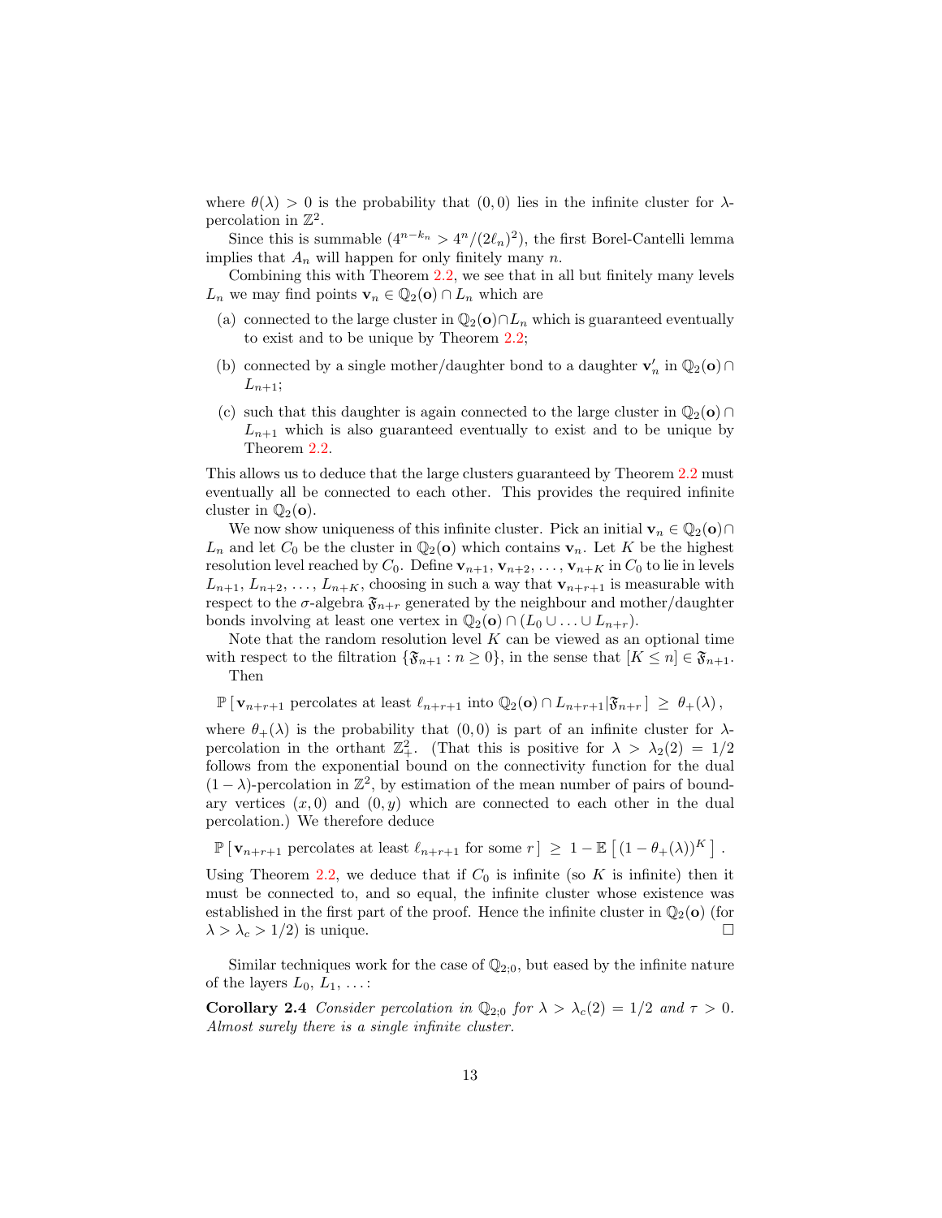where $\theta(\lambda) > 0$ is the probability that $(0, 0)$ lies in the infinite cluster for $\lambda$-percolation in $\mathbb{Z}^2$.

Since this is summable ($4^{n-k_n} > 4^n/(2\ell_n)^2$), the first Borel-Cantelli lemma implies that $A_n$ will happen for only finitely many $n$.

Combining this with Theorem 2.2, we see that in all but finitely many levels $L_n$ we may find points $\mathbf{v}_n \in \mathbb{Q}_2(\mathbf{o}) \cap L_n$ which are

(a) connected to the large cluster in $\mathbb{Q}_2(\mathbf{o}) \cap L_n$ which is guaranteed eventually to exist and to be unique by Theorem 2.2;

(b) connected by a single mother/daughter bond to a daughter $\mathbf{v}'_n$ in $\mathbb{Q}_2(\mathbf{o}) \cap L_{n+1}$;

(c) such that this daughter is again connected to the large cluster in $\mathbb{Q}_2(\mathbf{o}) \cap L_{n+1}$ which is also guaranteed eventually to exist and to be unique by Theorem 2.2.

This allows us to deduce that the large clusters guaranteed by Theorem 2.2 must eventually all be connected to each other. This provides the required infinite cluster in $\mathbb{Q}_2(\mathbf{o})$.

We now show uniqueness of this infinite cluster. Pick an initial $\mathbf{v}_n \in \mathbb{Q}_2(\mathbf{o}) \cap L_n$ and let $C_0$ be the cluster in $\mathbb{Q}_2(\mathbf{o})$ which contains $\mathbf{v}_n$. Let $K$ be the highest resolution level reached by $C_0$. Define $\mathbf{v}_{n+1}, \mathbf{v}_{n+2}, \ldots, \mathbf{v}_{n+K}$ in $C_0$ to lie in levels $L_{n+1}, L_{n+2}, \ldots, L_{n+K}$, choosing in such a way that $\mathbf{v}_{n+r+1}$ is measurable with respect to the $\sigma$-algebra $\mathfrak{F}_{n+r}$ generated by the neighbour and mother/daughter bonds involving at least one vertex in $\mathbb{Q}_2(\mathbf{o}) \cap (L_0 \cup \ldots \cup L_{n+r})$.

Note that the random resolution level $K$ can be viewed as an optional time with respect to the filtration $\{\mathfrak{F}_{n+1} : n \geq 0\}$, in the sense that $[K \leq n] \in \mathfrak{F}_{n+1}$.

Then

$$\mathbb{P}\left[\, \mathbf{v}_{n+r+1} \text{ percolates at least } \ell_{n+r+1} \text{ into } \mathbb{Q}_2(\mathbf{o}) \cap L_{n+r+1} | \mathfrak{F}_{n+r}\,\right] \;\geq\; \theta_+(\lambda)\,,$$

where $\theta_+(\lambda)$ is the probability that $(0, 0)$ is part of an infinite cluster for $\lambda$-percolation in the orthant $\mathbb{Z}^2_+$. (That this is positive for $\lambda > \lambda_2(2) = 1/2$ follows from the exponential bound on the connectivity function for the dual $(1 - \lambda)$-percolation in $\mathbb{Z}^2$, by estimation of the mean number of pairs of boundary vertices $(x, 0)$ and $(0, y)$ which are connected to each other in the dual percolation.) We therefore deduce

$$\mathbb{P}\left[\, \mathbf{v}_{n+r+1} \text{ percolates at least } \ell_{n+r+1} \text{ for some } r\,\right] \;\geq\; 1 - \mathbb{E}\left[\,(1 - \theta_+(\lambda))^K\,\right]\,.$$

Using Theorem 2.2, we deduce that if $C_0$ is infinite (so $K$ is infinite) then it must be connected to, and so equal, the infinite cluster whose existence was established in the first part of the proof. Hence the infinite cluster in $\mathbb{Q}_2(\mathbf{o})$ (for $\lambda > \lambda_c > 1/2$) is unique. $\square$

Similar techniques work for the case of $\mathbb{Q}_{2;0}$, but eased by the infinite nature of the layers $L_0, L_1, \ldots$:

**Corollary 2.4** *Consider percolation in $\mathbb{Q}_{2;0}$ for $\lambda > \lambda_c(2) = 1/2$ and $\tau > 0$. Almost surely there is a single infinite cluster.*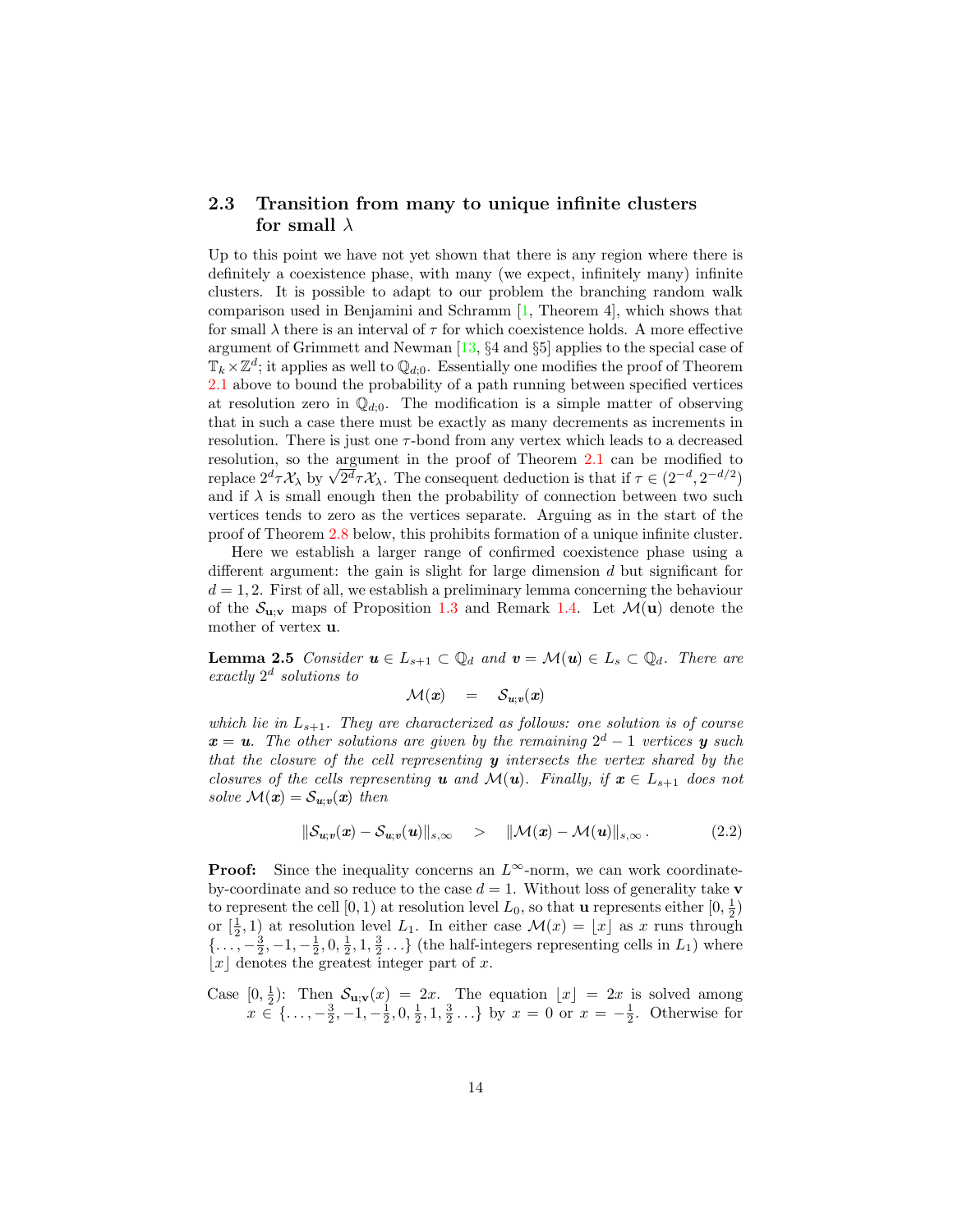### 2.3 Transition from many to unique infinite clusters for small $\lambda$

Up to this point we have not yet shown that there is any region where there is definitely a coexistence phase, with many (we expect, infinitely many) infinite clusters. It is possible to adapt to our problem the branching random walk comparison used in Benjamini and Schramm [1, Theorem 4], which shows that for small $\lambda$ there is an interval of $\tau$ for which coexistence holds. A more effective argument of Grimmett and Newman [13, §4 and §5] applies to the special case of $\mathbb{T}_k \times \mathbb{Z}^d$; it applies as well to $\mathbb{Q}_{d;0}$. Essentially one modifies the proof of Theorem 2.1 above to bound the probability of a path running between specified vertices at resolution zero in $\mathbb{Q}_{d;0}$. The modification is a simple matter of observing that in such a case there must be exactly as many decrements as increments in resolution. There is just one $\tau$-bond from any vertex which leads to a decreased resolution, so the argument in the proof of Theorem 2.1 can be modified to replace $2^d\tau\mathcal{X}_\lambda$ by $\sqrt{2^d}\tau\mathcal{X}_\lambda$. The consequent deduction is that if $\tau \in (2^{-d}, 2^{-d/2})$ and if $\lambda$ is small enough then the probability of connection between two such vertices tends to zero as the vertices separate. Arguing as in the start of the proof of Theorem 2.8 below, this prohibits formation of a unique infinite cluster.

Here we establish a larger range of confirmed coexistence phase using a different argument: the gain is slight for large dimension $d$ but significant for $d = 1, 2$. First of all, we establish a preliminary lemma concerning the behaviour of the $\mathcal{S}_{\mathbf{u};\mathbf{v}}$ maps of Proposition 1.3 and Remark 1.4. Let $\mathcal{M}(\mathbf{u})$ denote the mother of vertex $\mathbf{u}$.

**Lemma 2.5** *Consider $\boldsymbol{u} \in L_{s+1} \subset \mathbb{Q}_d$ and $\boldsymbol{v} = \mathcal{M}(\boldsymbol{u}) \in L_s \subset \mathbb{Q}_d$. There are exactly $2^d$ solutions to*

$$\mathcal{M}(\boldsymbol{x}) \quad = \quad \mathcal{S}_{\boldsymbol{u};\boldsymbol{v}}(\boldsymbol{x})$$

*which lie in $L_{s+1}$. They are characterized as follows: one solution is of course $\boldsymbol{x} = \boldsymbol{u}$. The other solutions are given by the remaining $2^d - 1$ vertices $\boldsymbol{y}$ such that the closure of the cell representing $\boldsymbol{y}$ intersects the vertex shared by the closures of the cells representing $\boldsymbol{u}$ and $\mathcal{M}(\boldsymbol{u})$. Finally, if $\boldsymbol{x} \in L_{s+1}$ does not solve $\mathcal{M}(\boldsymbol{x}) = \mathcal{S}_{\boldsymbol{u};\boldsymbol{v}}(\boldsymbol{x})$ then*

$$\|\mathcal{S}_{\boldsymbol{u};\boldsymbol{v}}(\boldsymbol{x}) - \mathcal{S}_{\boldsymbol{u};\boldsymbol{v}}(\boldsymbol{u})\|_{s,\infty} \quad > \quad \|\mathcal{M}(\boldsymbol{x}) - \mathcal{M}(\boldsymbol{u})\|_{s,\infty}\,. \tag{2.2}$$

**Proof:** Since the inequality concerns an $L^\infty$-norm, we can work coordinate-by-coordinate and so reduce to the case $d = 1$. Without loss of generality take $\mathbf{v}$ to represent the cell $[0, 1)$ at resolution level $L_0$, so that $\mathbf{u}$ represents either $[0, \frac{1}{2})$ or $[\frac{1}{2}, 1)$ at resolution level $L_1$. In either case $\mathcal{M}(x) = \lfloor x \rfloor$ as $x$ runs through $\{\ldots, -\frac{3}{2}, -1, -\frac{1}{2}, 0, \frac{1}{2}, 1, \frac{3}{2} \ldots\}$ (the half-integers representing cells in $L_1$) where $\lfloor x \rfloor$ denotes the greatest integer part of $x$.

Case $[0, \frac{1}{2})$: Then $\mathcal{S}_{\mathbf{u};\mathbf{v}}(x) = 2x$. The equation $\lfloor x \rfloor = 2x$ is solved among $x \in \{\ldots, -\frac{3}{2}, -1, -\frac{1}{2}, 0, \frac{1}{2}, 1, \frac{3}{2} \ldots\}$ by $x = 0$ or $x = -\frac{1}{2}$. Otherwise for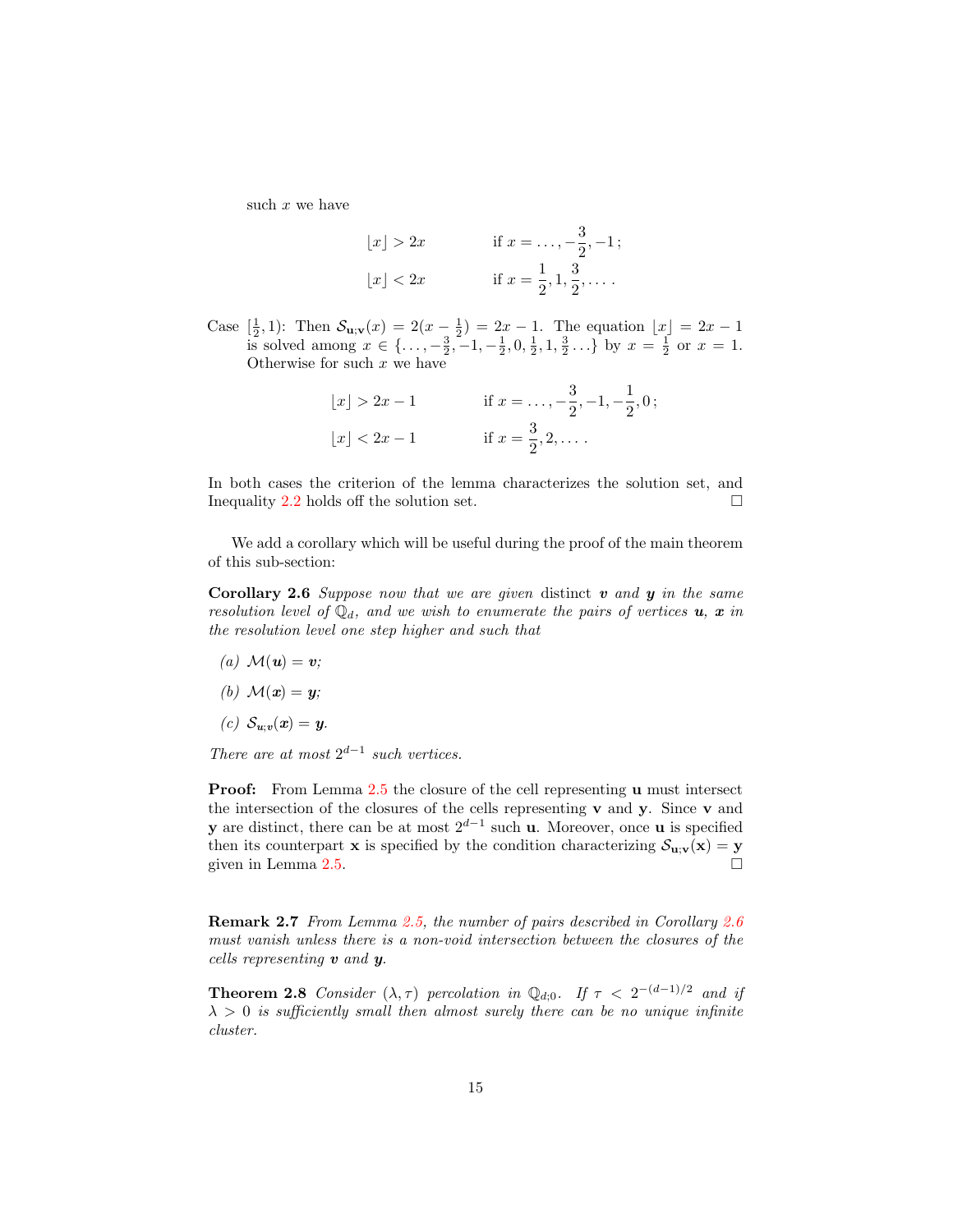such $x$ we have

$$
\begin{aligned}
\lfloor x \rfloor &> 2x && \text{if } x = \ldots, -\frac{3}{2}, -1\,; \\
\lfloor x \rfloor &< 2x && \text{if } x = \frac{1}{2}, 1, \frac{3}{2}, \ldots\,.
\end{aligned}
$$

Case $[\frac{1}{2}, 1)$: Then $\mathcal{S}_{\mathbf{u};\mathbf{v}}(x) = 2(x - \frac{1}{2}) = 2x - 1$. The equation $\lfloor x \rfloor = 2x - 1$ is solved among $x \in \{\ldots, -\frac{3}{2}, -1, -\frac{1}{2}, 0, \frac{1}{2}, 1, \frac{3}{2} \ldots\}$ by $x = \frac{1}{2}$ or $x = 1$. Otherwise for such $x$ we have

$$
\begin{aligned}
\lfloor x \rfloor &> 2x - 1 && \text{if } x = \ldots, -\frac{3}{2}, -1, -\frac{1}{2}, 0\,; \\
\lfloor x \rfloor &< 2x - 1 && \text{if } x = \frac{3}{2}, 2, \ldots\,.
\end{aligned}
$$

In both cases the criterion of the lemma characterizes the solution set, and Inequality 2.2 holds off the solution set. $\square$

We add a corollary which will be useful during the proof of the main theorem of this sub-section:

**Corollary 2.6** *Suppose now that we are given distinct $\boldsymbol{v}$ and $\boldsymbol{y}$ in the same resolution level of $\mathbb{Q}_d$, and we wish to enumerate the pairs of vertices $\boldsymbol{u}$, $\boldsymbol{x}$ in the resolution level one step higher and such that*

*(a) $\mathcal{M}(\boldsymbol{u}) = \boldsymbol{v}$;*

*(b) $\mathcal{M}(\boldsymbol{x}) = \boldsymbol{y}$;*

*(c) $\mathcal{S}_{\boldsymbol{u};\boldsymbol{v}}(\boldsymbol{x}) = \boldsymbol{y}$.*

*There are at most $2^{d-1}$ such vertices.*

**Proof:** From Lemma 2.5 the closure of the cell representing $\mathbf{u}$ must intersect the intersection of the closures of the cells representing $\mathbf{v}$ and $\mathbf{y}$. Since $\mathbf{v}$ and $\mathbf{y}$ are distinct, there can be at most $2^{d-1}$ such $\mathbf{u}$. Moreover, once $\mathbf{u}$ is specified then its counterpart $\mathbf{x}$ is specified by the condition characterizing $\mathcal{S}_{\mathbf{u};\mathbf{v}}(\mathbf{x}) = \mathbf{y}$ given in Lemma 2.5. $\square$

**Remark 2.7** *From Lemma 2.5, the number of pairs described in Corollary 2.6 must vanish unless there is a non-void intersection between the closures of the cells representing $\boldsymbol{v}$ and $\boldsymbol{y}$.*

**Theorem 2.8** *Consider $(\lambda, \tau)$ percolation in $\mathbb{Q}_{d;0}$. If $\tau < 2^{-(d-1)/2}$ and if $\lambda > 0$ is sufficiently small then almost surely there can be no unique infinite cluster.*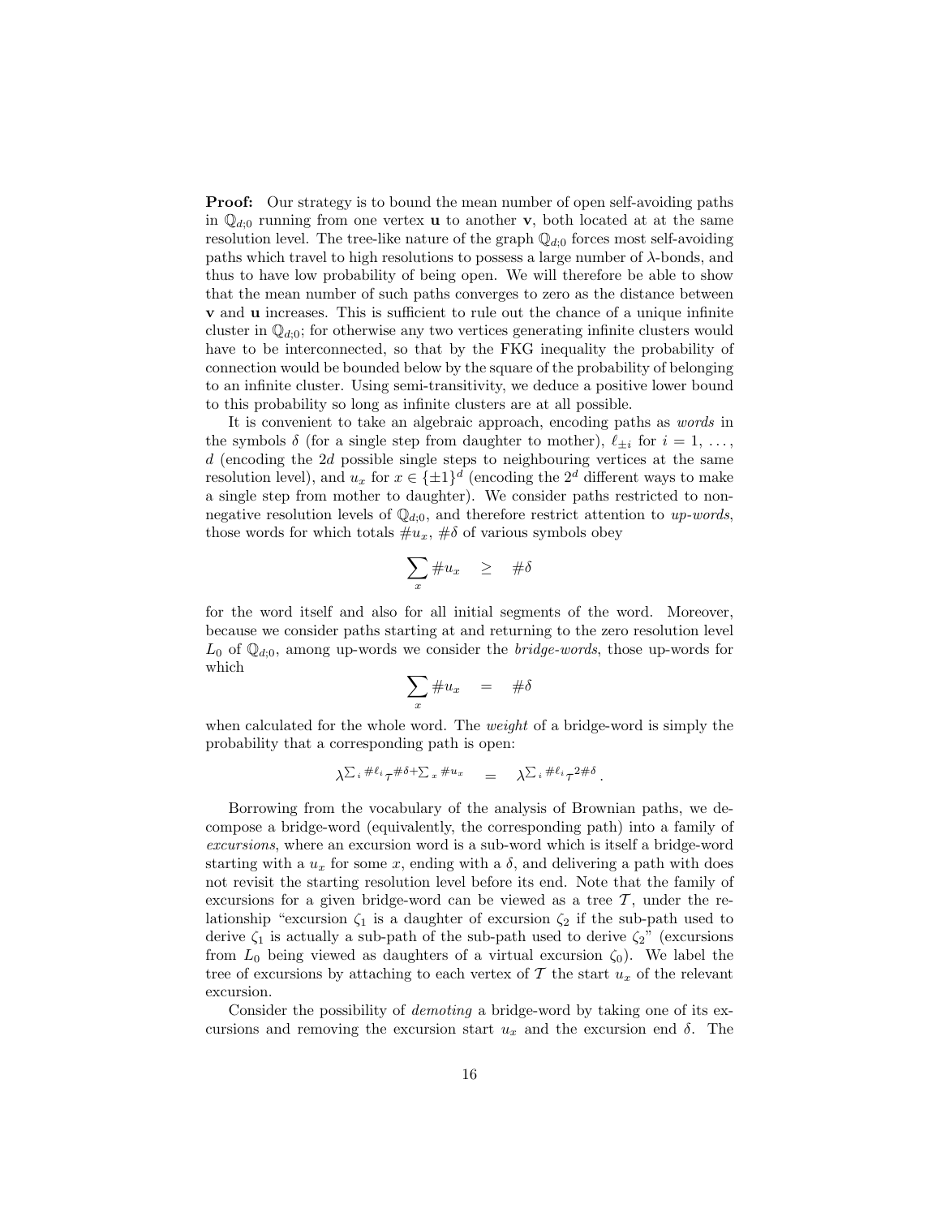**Proof:** Our strategy is to bound the mean number of open self-avoiding paths in $\mathbb{Q}_{d;0}$ running from one vertex $\mathbf{u}$ to another $\mathbf{v}$, both located at at the same resolution level. The tree-like nature of the graph $\mathbb{Q}_{d;0}$ forces most self-avoiding paths which travel to high resolutions to possess a large number of $\lambda$-bonds, and thus to have low probability of being open. We will therefore be able to show that the mean number of such paths converges to zero as the distance between $\mathbf{v}$ and $\mathbf{u}$ increases. This is sufficient to rule out the chance of a unique infinite cluster in $\mathbb{Q}_{d;0}$; for otherwise any two vertices generating infinite clusters would have to be interconnected, so that by the FKG inequality the probability of connection would be bounded below by the square of the probability of belonging to an infinite cluster. Using semi-transitivity, we deduce a positive lower bound to this probability so long as infinite clusters are at all possible.

It is convenient to take an algebraic approach, encoding paths as *words* in the symbols $\delta$ (for a single step from daughter to mother), $\ell_{\pm i}$ for $i = 1, \ldots, d$ (encoding the $2d$ possible single steps to neighbouring vertices at the same resolution level), and $u_x$ for $x \in \{\pm 1\}^d$ (encoding the $2^d$ different ways to make a single step from mother to daughter). We consider paths restricted to non-negative resolution levels of $\mathbb{Q}_{d;0}$, and therefore restrict attention to *up-words*, those words for which totals $\#u_x$, $\#\delta$ of various symbols obey

$$\sum_x \#u_x \quad \geq \quad \#\delta$$

for the word itself and also for all initial segments of the word. Moreover, because we consider paths starting at and returning to the zero resolution level $L_0$ of $\mathbb{Q}_{d;0}$, among up-words we consider the *bridge-words*, those up-words for which

$$\sum_x \#u_x \quad = \quad \#\delta$$

when calculated for the whole word. The *weight* of a bridge-word is simply the probability that a corresponding path is open:

$$\lambda^{\sum_i \#\ell_i} \tau^{\#\delta + \sum_x \#u_x} \quad = \quad \lambda^{\sum_i \#\ell_i} \tau^{2\#\delta}\,.$$

Borrowing from the vocabulary of the analysis of Brownian paths, we decompose a bridge-word (equivalently, the corresponding path) into a family of *excursions*, where an excursion word is a sub-word which is itself a bridge-word starting with a $u_x$ for some $x$, ending with a $\delta$, and delivering a path with does not revisit the starting resolution level before its end. Note that the family of excursions for a given bridge-word can be viewed as a tree $\mathcal{T}$, under the relationship "excursion $\zeta_1$ is a daughter of excursion $\zeta_2$ if the sub-path used to derive $\zeta_1$ is actually a sub-path of the sub-path used to derive $\zeta_2$" (excursions from $L_0$ being viewed as daughters of a virtual excursion $\zeta_0$). We label the tree of excursions by attaching to each vertex of $\mathcal{T}$ the start $u_x$ of the relevant excursion.

Consider the possibility of *demoting* a bridge-word by taking one of its excursions and removing the excursion start $u_x$ and the excursion end $\delta$. The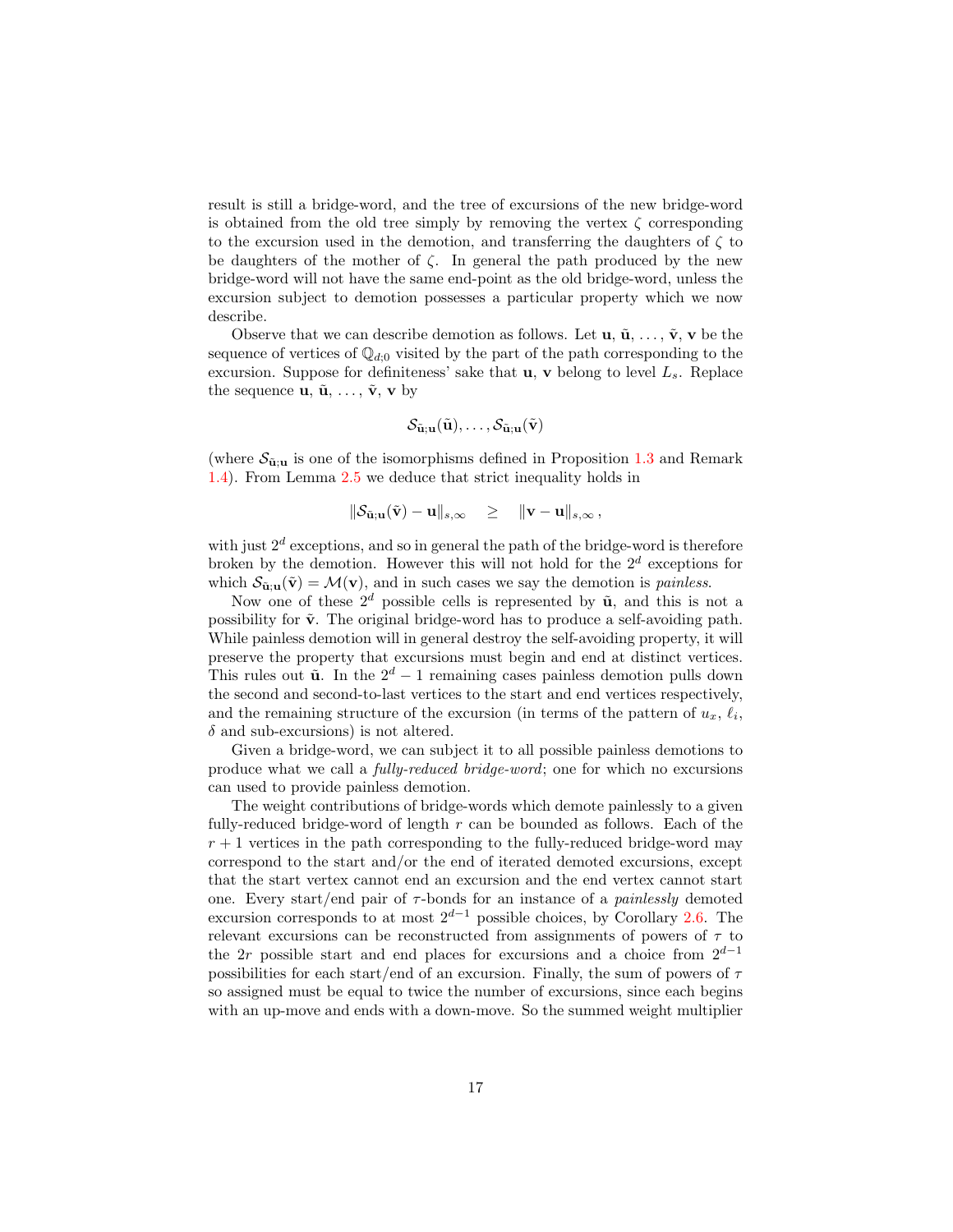result is still a bridge-word, and the tree of excursions of the new bridge-word is obtained from the old tree simply by removing the vertex $\zeta$ corresponding to the excursion used in the demotion, and transferring the daughters of $\zeta$ to be daughters of the mother of $\zeta$. In general the path produced by the new bridge-word will not have the same end-point as the old bridge-word, unless the excursion subject to demotion possesses a particular property which we now describe.

Observe that we can describe demotion as follows. Let $\mathbf{u}$, $\tilde{\mathbf{u}}$, ..., $\tilde{\mathbf{v}}$, $\mathbf{v}$ be the sequence of vertices of $\mathbb{Q}_{d;0}$ visited by the part of the path corresponding to the excursion. Suppose for definiteness' sake that $\mathbf{u}$, $\mathbf{v}$ belong to level $L_s$. Replace the sequence $\mathbf{u}$, $\tilde{\mathbf{u}}$, ..., $\tilde{\mathbf{v}}$, $\mathbf{v}$ by

$$\mathcal{S}_{\tilde{\mathbf{u}};\mathbf{u}}(\tilde{\mathbf{u}}), \ldots, \mathcal{S}_{\tilde{\mathbf{u}};\mathbf{u}}(\tilde{\mathbf{v}})$$

(where $\mathcal{S}_{\tilde{\mathbf{u}};\mathbf{u}}$ is one of the isomorphisms defined in Proposition 1.3 and Remark 1.4). From Lemma 2.5 we deduce that strict inequality holds in

$$\|\mathcal{S}_{\tilde{\mathbf{u}};\mathbf{u}}(\tilde{\mathbf{v}}) - \mathbf{u}\|_{s,\infty} \quad \geq \quad \|\mathbf{v} - \mathbf{u}\|_{s,\infty} \,,$$

with just $2^d$ exceptions, and so in general the path of the bridge-word is therefore broken by the demotion. However this will not hold for the $2^d$ exceptions for which $\mathcal{S}_{\tilde{\mathbf{u}};\mathbf{u}}(\tilde{\mathbf{v}}) = \mathcal{M}(\mathbf{v})$, and in such cases we say the demotion is *painless*.

Now one of these $2^d$ possible cells is represented by $\tilde{\mathbf{u}}$, and this is not a possibility for $\tilde{\mathbf{v}}$. The original bridge-word has to produce a self-avoiding path. While painless demotion will in general destroy the self-avoiding property, it will preserve the property that excursions must begin and end at distinct vertices. This rules out $\tilde{\mathbf{u}}$. In the $2^d - 1$ remaining cases painless demotion pulls down the second and second-to-last vertices to the start and end vertices respectively, and the remaining structure of the excursion (in terms of the pattern of $u_x$, $\ell_i$, $\delta$ and sub-excursions) is not altered.

Given a bridge-word, we can subject it to all possible painless demotions to produce what we call a *fully-reduced bridge-word*; one for which no excursions can used to provide painless demotion.

The weight contributions of bridge-words which demote painlessly to a given fully-reduced bridge-word of length $r$ can be bounded as follows. Each of the $r + 1$ vertices in the path corresponding to the fully-reduced bridge-word may correspond to the start and/or the end of iterated demoted excursions, except that the start vertex cannot end an excursion and the end vertex cannot start one. Every start/end pair of $\tau$-bonds for an instance of a *painlessly* demoted excursion corresponds to at most $2^{d-1}$ possible choices, by Corollary 2.6. The relevant excursions can be reconstructed from assignments of powers of $\tau$ to the $2r$ possible start and end places for excursions and a choice from $2^{d-1}$ possibilities for each start/end of an excursion. Finally, the sum of powers of $\tau$ so assigned must be equal to twice the number of excursions, since each begins with an up-move and ends with a down-move. So the summed weight multiplier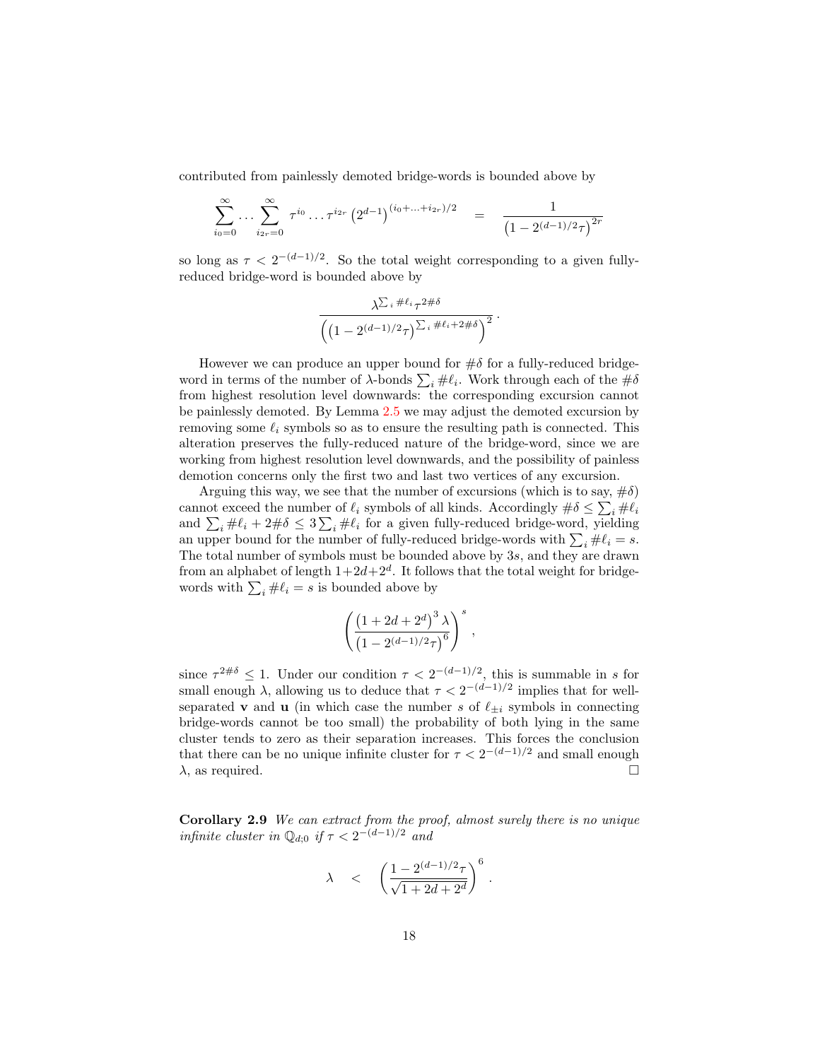contributed from painlessly demoted bridge-words is bounded above by

$$\sum_{i_0=0}^{\infty} \cdots \sum_{i_{2r}=0}^{\infty} \tau^{i_0} \ldots \tau^{i_{2r}} \left(2^{d-1}\right)^{(i_0+\ldots+i_{2r})/2} \quad = \quad \frac{1}{\left(1-2^{(d-1)/2}\tau\right)^{2r}}$$

so long as $\tau < 2^{-(d-1)/2}$. So the total weight corresponding to a given fully-reduced bridge-word is bounded above by

$$\frac{\lambda^{\sum_i \#\ell_i} \tau^{2\#\delta}}{\left(\left(1-2^{(d-1)/2}\tau\right)^{\sum_i \#\ell_i + 2\#\delta}\right)^2}\,.$$

However we can produce an upper bound for $\#\delta$ for a fully-reduced bridge-word in terms of the number of $\lambda$-bonds $\sum_i \#\ell_i$. Work through each of the $\#\delta$ from highest resolution level downwards: the corresponding excursion cannot be painlessly demoted. By Lemma 2.5 we may adjust the demoted excursion by removing some $\ell_i$ symbols so as to ensure the resulting path is connected. This alteration preserves the fully-reduced nature of the bridge-word, since we are working from highest resolution level downwards, and the possibility of painless demotion concerns only the first two and last two vertices of any excursion.

Arguing this way, we see that the number of excursions (which is to say, $\#\delta$) cannot exceed the number of $\ell_i$ symbols of all kinds. Accordingly $\#\delta \leq \sum_i \#\ell_i$ and $\sum_i \#\ell_i + 2\#\delta \leq 3\sum_i \#\ell_i$ for a given fully-reduced bridge-word, yielding an upper bound for the number of fully-reduced bridge-words with $\sum_i \#\ell_i = s$. The total number of symbols must be bounded above by $3s$, and they are drawn from an alphabet of length $1+2d+2^d$. It follows that the total weight for bridge-words with $\sum_i \#\ell_i = s$ is bounded above by

$$\left(\frac{\left(1+2d+2^d\right)^3 \lambda}{\left(1-2^{(d-1)/2}\tau\right)^6}\right)^s\,,$$

since $\tau^{2\#\delta} \leq 1$. Under our condition $\tau < 2^{-(d-1)/2}$, this is summable in $s$ for small enough $\lambda$, allowing us to deduce that $\tau < 2^{-(d-1)/2}$ implies that for well-separated $\mathbf{v}$ and $\mathbf{u}$ (in which case the number $s$ of $\ell_{\pm i}$ symbols in connecting bridge-words cannot be too small) the probability of both lying in the same cluster tends to zero as their separation increases. This forces the conclusion that there can be no unique infinite cluster for $\tau < 2^{-(d-1)/2}$ and small enough $\lambda$, as required. □

**Corollary 2.9** *We can extract from the proof, almost surely there is no unique infinite cluster in $\mathbb{Q}_{d;0}$ if $\tau < 2^{-(d-1)/2}$ and*

$$\lambda \quad < \quad \left(\frac{1-2^{(d-1)/2}\tau}{\sqrt{1+2d+2^d}}\right)^6\,.$$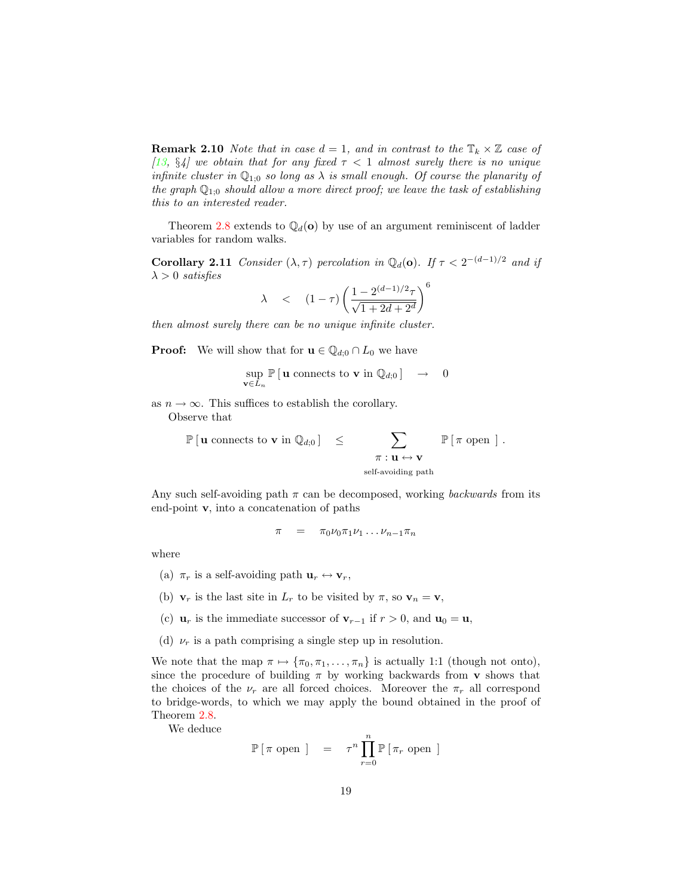**Remark 2.10** *Note that in case $d = 1$, and in contrast to the $\mathbb{T}_k \times \mathbb{Z}$ case of [13, §4] we obtain that for any fixed $\tau < 1$ almost surely there is no unique infinite cluster in $\mathbb{Q}_{1;0}$ so long as $\lambda$ is small enough. Of course the planarity of the graph $\mathbb{Q}_{1;0}$ should allow a more direct proof; we leave the task of establishing this to an interested reader.*

Theorem 2.8 extends to $\mathbb{Q}_d(\mathbf{o})$ by use of an argument reminiscent of ladder variables for random walks.

**Corollary 2.11** *Consider $(\lambda, \tau)$ percolation in $\mathbb{Q}_d(\mathbf{o})$. If $\tau < 2^{-(d-1)/2}$ and if $\lambda > 0$ satisfies*

$$\lambda \quad < \quad (1-\tau)\left(\frac{1-2^{(d-1)/2}\tau}{\sqrt{1+2d+2^d}}\right)^6$$

*then almost surely there can be no unique infinite cluster.*

**Proof:** We will show that for $\mathbf{u} \in \mathbb{Q}_{d;0} \cap L_0$ we have

$$\sup_{\mathbf{v} \in L_n} \mathbb{P}\left[\,\mathbf{u} \text{ connects to } \mathbf{v} \text{ in } \mathbb{Q}_{d;0}\,\right] \quad \to \quad 0$$

as $n \to \infty$. This suffices to establish the corollary.

Observe that

$$\mathbb{P}\left[\,\mathbf{u} \text{ connects to } \mathbf{v} \text{ in } \mathbb{Q}_{d;0}\,\right] \quad \leq \quad \sum_{\substack{\pi : \mathbf{u} \leftrightarrow \mathbf{v} \\ \text{self-avoiding path}}} \mathbb{P}\left[\,\pi \text{ open }\,\right].$$

Any such self-avoiding path $\pi$ can be decomposed, working *backwards* from its end-point $\mathbf{v}$, into a concatenation of paths

$$\pi \quad = \quad \pi_0 \nu_0 \pi_1 \nu_1 \ldots \nu_{n-1} \pi_n$$

where

(a) $\pi_r$ is a self-avoiding path $\mathbf{u}_r \leftrightarrow \mathbf{v}_r$,

(b) $\mathbf{v}_r$ is the last site in $L_r$ to be visited by $\pi$, so $\mathbf{v}_n = \mathbf{v}$,

(c) $\mathbf{u}_r$ is the immediate successor of $\mathbf{v}_{r-1}$ if $r > 0$, and $\mathbf{u}_0 = \mathbf{u}$,

(d) $\nu_r$ is a path comprising a single step up in resolution.

We note that the map $\pi \mapsto \{\pi_0, \pi_1, \ldots, \pi_n\}$ is actually 1:1 (though not onto), since the procedure of building $\pi$ by working backwards from $\mathbf{v}$ shows that the choices of the $\nu_r$ are all forced choices. Moreover the $\pi_r$ all correspond to bridge-words, to which we may apply the bound obtained in the proof of Theorem 2.8.

We deduce

$$\mathbb{P}\left[\,\pi \text{ open }\,\right] \quad = \quad \tau^n \prod_{r=0}^{n} \mathbb{P}\left[\,\pi_r \text{ open }\,\right]$$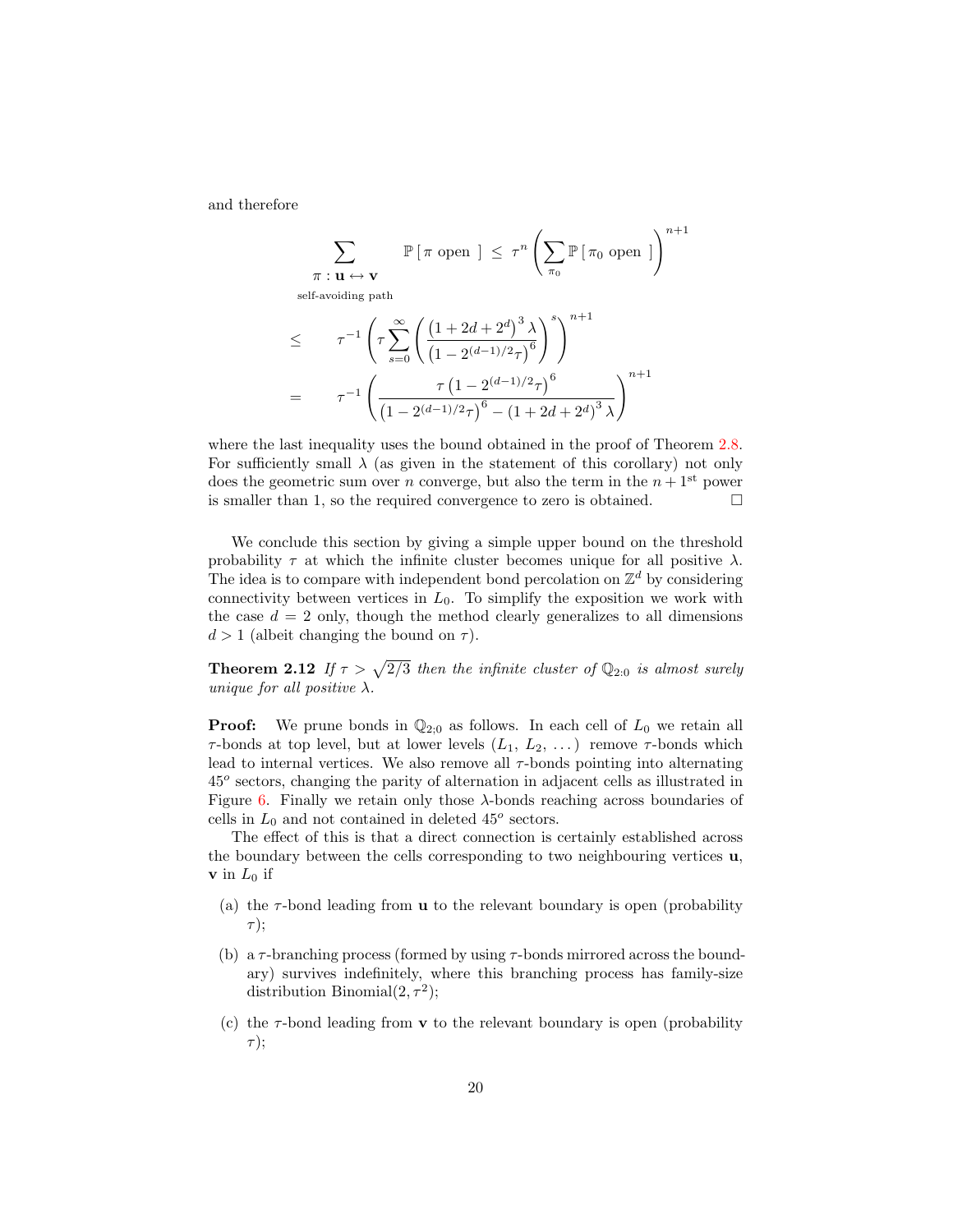and therefore

$$
\begin{aligned}
\sum_{\substack{\pi\,:\,\mathbf{u}\leftrightarrow\mathbf{v}\\ \text{self-avoiding path}}} \mathbb{P}\left[\,\pi \text{ open }\,\right] \;&\leq\; \tau^n \left(\sum_{\pi_0} \mathbb{P}\left[\,\pi_0 \text{ open }\,\right]\right)^{n+1} \\
&\leq\quad \tau^{-1}\left(\tau \sum_{s=0}^{\infty} \left(\frac{\left(1+2d+2^d\right)^3 \lambda}{\left(1-2^{(d-1)/2}\tau\right)^6}\right)^s\right)^{n+1} \\
&=\quad \tau^{-1}\left(\frac{\tau\left(1-2^{(d-1)/2}\tau\right)^6}{\left(1-2^{(d-1)/2}\tau\right)^6 - \left(1+2d+2^d\right)^3\lambda}\right)^{n+1}
\end{aligned}
$$

where the last inequality uses the bound obtained in the proof of Theorem 2.8. For sufficiently small $\lambda$ (as given in the statement of this corollary) not only does the geometric sum over $n$ converge, but also the term in the $n+1^{\text{st}}$ power is smaller than 1, so the required convergence to zero is obtained. □

We conclude this section by giving a simple upper bound on the threshold probability $\tau$ at which the infinite cluster becomes unique for all positive $\lambda$. The idea is to compare with independent bond percolation on $\mathbb{Z}^d$ by considering connectivity between vertices in $L_0$. To simplify the exposition we work with the case $d = 2$ only, though the method clearly generalizes to all dimensions $d > 1$ (albeit changing the bound on $\tau$).

**Theorem 2.12** *If $\tau > \sqrt{2/3}$ then the infinite cluster of $\mathbb{Q}_{2;0}$ is almost surely unique for all positive $\lambda$.*

**Proof:** We prune bonds in $\mathbb{Q}_{2;0}$ as follows. In each cell of $L_0$ we retain all $\tau$-bonds at top level, but at lower levels ($L_1$, $L_2$, …) remove $\tau$-bonds which lead to internal vertices. We also remove all $\tau$-bonds pointing into alternating $45^o$ sectors, changing the parity of alternation in adjacent cells as illustrated in Figure 6. Finally we retain only those $\lambda$-bonds reaching across boundaries of cells in $L_0$ and not contained in deleted $45^o$ sectors.

The effect of this is that a direct connection is certainly established across the boundary between the cells corresponding to two neighbouring vertices $\mathbf{u}$, $\mathbf{v}$ in $L_0$ if

(a) the $\tau$-bond leading from $\mathbf{u}$ to the relevant boundary is open (probability $\tau$);

(b) a $\tau$-branching process (formed by using $\tau$-bonds mirrored across the boundary) survives indefinitely, where this branching process has family-size distribution Binomial$(2, \tau^2)$;

(c) the $\tau$-bond leading from $\mathbf{v}$ to the relevant boundary is open (probability $\tau$);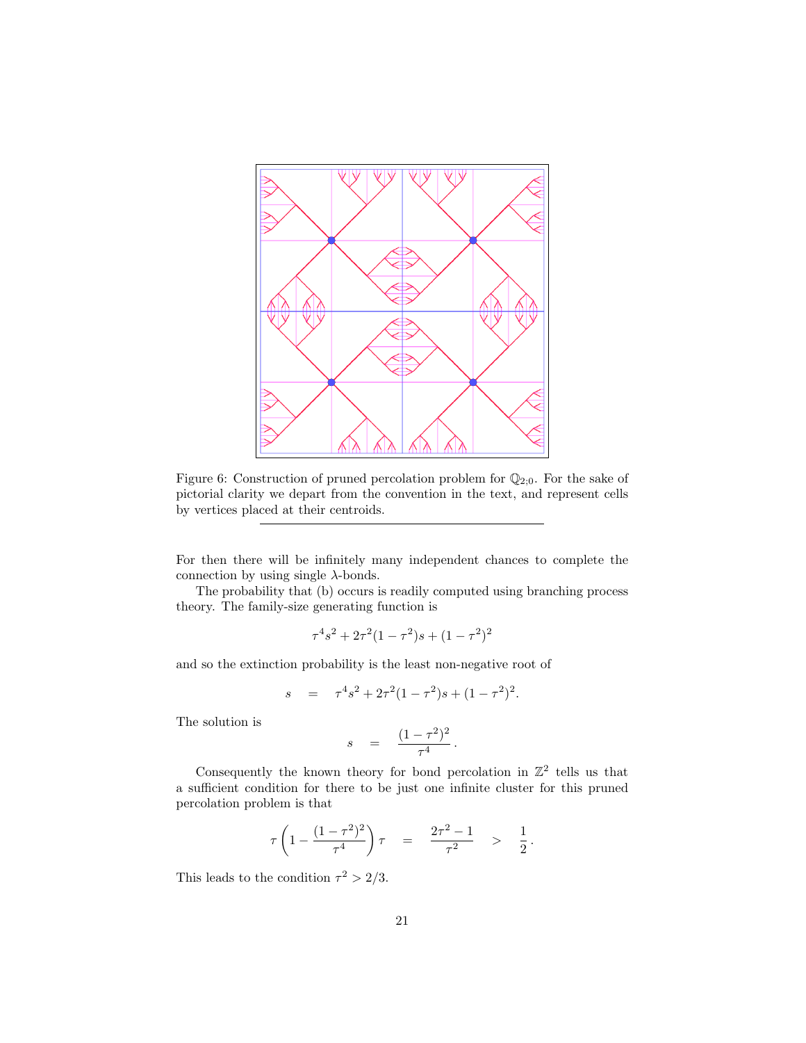Figure 6: Construction of pruned percolation problem for $\mathbb{Q}_{2;0}$. For the sake of pictorial clarity we depart from the convention in the text, and represent cells by vertices placed at their centroids.

---

For then there will be infinitely many independent chances to complete the connection by using single $\lambda$-bonds.

The probability that (b) occurs is readily computed using branching process theory. The family-size generating function is

$$\tau^4 s^2 + 2\tau^2(1-\tau^2)s + (1-\tau^2)^2$$

and so the extinction probability is the least non-negative root of

$$s \quad = \quad \tau^4 s^2 + 2\tau^2(1-\tau^2)s + (1-\tau^2)^2 .$$

The solution is

$$s \quad = \quad \frac{(1-\tau^2)^2}{\tau^4} .$$

Consequently the known theory for bond percolation in $\mathbb{Z}^2$ tells us that a sufficient condition for there to be just one infinite cluster for this pruned percolation problem is that

$$\tau\left(1 - \frac{(1-\tau^2)^2}{\tau^4}\right)\tau \quad = \quad \frac{2\tau^2 - 1}{\tau^2} \quad > \quad \frac{1}{2} .$$

This leads to the condition $\tau^2 > 2/3$.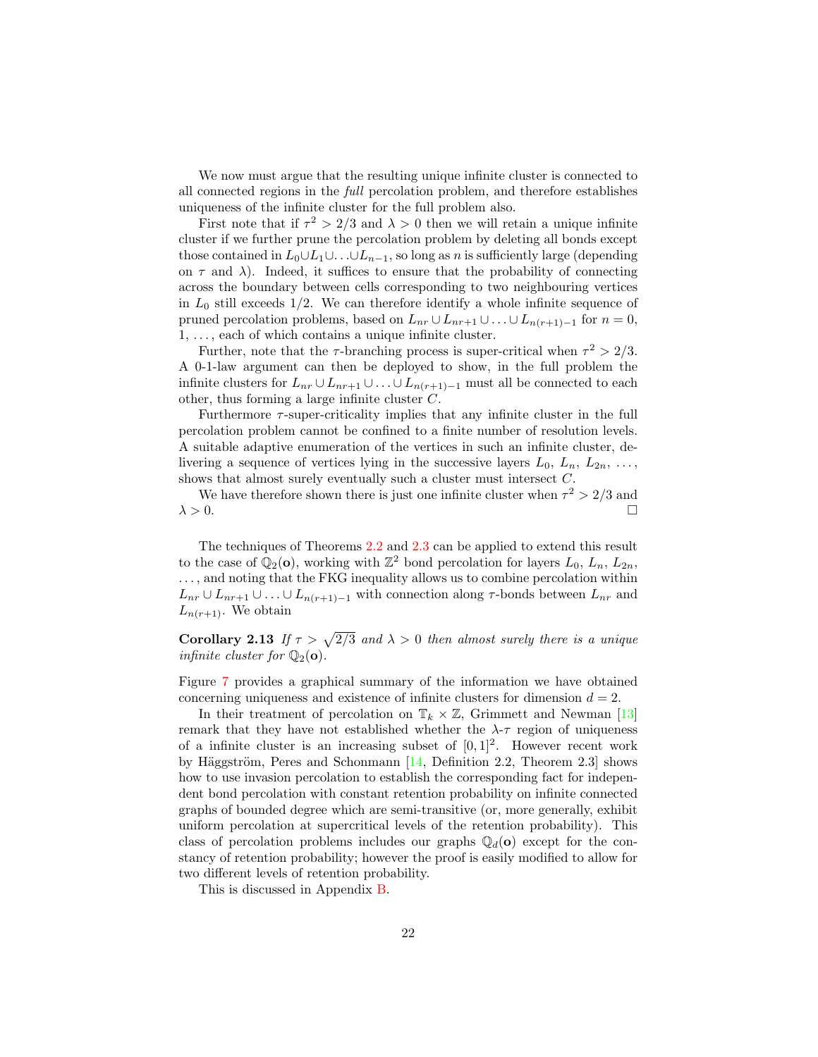We now must argue that the resulting unique infinite cluster is connected to all connected regions in the *full* percolation problem, and therefore establishes uniqueness of the infinite cluster for the full problem also.

First note that if $\tau^2 > 2/3$ and $\lambda > 0$ then we will retain a unique infinite cluster if we further prune the percolation problem by deleting all bonds except those contained in $L_0 \cup L_1 \cup \ldots \cup L_{n-1}$, so long as $n$ is sufficiently large (depending on $\tau$ and $\lambda$). Indeed, it suffices to ensure that the probability of connecting across the boundary between cells corresponding to two neighbouring vertices in $L_0$ still exceeds $1/2$. We can therefore identify a whole infinite sequence of pruned percolation problems, based on $L_{nr} \cup L_{nr+1} \cup \ldots \cup L_{n(r+1)-1}$ for $n = 0$, $1, \ldots$, each of which contains a unique infinite cluster.

Further, note that the $\tau$-branching process is super-critical when $\tau^2 > 2/3$. A 0-1-law argument can then be deployed to show, in the full problem the infinite clusters for $L_{nr} \cup L_{nr+1} \cup \ldots \cup L_{n(r+1)-1}$ must all be connected to each other, thus forming a large infinite cluster $C$.

Furthermore $\tau$-super-criticality implies that any infinite cluster in the full percolation problem cannot be confined to a finite number of resolution levels. A suitable adaptive enumeration of the vertices in such an infinite cluster, delivering a sequence of vertices lying in the successive layers $L_0$, $L_n$, $L_{2n}$, $\ldots$, shows that almost surely eventually such a cluster must intersect $C$.

We have therefore shown there is just one infinite cluster when $\tau^2 > 2/3$ and $\lambda > 0$. □

The techniques of Theorems 2.2 and 2.3 can be applied to extend this result to the case of $\mathbb{Q}_2(\mathbf{o})$, working with $\mathbb{Z}^2$ bond percolation for layers $L_0$, $L_n$, $L_{2n}$, $\ldots$, and noting that the FKG inequality allows us to combine percolation within $L_{nr} \cup L_{nr+1} \cup \ldots \cup L_{n(r+1)-1}$ with connection along $\tau$-bonds between $L_{nr}$ and $L_{n(r+1)}$. We obtain

**Corollary 2.13** *If $\tau > \sqrt{2/3}$ and $\lambda > 0$ then almost surely there is a unique infinite cluster for $\mathbb{Q}_2(\mathbf{o})$.*

Figure 7 provides a graphical summary of the information we have obtained concerning uniqueness and existence of infinite clusters for dimension $d = 2$.

In their treatment of percolation on $\mathbb{T}_k \times \mathbb{Z}$, Grimmett and Newman [13] remark that they have not established whether the $\lambda$-$\tau$ region of uniqueness of a infinite cluster is an increasing subset of $[0, 1]^2$. However recent work by Häggström, Peres and Schonmann [14, Definition 2.2, Theorem 2.3] shows how to use invasion percolation to establish the corresponding fact for independent bond percolation with constant retention probability on infinite connected graphs of bounded degree which are semi-transitive (or, more generally, exhibit uniform percolation at supercritical levels of the retention probability). This class of percolation problems includes our graphs $\mathbb{Q}_d(\mathbf{o})$ except for the constancy of retention probability; however the proof is easily modified to allow for two different levels of retention probability.

This is discussed in Appendix B.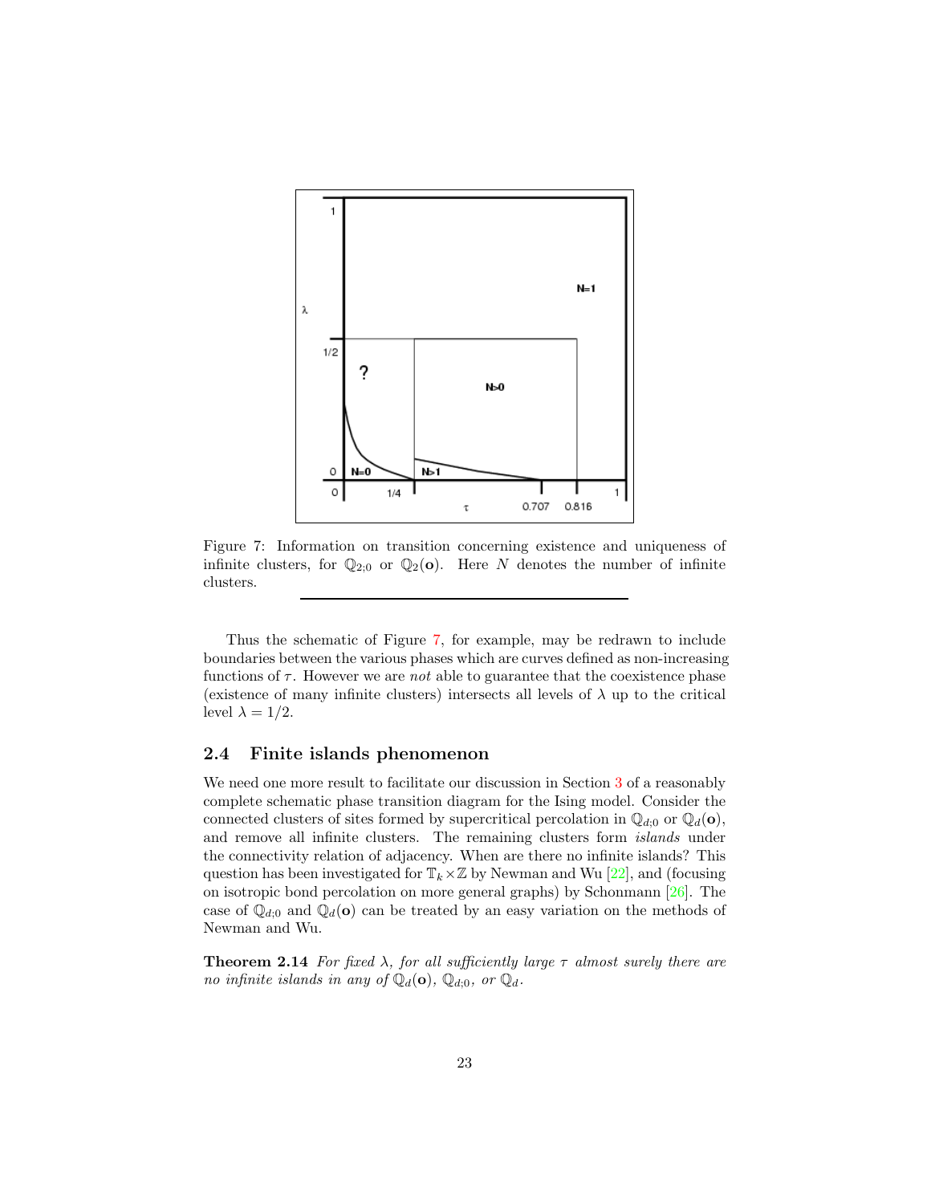Figure 7: Information on transition concerning existence and uniqueness of infinite clusters, for $\mathbb{Q}_{2;0}$ or $\mathbb{Q}_2(\mathbf{o})$. Here $N$ denotes the number of infinite clusters.

---

Thus the schematic of Figure 7, for example, may be redrawn to include boundaries between the various phases which are curves defined as non-increasing functions of $\tau$. However we are *not* able to guarantee that the coexistence phase (existence of many infinite clusters) intersects all levels of $\lambda$ up to the critical level $\lambda = 1/2$.

### 2.4 Finite islands phenomenon

We need one more result to facilitate our discussion in Section 3 of a reasonably complete schematic phase transition diagram for the Ising model. Consider the connected clusters of sites formed by supercritical percolation in $\mathbb{Q}_{d;0}$ or $\mathbb{Q}_d(\mathbf{o})$, and remove all infinite clusters. The remaining clusters form *islands* under the connectivity relation of adjacency. When are there no infinite islands? This question has been investigated for $\mathbb{T}_k \times \mathbb{Z}$ by Newman and Wu [22], and (focusing on isotropic bond percolation on more general graphs) by Schonmann [26]. The case of $\mathbb{Q}_{d;0}$ and $\mathbb{Q}_d(\mathbf{o})$ can be treated by an easy variation on the methods of Newman and Wu.

**Theorem 2.14** *For fixed $\lambda$, for all sufficiently large $\tau$ almost surely there are no infinite islands in any of $\mathbb{Q}_d(\mathbf{o})$, $\mathbb{Q}_{d;0}$, or $\mathbb{Q}_d$.*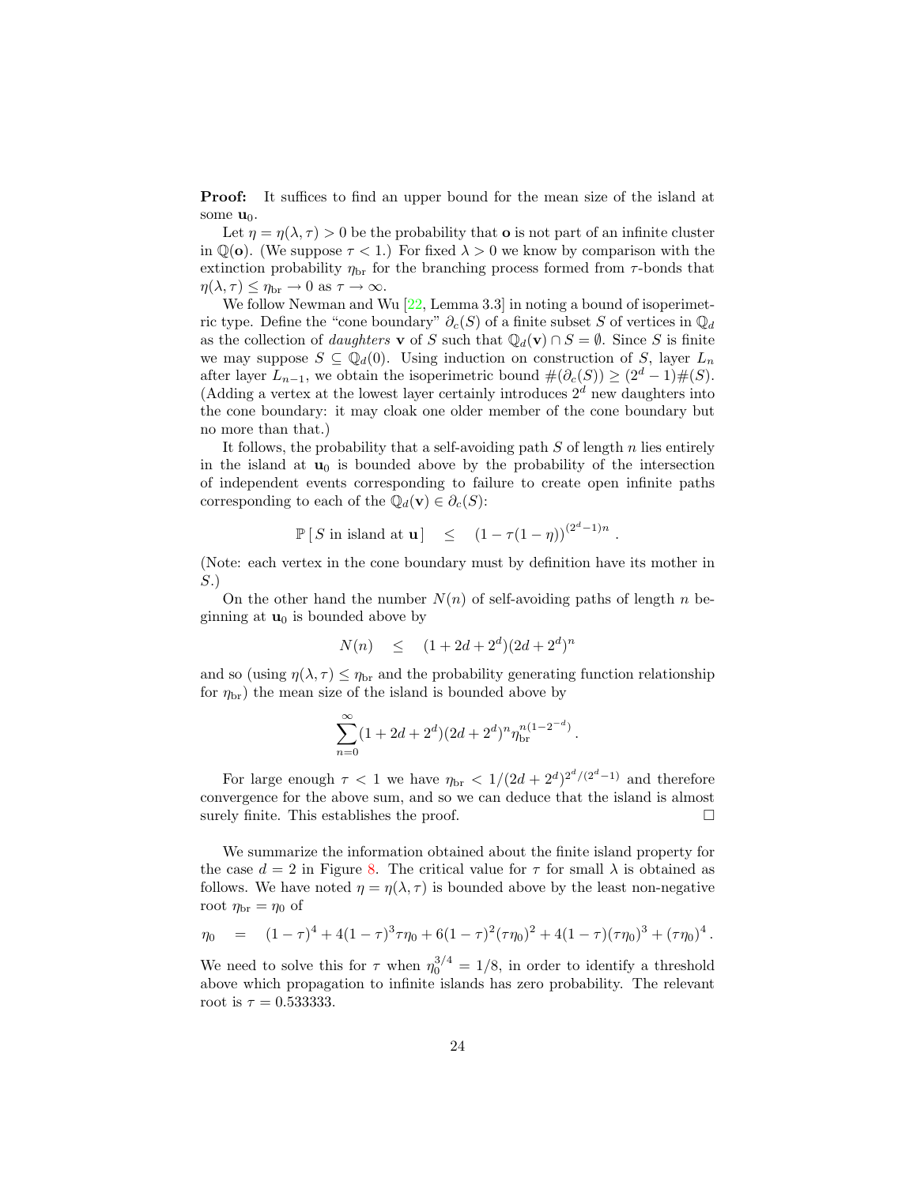**Proof:** It suffices to find an upper bound for the mean size of the island at some $\mathbf{u}_0$.

Let $\eta = \eta(\lambda, \tau) > 0$ be the probability that $\mathbf{o}$ is not part of an infinite cluster in $\mathbb{Q}(\mathbf{o})$. (We suppose $\tau < 1$.) For fixed $\lambda > 0$ we know by comparison with the extinction probability $\eta_{\text{br}}$ for the branching process formed from $\tau$-bonds that $\eta(\lambda, \tau) \leq \eta_{\text{br}} \to 0$ as $\tau \to \infty$.

We follow Newman and Wu [22, Lemma 3.3] in noting a bound of isoperimetric type. Define the "cone boundary" $\partial_c(S)$ of a finite subset $S$ of vertices in $\mathbb{Q}_d$ as the collection of *daughters* $\mathbf{v}$ of $S$ such that $\mathbb{Q}_d(\mathbf{v}) \cap S = \emptyset$. Since $S$ is finite we may suppose $S \subseteq \mathbb{Q}_d(0)$. Using induction on construction of $S$, layer $L_n$ after layer $L_{n-1}$, we obtain the isoperimetric bound $\#(\partial_c(S)) \geq (2^d - 1)\#(S)$. (Adding a vertex at the lowest layer certainly introduces $2^d$ new daughters into the cone boundary: it may cloak one older member of the cone boundary but no more than that.)

It follows, the probability that a self-avoiding path $S$ of length $n$ lies entirely in the island at $\mathbf{u}_0$ is bounded above by the probability of the intersection of independent events corresponding to failure to create open infinite paths corresponding to each of the $\mathbb{Q}_d(\mathbf{v}) \in \partial_c(S)$:

$$\mathbb{P}\left[\, S \text{ in island at } \mathbf{u} \,\right] \quad \leq \quad \left(1 - \tau(1-\eta)\right)^{(2^d-1)n} .$$

(Note: each vertex in the cone boundary must by definition have its mother in $S$.)

On the other hand the number $N(n)$ of self-avoiding paths of length $n$ beginning at $\mathbf{u}_0$ is bounded above by

$$N(n) \quad \leq \quad (1 + 2d + 2^d)(2d + 2^d)^n$$

and so (using $\eta(\lambda, \tau) \leq \eta_{\text{br}}$ and the probability generating function relationship for $\eta_{\text{br}}$) the mean size of the island is bounded above by

$$\sum_{n=0}^{\infty} (1 + 2d + 2^d)(2d + 2^d)^n \eta_{\text{br}}^{n(1-2^{-d})} .$$

For large enough $\tau < 1$ we have $\eta_{\text{br}} < 1/(2d + 2^d)^{2^d/(2^d-1)}$ and therefore convergence for the above sum, and so we can deduce that the island is almost surely finite. This establishes the proof. $\square$

We summarize the information obtained about the finite island property for the case $d = 2$ in Figure 8. The critical value for $\tau$ for small $\lambda$ is obtained as follows. We have noted $\eta = \eta(\lambda, \tau)$ is bounded above by the least non-negative root $\eta_{\text{br}} = \eta_0$ of

$$\eta_0 \quad = \quad (1-\tau)^4 + 4(1-\tau)^3\tau\eta_0 + 6(1-\tau)^2(\tau\eta_0)^2 + 4(1-\tau)(\tau\eta_0)^3 + (\tau\eta_0)^4 .$$

We need to solve this for $\tau$ when $\eta_0^{3/4} = 1/8$, in order to identify a threshold above which propagation to infinite islands has zero probability. The relevant root is $\tau = 0.533333$.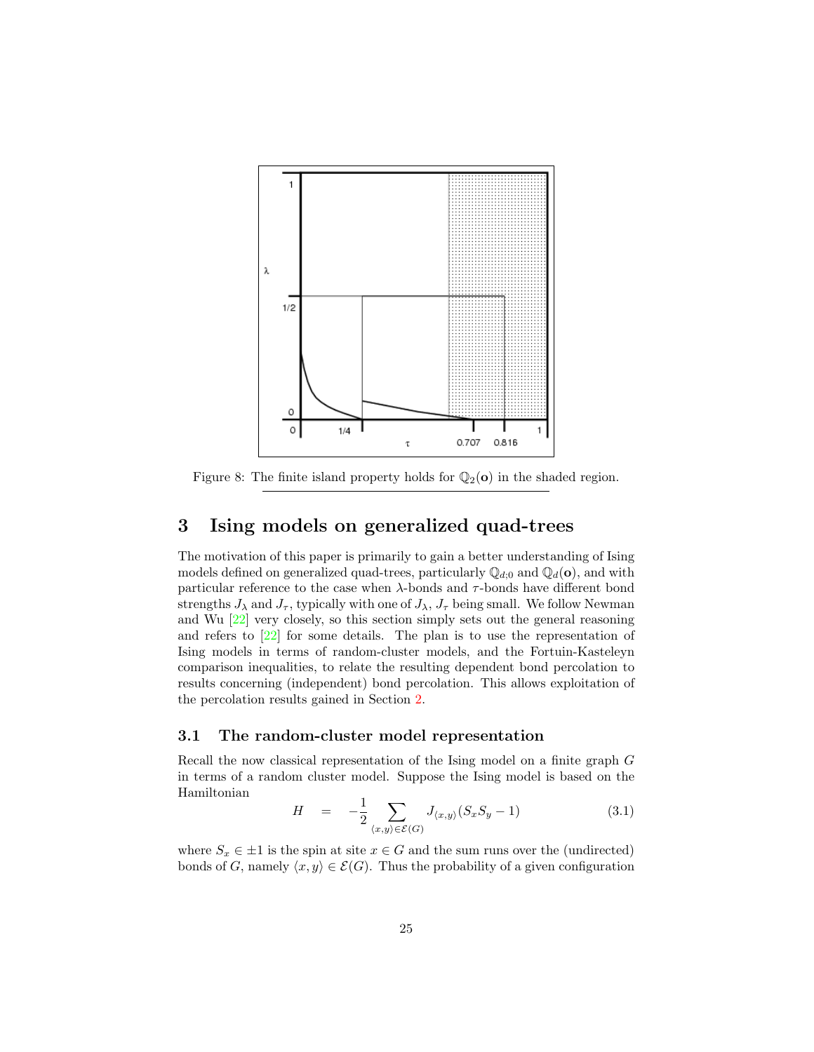Figure 8: The finite island property holds for $\mathbb{Q}_2(\mathbf{o})$ in the shaded region.

## 3 Ising models on generalized quad-trees

The motivation of this paper is primarily to gain a better understanding of Ising models defined on generalized quad-trees, particularly $\mathbb{Q}_{d;0}$ and $\mathbb{Q}_d(\mathbf{o})$, and with particular reference to the case when $\lambda$-bonds and $\tau$-bonds have different bond strengths $J_\lambda$ and $J_\tau$, typically with one of $J_\lambda$, $J_\tau$ being small. We follow Newman and Wu [22] very closely, so this section simply sets out the general reasoning and refers to [22] for some details. The plan is to use the representation of Ising models in terms of random-cluster models, and the Fortuin-Kasteleyn comparison inequalities, to relate the resulting dependent bond percolation to results concerning (independent) bond percolation. This allows exploitation of the percolation results gained in Section 2.

### 3.1 The random-cluster model representation

Recall the now classical representation of the Ising model on a finite graph $G$ in terms of a random cluster model. Suppose the Ising model is based on the Hamiltonian

$$H \quad = \quad -\frac{1}{2} \sum_{\langle x,y\rangle \in \mathcal{E}(G)} J_{\langle x,y\rangle}(S_x S_y - 1) \tag{3.1}$$

where $S_x \in \pm 1$ is the spin at site $x \in G$ and the sum runs over the (undirected) bonds of $G$, namely $\langle x, y\rangle \in \mathcal{E}(G)$. Thus the probability of a given configuration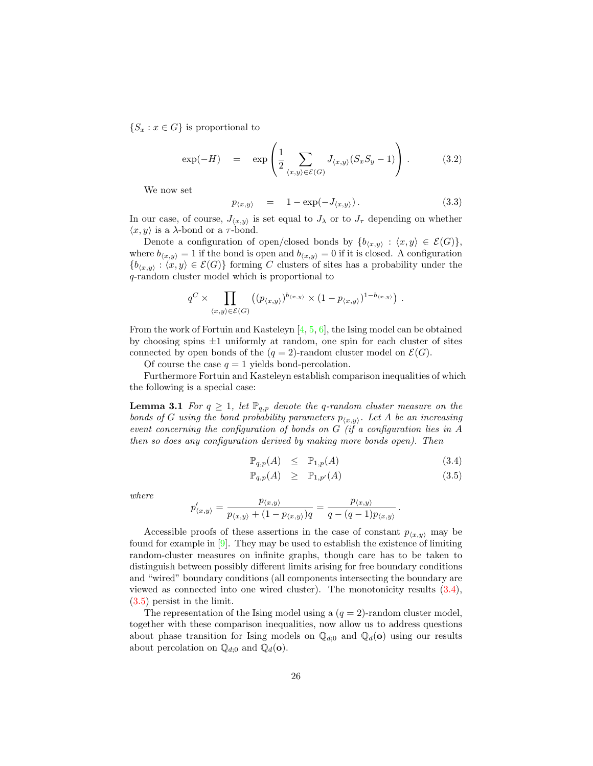$\{S_x : x \in G\}$ is proportional to

$$\exp(-H) \quad = \quad \exp\left(\frac{1}{2}\sum_{\langle x,y\rangle\in\mathcal{E}(G)} J_{\langle x,y\rangle}(S_x S_y - 1)\right). \tag{3.2}$$

We now set

$$p_{\langle x,y\rangle} \quad = \quad 1 - \exp(-J_{\langle x,y\rangle}). \tag{3.3}$$

In our case, of course, $J_{\langle x,y\rangle}$ is set equal to $J_\lambda$ or to $J_\tau$ depending on whether $\langle x,y\rangle$ is a $\lambda$-bond or a $\tau$-bond.

Denote a configuration of open/closed bonds by $\{b_{\langle x,y\rangle} : \langle x,y\rangle \in \mathcal{E}(G)\}$, where $b_{\langle x,y\rangle} = 1$ if the bond is open and $b_{\langle x,y\rangle} = 0$ if it is closed. A configuration $\{b_{\langle x,y\rangle} : \langle x,y\rangle \in \mathcal{E}(G)\}$ forming $C$ clusters of sites has a probability under the $q$-random cluster model which is proportional to

$$q^C \times \prod_{\langle x,y\rangle\in\mathcal{E}(G)} \left((p_{\langle x,y\rangle})^{b_{\langle x,y\rangle}} \times (1 - p_{\langle x,y\rangle})^{1-b_{\langle x,y\rangle}}\right).$$

From the work of Fortuin and Kasteleyn [4, 5, 6], the Ising model can be obtained by choosing spins $\pm 1$ uniformly at random, one spin for each cluster of sites connected by open bonds of the $(q = 2)$-random cluster model on $\mathcal{E}(G)$.

Of course the case $q = 1$ yields bond-percolation.

Furthermore Fortuin and Kasteleyn establish comparison inequalities of which the following is a special case:

**Lemma 3.1** *For $q \geq 1$, let $\mathbb{P}_{q,p}$ denote the $q$-random cluster measure on the bonds of $G$ using the bond probability parameters $p_{\langle x,y\rangle}$. Let $A$ be an increasing event concerning the configuration of bonds on $G$ (if a configuration lies in $A$ then so does any configuration derived by making more bonds open). Then*

$$\mathbb{P}_{q,p}(A) \quad \leq \quad \mathbb{P}_{1,p}(A) \tag{3.4}$$

$$\mathbb{P}_{q,p}(A) \quad \geq \quad \mathbb{P}_{1,p'}(A) \tag{3.5}$$

*where*

$$p'_{\langle x,y\rangle} = \frac{p_{\langle x,y\rangle}}{p_{\langle x,y\rangle} + (1 - p_{\langle x,y\rangle})q} = \frac{p_{\langle x,y\rangle}}{q - (q-1)p_{\langle x,y\rangle}}.$$

Accessible proofs of these assertions in the case of constant $p_{\langle x,y\rangle}$ may be found for example in [9]. They may be used to establish the existence of limiting random-cluster measures on infinite graphs, though care has to be taken to distinguish between possibly different limits arising for free boundary conditions and "wired" boundary conditions (all components intersecting the boundary are viewed as connected into one wired cluster). The monotonicity results (3.4), (3.5) persist in the limit.

The representation of the Ising model using a $(q = 2)$-random cluster model, together with these comparison inequalities, now allow us to address questions about phase transition for Ising models on $\mathbb{Q}_{d;0}$ and $\mathbb{Q}_d(\mathbf{o})$ using our results about percolation on $\mathbb{Q}_{d;0}$ and $\mathbb{Q}_d(\mathbf{o})$.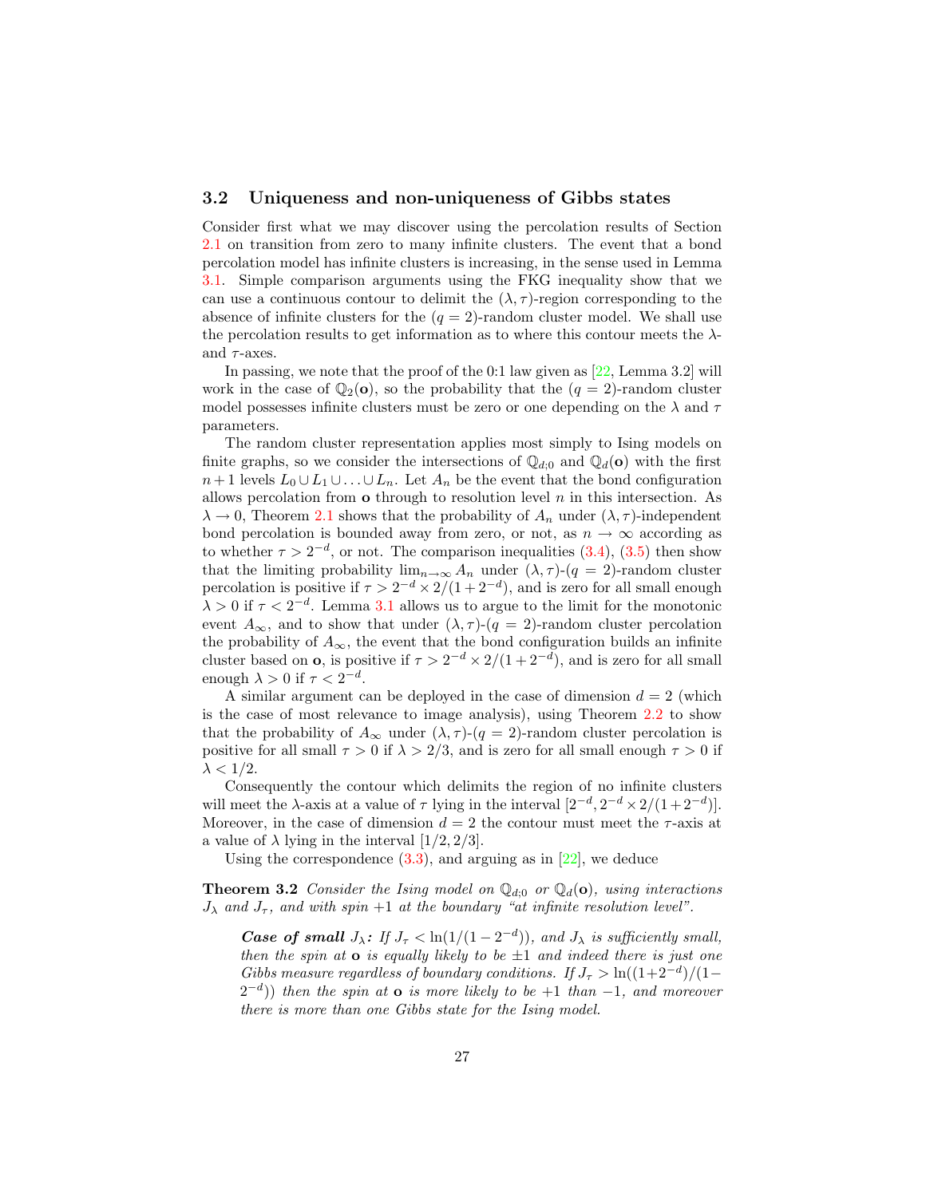### 3.2 Uniqueness and non-uniqueness of Gibbs states

Consider first what we may discover using the percolation results of Section 2.1 on transition from zero to many infinite clusters. The event that a bond percolation model has infinite clusters is increasing, in the sense used in Lemma 3.1. Simple comparison arguments using the FKG inequality show that we can use a continuous contour to delimit the $(\lambda, \tau)$-region corresponding to the absence of infinite clusters for the $(q = 2)$-random cluster model. We shall use the percolation results to get information as to where this contour meets the $\lambda$- and $\tau$-axes.

In passing, we note that the proof of the 0:1 law given as [22, Lemma 3.2] will work in the case of $\mathbb{Q}_2(\mathbf{o})$, so the probability that the $(q = 2)$-random cluster model possesses infinite clusters must be zero or one depending on the $\lambda$ and $\tau$ parameters.

The random cluster representation applies most simply to Ising models on finite graphs, so we consider the intersections of $\mathbb{Q}_{d;0}$ and $\mathbb{Q}_d(\mathbf{o})$ with the first $n+1$ levels $L_0 \cup L_1 \cup \ldots \cup L_n$. Let $A_n$ be the event that the bond configuration allows percolation from $\mathbf{o}$ through to resolution level $n$ in this intersection. As $\lambda \to 0$, Theorem 2.1 shows that the probability of $A_n$ under $(\lambda, \tau)$-independent bond percolation is bounded away from zero, or not, as $n \to \infty$ according as to whether $\tau > 2^{-d}$, or not. The comparison inequalities (3.4), (3.5) then show that the limiting probability $\lim_{n\to\infty} A_n$ under $(\lambda, \tau)$-$(q = 2)$-random cluster percolation is positive if $\tau > 2^{-d} \times 2/(1 + 2^{-d})$, and is zero for all small enough $\lambda > 0$ if $\tau < 2^{-d}$. Lemma 3.1 allows us to argue to the limit for the monotonic event $A_\infty$, and to show that under $(\lambda, \tau)$-$(q = 2)$-random cluster percolation the probability of $A_\infty$, the event that the bond configuration builds an infinite cluster based on $\mathbf{o}$, is positive if $\tau > 2^{-d} \times 2/(1 + 2^{-d})$, and is zero for all small enough $\lambda > 0$ if $\tau < 2^{-d}$.

A similar argument can be deployed in the case of dimension $d = 2$ (which is the case of most relevance to image analysis), using Theorem 2.2 to show that the probability of $A_\infty$ under $(\lambda, \tau)$-$(q = 2)$-random cluster percolation is positive for all small $\tau > 0$ if $\lambda > 2/3$, and is zero for all small enough $\tau > 0$ if $\lambda < 1/2$.

Consequently the contour which delimits the region of no infinite clusters will meet the $\lambda$-axis at a value of $\tau$ lying in the interval $[2^{-d}, 2^{-d} \times 2/(1+2^{-d})]$. Moreover, in the case of dimension $d = 2$ the contour must meet the $\tau$-axis at a value of $\lambda$ lying in the interval $[1/2, 2/3]$.

Using the correspondence (3.3), and arguing as in [22], we deduce

**Theorem 3.2** *Consider the Ising model on $\mathbb{Q}_{d;0}$ or $\mathbb{Q}_d(\mathbf{o})$, using interactions $J_\lambda$ and $J_\tau$, and with spin $+1$ at the boundary "at infinite resolution level".*

> ***Case of small $J_\lambda$:*** *If $J_\tau < \ln(1/(1-2^{-d}))$, and $J_\lambda$ is sufficiently small, then the spin at $\mathbf{o}$ is equally likely to be $\pm 1$ and indeed there is just one Gibbs measure regardless of boundary conditions. If $J_\tau > \ln((1+2^{-d})/(1-2^{-d}))$ then the spin at $\mathbf{o}$ is more likely to be $+1$ than $-1$, and moreover there is more than one Gibbs state for the Ising model.*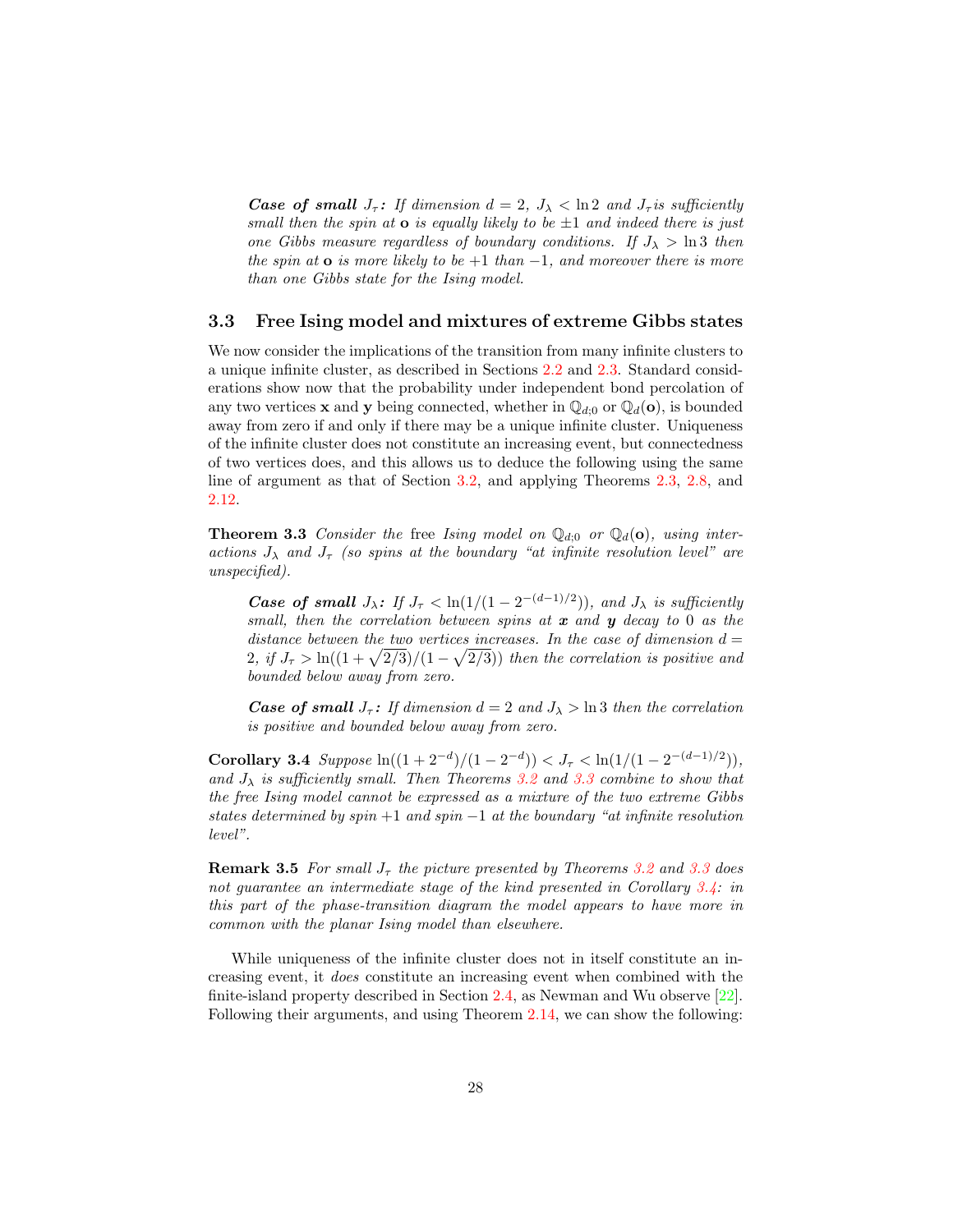*Case of small* $J_\tau$*:* *If dimension $d = 2$, $J_\lambda < \ln 2$ and $J_\tau$ is sufficiently small then the spin at $\mathbf{o}$ is equally likely to be $\pm 1$ and indeed there is just one Gibbs measure regardless of boundary conditions. If $J_\lambda > \ln 3$ then the spin at $\mathbf{o}$ is more likely to be $+1$ than $-1$, and moreover there is more than one Gibbs state for the Ising model.*

### 3.3 Free Ising model and mixtures of extreme Gibbs states

We now consider the implications of the transition from many infinite clusters to a unique infinite cluster, as described in Sections 2.2 and 2.3. Standard considerations show now that the probability under independent bond percolation of any two vertices $\mathbf{x}$ and $\mathbf{y}$ being connected, whether in $\mathbb{Q}_{d;0}$ or $\mathbb{Q}_d(\mathbf{o})$, is bounded away from zero if and only if there may be a unique infinite cluster. Uniqueness of the infinite cluster does not constitute an increasing event, but connectedness of two vertices does, and this allows us to deduce the following using the same line of argument as that of Section 3.2, and applying Theorems 2.3, 2.8, and 2.12.

**Theorem 3.3** *Consider the* free *Ising model on $\mathbb{Q}_{d;0}$ or $\mathbb{Q}_d(\mathbf{o})$, using interactions $J_\lambda$ and $J_\tau$ (so spins at the boundary "at infinite resolution level" are unspecified).*

*Case of small* $J_\lambda$*:* *If $J_\tau < \ln(1/(1 - 2^{-(d-1)/2}))$, and $J_\lambda$ is sufficiently small, then the correlation between spins at $\boldsymbol{x}$ and $\boldsymbol{y}$ decay to $0$ as the distance between the two vertices increases. In the case of dimension $d = 2$, if $J_\tau > \ln((1 + \sqrt{2/3})/(1 - \sqrt{2/3}))$ then the correlation is positive and bounded below away from zero.*

*Case of small* $J_\tau$*:* *If dimension $d = 2$ and $J_\lambda > \ln 3$ then the correlation is positive and bounded below away from zero.*

**Corollary 3.4** *Suppose $\ln((1 + 2^{-d})/(1 - 2^{-d})) < J_\tau < \ln(1/(1 - 2^{-(d-1)/2}))$, and $J_\lambda$ is sufficiently small. Then Theorems 3.2 and 3.3 combine to show that the free Ising model cannot be expressed as a mixture of the two extreme Gibbs states determined by spin $+1$ and spin $-1$ at the boundary "at infinite resolution level".*

**Remark 3.5** *For small $J_\tau$ the picture presented by Theorems 3.2 and 3.3 does not guarantee an intermediate stage of the kind presented in Corollary 3.4: in this part of the phase-transition diagram the model appears to have more in common with the planar Ising model than elsewhere.*

While uniqueness of the infinite cluster does not in itself constitute an increasing event, it *does* constitute an increasing event when combined with the finite-island property described in Section 2.4, as Newman and Wu observe [22]. Following their arguments, and using Theorem 2.14, we can show the following: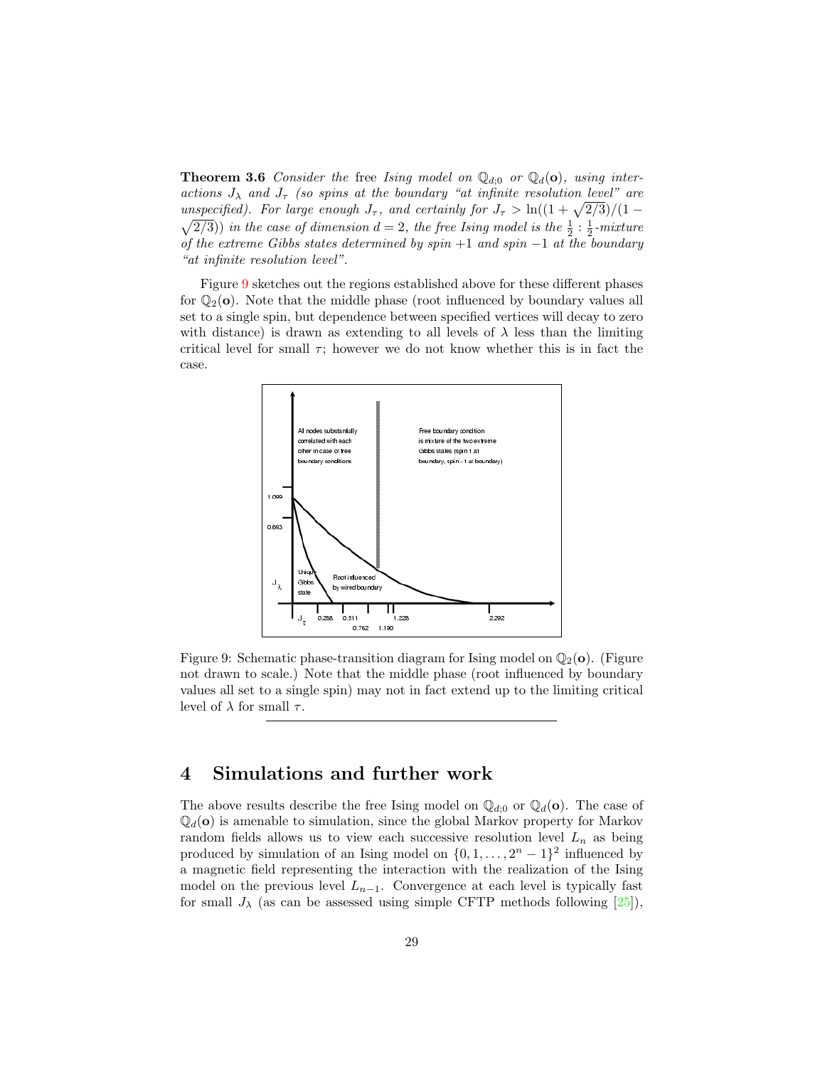**Theorem 3.6** *Consider the* free *Ising model on $\mathbb{Q}_{d;0}$ or $\mathbb{Q}_d(\mathbf{o})$, using interactions $J_\lambda$ and $J_\tau$ (so spins at the boundary "at infinite resolution level" are unspecified). For large enough $J_\tau$, and certainly for $J_\tau > \ln((1+\sqrt{2/3})/(1-\sqrt{2/3}))$ in the case of dimension $d = 2$, the free Ising model is the $\frac{1}{2} : \frac{1}{2}$-mixture of the extreme Gibbs states determined by spin $+1$ and spin $-1$ at the boundary "at infinite resolution level".*

Figure 9 sketches out the regions established above for these different phases for $\mathbb{Q}_2(\mathbf{o})$. Note that the middle phase (root influenced by boundary values all set to a single spin, but dependence between specified vertices will decay to zero with distance) is drawn as extending to all levels of $\lambda$ less than the limiting critical level for small $\tau$; however we do not know whether this is in fact the case.

Figure 9: Schematic phase-transition diagram for Ising model on $\mathbb{Q}_2(\mathbf{o})$. (Figure not drawn to scale.) Note that the middle phase (root influenced by boundary values all set to a single spin) may not in fact extend up to the limiting critical level of $\lambda$ for small $\tau$.

## 4 Simulations and further work

The above results describe the free Ising model on $\mathbb{Q}_{d;0}$ or $\mathbb{Q}_d(\mathbf{o})$. The case of $\mathbb{Q}_d(\mathbf{o})$ is amenable to simulation, since the global Markov property for Markov random fields allows us to view each successive resolution level $L_n$ as being produced by simulation of an Ising model on $\{0, 1, \ldots, 2^n - 1\}^2$ influenced by a magnetic field representing the interaction with the realization of the Ising model on the previous level $L_{n-1}$. Convergence at each level is typically fast for small $J_\lambda$ (as can be assessed using simple CFTP methods following [25]),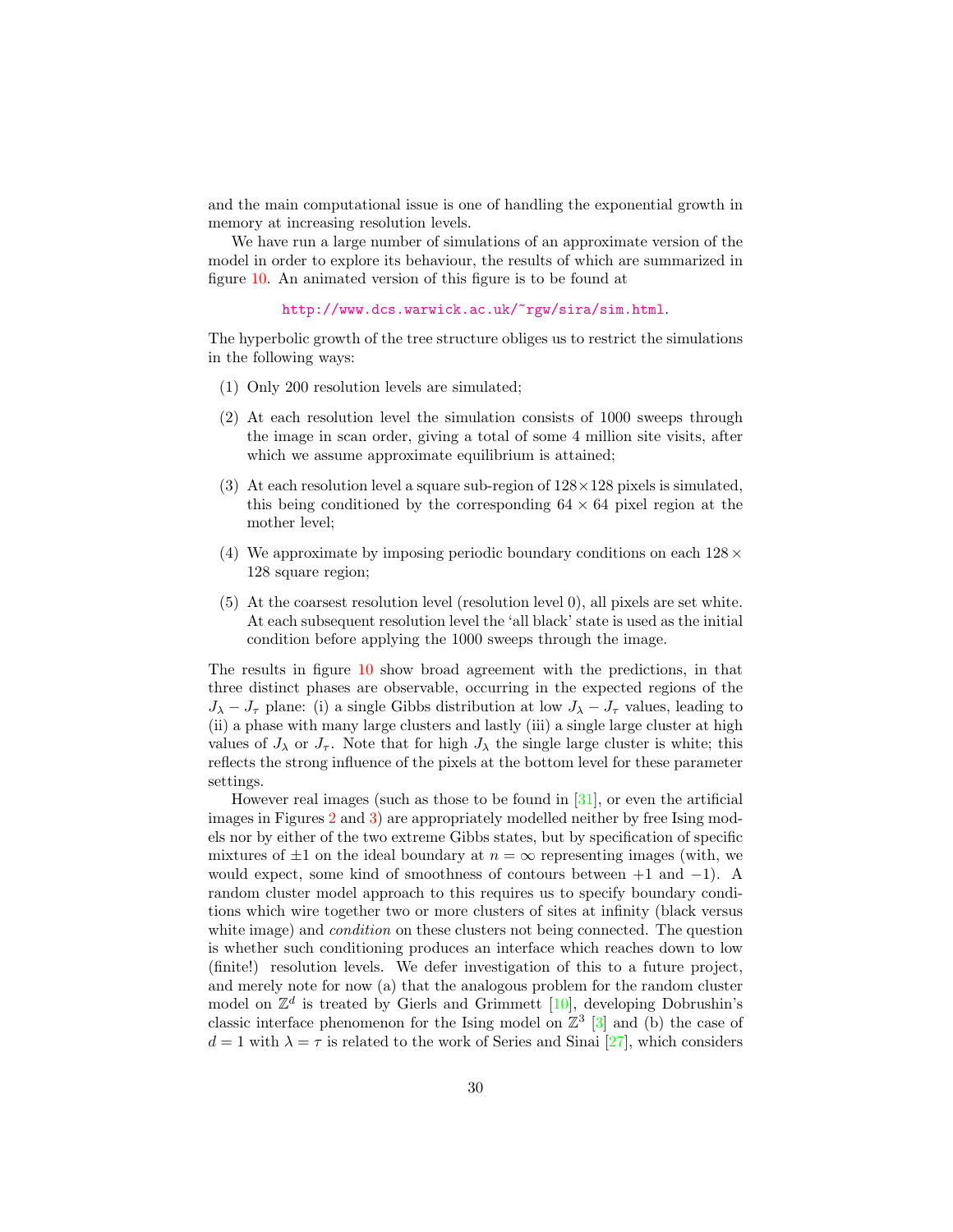and the main computational issue is one of handling the exponential growth in memory at increasing resolution levels.

We have run a large number of simulations of an approximate version of the model in order to explore its behaviour, the results of which are summarized in figure 10. An animated version of this figure is to be found at

http://www.dcs.warwick.ac.uk/~rgw/sira/sim.html.

The hyperbolic growth of the tree structure obliges us to restrict the simulations in the following ways:

(1) Only 200 resolution levels are simulated;

(2) At each resolution level the simulation consists of 1000 sweeps through the image in scan order, giving a total of some 4 million site visits, after which we assume approximate equilibrium is attained;

(3) At each resolution level a square sub-region of $128 \times 128$ pixels is simulated, this being conditioned by the corresponding $64 \times 64$ pixel region at the mother level;

(4) We approximate by imposing periodic boundary conditions on each $128 \times 128$ square region;

(5) At the coarsest resolution level (resolution level 0), all pixels are set white. At each subsequent resolution level the 'all black' state is used as the initial condition before applying the 1000 sweeps through the image.

The results in figure 10 show broad agreement with the predictions, in that three distinct phases are observable, occurring in the expected regions of the $J_\lambda - J_\tau$ plane: (i) a single Gibbs distribution at low $J_\lambda - J_\tau$ values, leading to (ii) a phase with many large clusters and lastly (iii) a single large cluster at high values of $J_\lambda$ or $J_\tau$. Note that for high $J_\lambda$ the single large cluster is white; this reflects the strong influence of the pixels at the bottom level for these parameter settings.

However real images (such as those to be found in [31], or even the artificial images in Figures 2 and 3) are appropriately modelled neither by free Ising models nor by either of the two extreme Gibbs states, but by specification of specific mixtures of $\pm 1$ on the ideal boundary at $n = \infty$ representing images (with, we would expect, some kind of smoothness of contours between $+1$ and $-1$). A random cluster model approach to this requires us to specify boundary conditions which wire together two or more clusters of sites at infinity (black versus white image) and *condition* on these clusters not being connected. The question is whether such conditioning produces an interface which reaches down to low (finite!) resolution levels. We defer investigation of this to a future project, and merely note for now (a) that the analogous problem for the random cluster model on $\mathbb{Z}^d$ is treated by Gierls and Grimmett [10], developing Dobrushin's classic interface phenomenon for the Ising model on $\mathbb{Z}^3$ [3] and (b) the case of $d = 1$ with $\lambda = \tau$ is related to the work of Series and Sinai [27], which considers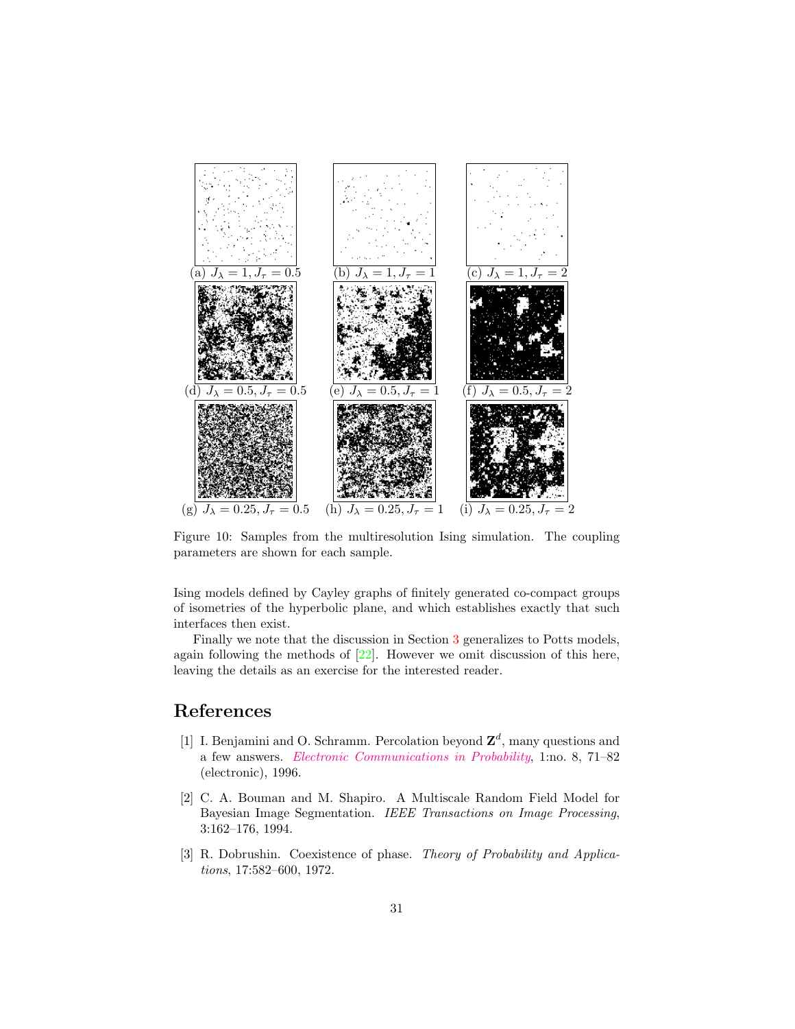(a) $J_\lambda = 1, J_\tau = 0.5$ (b) $J_\lambda = 1, J_\tau = 1$ (c) $J_\lambda = 1, J_\tau = 2$

(d) $J_\lambda = 0.5, J_\tau = 0.5$ (e) $J_\lambda = 0.5, J_\tau = 1$ (f) $J_\lambda = 0.5, J_\tau = 2$

(g) $J_\lambda = 0.25, J_\tau = 0.5$ (h) $J_\lambda = 0.25, J_\tau = 1$ (i) $J_\lambda = 0.25, J_\tau = 2$

Figure 10: Samples from the multiresolution Ising simulation. The coupling parameters are shown for each sample.

Ising models defined by Cayley graphs of finitely generated co-compact groups of isometries of the hyperbolic plane, and which establishes exactly that such interfaces then exist.

Finally we note that the discussion in Section 3 generalizes to Potts models, again following the methods of [22]. However we omit discussion of this here, leaving the details as an exercise for the interested reader.

# References

[1] I. Benjamini and O. Schramm. Percolation beyond $\mathbf{Z}^d$, many questions and a few answers. *Electronic Communications in Probability*, 1:no. 8, 71–82 (electronic), 1996.

[2] C. A. Bouman and M. Shapiro. A Multiscale Random Field Model for Bayesian Image Segmentation. *IEEE Transactions on Image Processing*, 3:162–176, 1994.

[3] R. Dobrushin. Coexistence of phase. *Theory of Probability and Applications*, 17:582–600, 1972.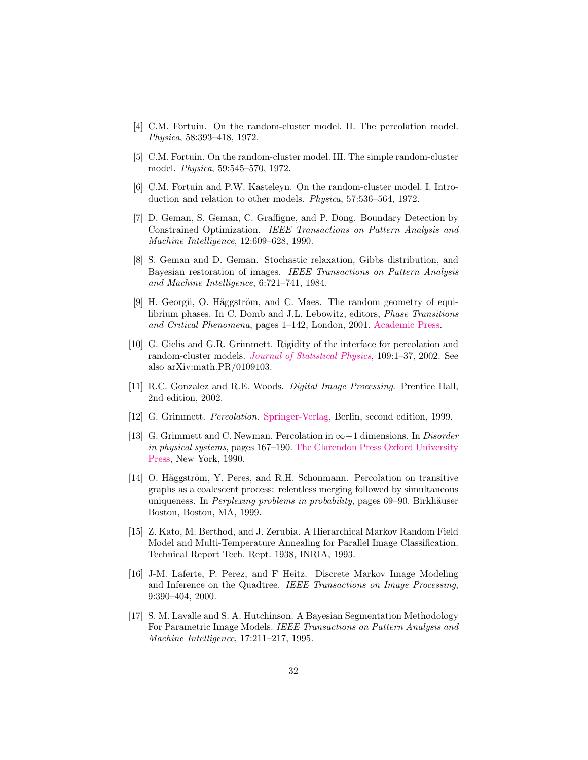[4] C.M. Fortuin. On the random-cluster model. II. The percolation model. *Physica*, 58:393–418, 1972.

[5] C.M. Fortuin. On the random-cluster model. III. The simple random-cluster model. *Physica*, 59:545–570, 1972.

[6] C.M. Fortuin and P.W. Kasteleyn. On the random-cluster model. I. Introduction and relation to other models. *Physica*, 57:536–564, 1972.

[7] D. Geman, S. Geman, C. Graffigne, and P. Dong. Boundary Detection by Constrained Optimization. *IEEE Transactions on Pattern Analysis and Machine Intelligence*, 12:609–628, 1990.

[8] S. Geman and D. Geman. Stochastic relaxation, Gibbs distribution, and Bayesian restoration of images. *IEEE Transactions on Pattern Analysis and Machine Intelligence*, 6:721–741, 1984.

[9] H. Georgii, O. Häggström, and C. Maes. The random geometry of equilibrium phases. In C. Domb and J.L. Lebowitz, editors, *Phase Transitions and Critical Phenomena*, pages 1–142, London, 2001. Academic Press.

[10] G. Gielis and G.R. Grimmett. Rigidity of the interface for percolation and random-cluster models. *Journal of Statistical Physics*, 109:1–37, 2002. See also arXiv:math.PR/0109103.

[11] R.C. Gonzalez and R.E. Woods. *Digital Image Processing*. Prentice Hall, 2nd edition, 2002.

[12] G. Grimmett. *Percolation*. Springer-Verlag, Berlin, second edition, 1999.

[13] G. Grimmett and C. Newman. Percolation in $\infty+1$ dimensions. In *Disorder in physical systems*, pages 167–190. The Clarendon Press Oxford University Press, New York, 1990.

[14] O. Häggström, Y. Peres, and R.H. Schonmann. Percolation on transitive graphs as a coalescent process: relentless merging followed by simultaneous uniqueness. In *Perplexing problems in probability*, pages 69–90. Birkhäuser Boston, Boston, MA, 1999.

[15] Z. Kato, M. Berthod, and J. Zerubia. A Hierarchical Markov Random Field Model and Multi-Temperature Annealing for Parallel Image Classification. Technical Report Tech. Rept. 1938, INRIA, 1993.

[16] J-M. Laferte, P. Perez, and F Heitz. Discrete Markov Image Modeling and Inference on the Quadtree. *IEEE Transactions on Image Processing*, 9:390–404, 2000.

[17] S. M. Lavalle and S. A. Hutchinson. A Bayesian Segmentation Methodology For Parametric Image Models. *IEEE Transactions on Pattern Analysis and Machine Intelligence*, 17:211–217, 1995.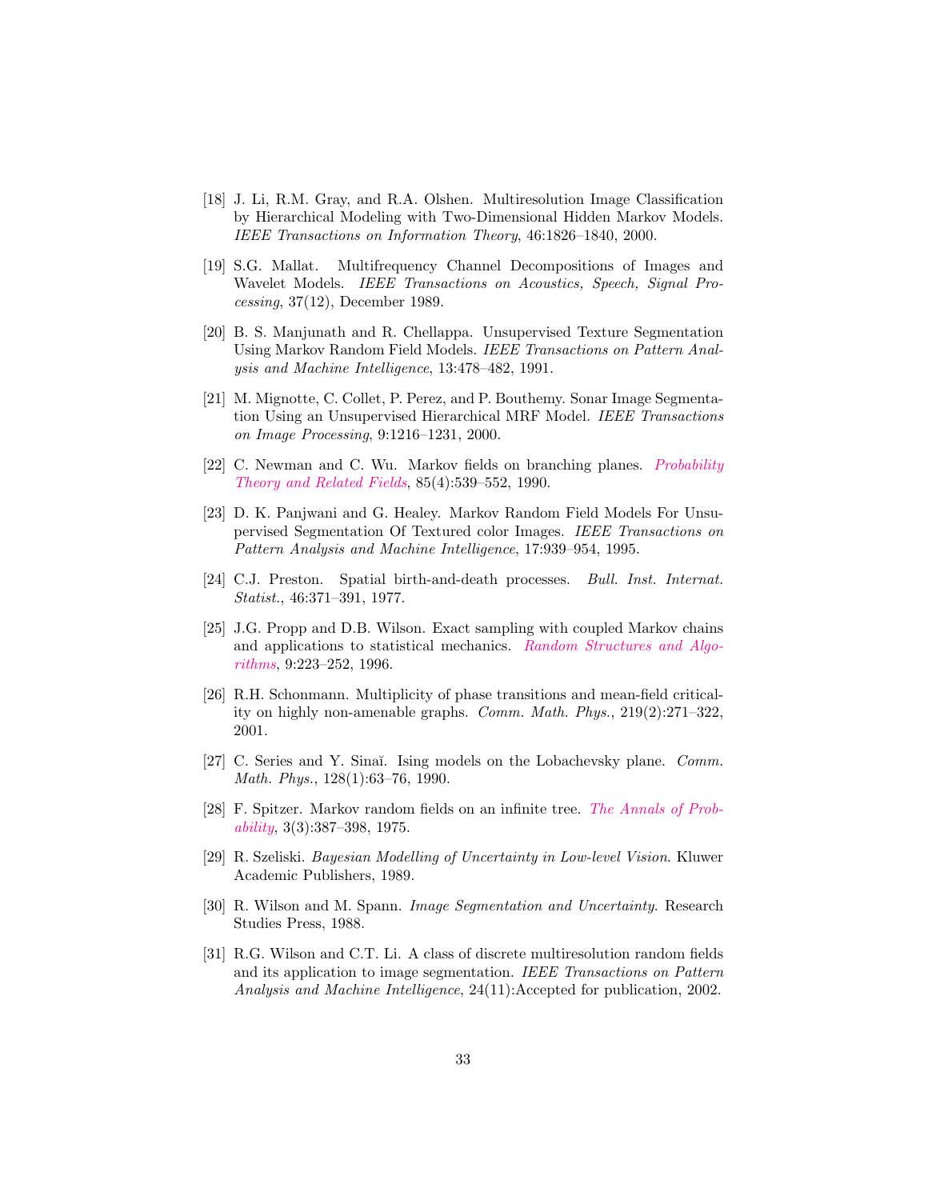[18] J. Li, R.M. Gray, and R.A. Olshen. Multiresolution Image Classification by Hierarchical Modeling with Two-Dimensional Hidden Markov Models. *IEEE Transactions on Information Theory*, 46:1826–1840, 2000.

[19] S.G. Mallat. Multifrequency Channel Decompositions of Images and Wavelet Models. *IEEE Transactions on Acoustics, Speech, Signal Processing*, 37(12), December 1989.

[20] B. S. Manjunath and R. Chellappa. Unsupervised Texture Segmentation Using Markov Random Field Models. *IEEE Transactions on Pattern Analysis and Machine Intelligence*, 13:478–482, 1991.

[21] M. Mignotte, C. Collet, P. Perez, and P. Bouthemy. Sonar Image Segmentation Using an Unsupervised Hierarchical MRF Model. *IEEE Transactions on Image Processing*, 9:1216–1231, 2000.

[22] C. Newman and C. Wu. Markov fields on branching planes. *Probability Theory and Related Fields*, 85(4):539–552, 1990.

[23] D. K. Panjwani and G. Healey. Markov Random Field Models For Unsupervised Segmentation Of Textured color Images. *IEEE Transactions on Pattern Analysis and Machine Intelligence*, 17:939–954, 1995.

[24] C.J. Preston. Spatial birth-and-death processes. *Bull. Inst. Internat. Statist.*, 46:371–391, 1977.

[25] J.G. Propp and D.B. Wilson. Exact sampling with coupled Markov chains and applications to statistical mechanics. *Random Structures and Algorithms*, 9:223–252, 1996.

[26] R.H. Schonmann. Multiplicity of phase transitions and mean-field criticality on highly non-amenable graphs. *Comm. Math. Phys.*, 219(2):271–322, 2001.

[27] C. Series and Y. Sinaĭ. Ising models on the Lobachevsky plane. *Comm. Math. Phys.*, 128(1):63–76, 1990.

[28] F. Spitzer. Markov random fields on an infinite tree. *The Annals of Probability*, 3(3):387–398, 1975.

[29] R. Szeliski. *Bayesian Modelling of Uncertainty in Low-level Vision*. Kluwer Academic Publishers, 1989.

[30] R. Wilson and M. Spann. *Image Segmentation and Uncertainty*. Research Studies Press, 1988.

[31] R.G. Wilson and C.T. Li. A class of discrete multiresolution random fields and its application to image segmentation. *IEEE Transactions on Pattern Analysis and Machine Intelligence*, 24(11):Accepted for publication, 2002.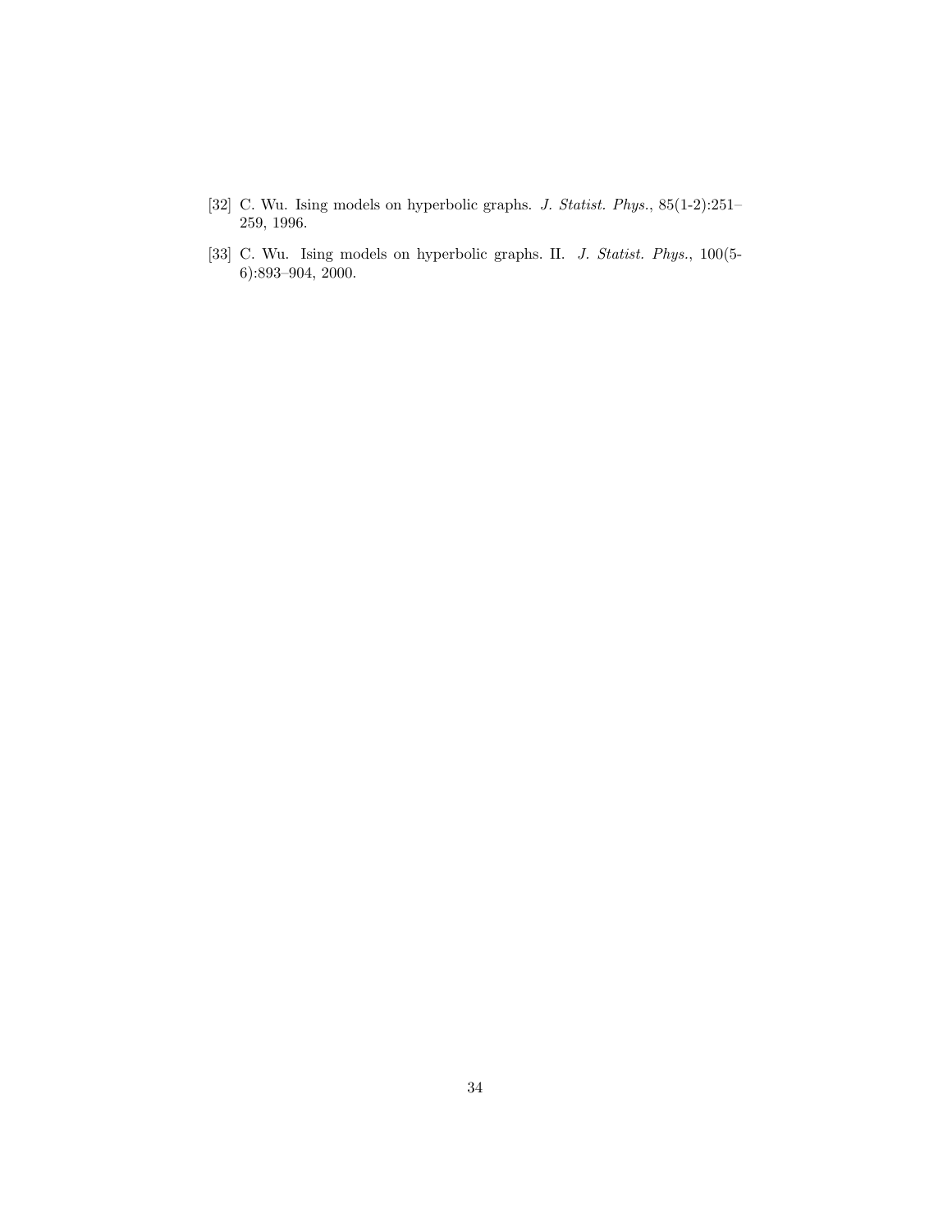[32] C. Wu. Ising models on hyperbolic graphs. *J. Statist. Phys.*, 85(1-2):251–259, 1996.

[33] C. Wu. Ising models on hyperbolic graphs. II. *J. Statist. Phys.*, 100(5-6):893–904, 2000.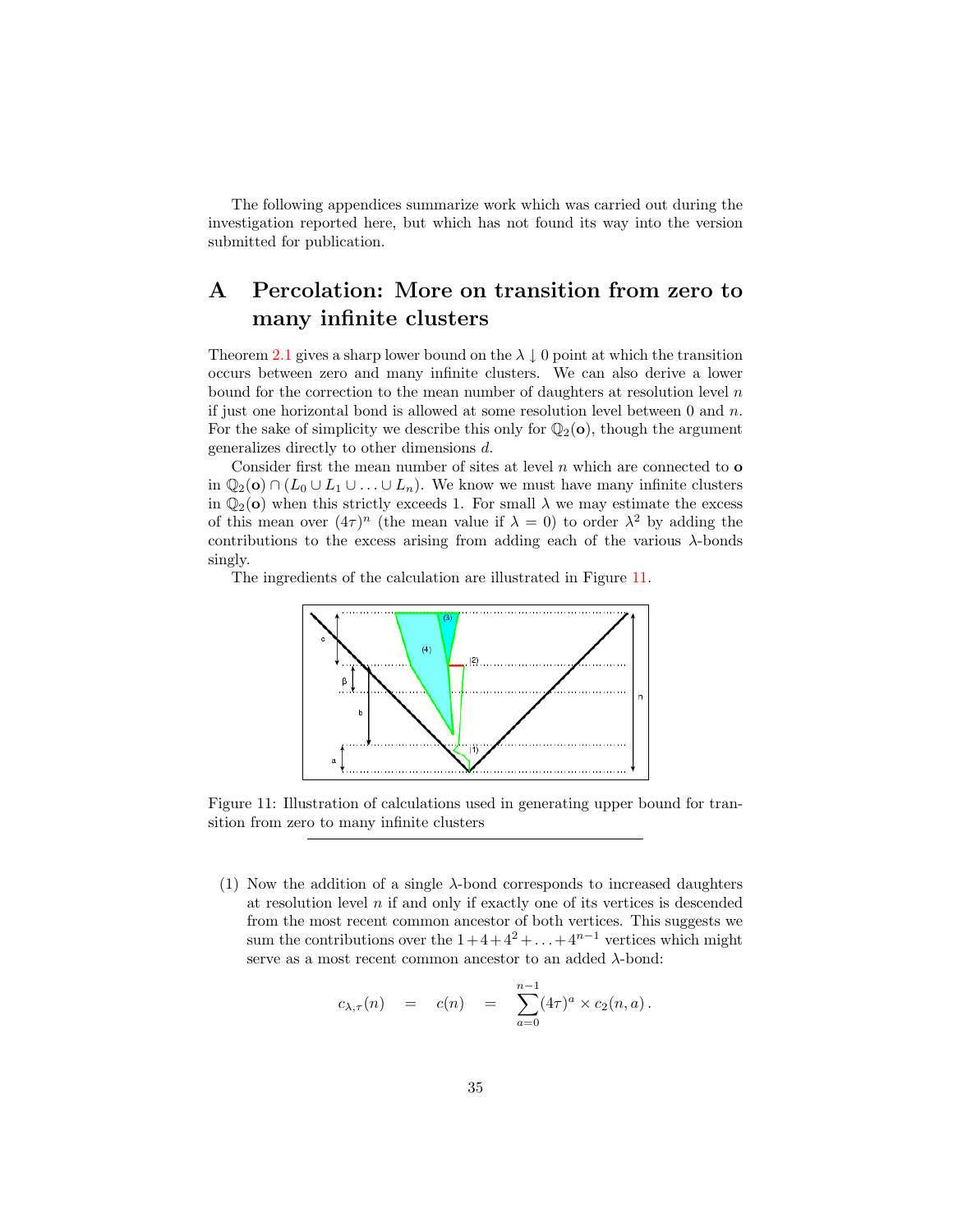The following appendices summarize work which was carried out during the investigation reported here, but which has not found its way into the version submitted for publication.

# A Percolation: More on transition from zero to many infinite clusters

Theorem 2.1 gives a sharp lower bound on the $\lambda \downarrow 0$ point at which the transition occurs between zero and many infinite clusters. We can also derive a lower bound for the correction to the mean number of daughters at resolution level $n$ if just one horizontal bond is allowed at some resolution level between 0 and $n$. For the sake of simplicity we describe this only for $\mathbb{Q}_2(\mathbf{o})$, though the argument generalizes directly to other dimensions $d$.

Consider first the mean number of sites at level $n$ which are connected to $\mathbf{o}$ in $\mathbb{Q}_2(\mathbf{o}) \cap (L_0 \cup L_1 \cup \ldots \cup L_n)$. We know we must have many infinite clusters in $\mathbb{Q}_2(\mathbf{o})$ when this strictly exceeds 1. For small $\lambda$ we may estimate the excess of this mean over $(4\tau)^n$ (the mean value if $\lambda = 0$) to order $\lambda^2$ by adding the contributions to the excess arising from adding each of the various $\lambda$-bonds singly.

The ingredients of the calculation are illustrated in Figure 11.

Figure 11: Illustration of calculations used in generating upper bound for transition from zero to many infinite clusters

(1) Now the addition of a single $\lambda$-bond corresponds to increased daughters at resolution level $n$ if and only if exactly one of its vertices is descended from the most recent common ancestor of both vertices. This suggests we sum the contributions over the $1 + 4 + 4^2 + \ldots + 4^{n-1}$ vertices which might serve as a most recent common ancestor to an added $\lambda$-bond:

$$c_{\lambda,\tau}(n) \quad = \quad c(n) \quad = \quad \sum_{a=0}^{n-1} (4\tau)^a \times c_2(n, a)\,.$$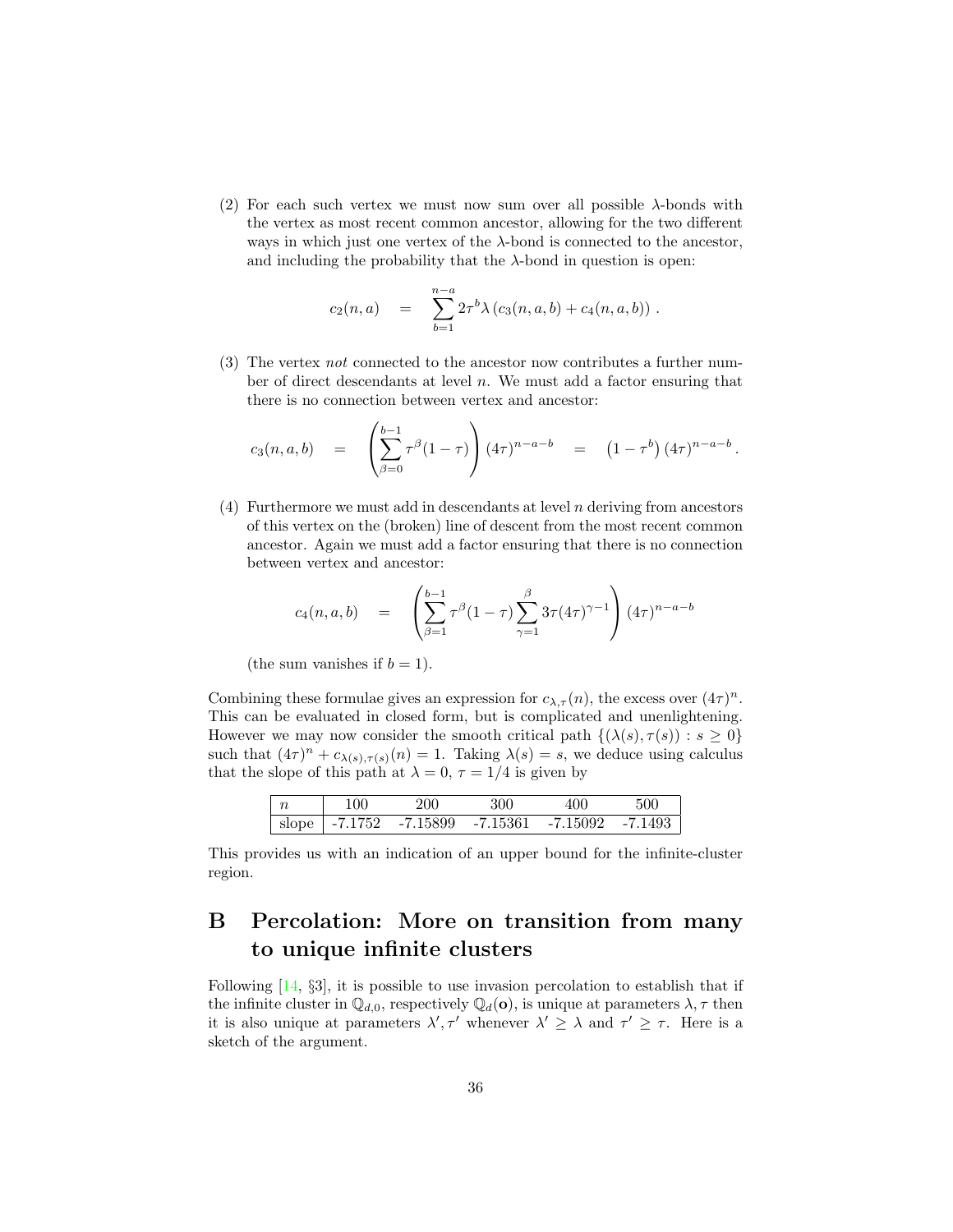(2) For each such vertex we must now sum over all possible $\lambda$-bonds with the vertex as most recent common ancestor, allowing for the two different ways in which just one vertex of the $\lambda$-bond is connected to the ancestor, and including the probability that the $\lambda$-bond in question is open:

$$c_2(n,a) \quad = \quad \sum_{b=1}^{n-a} 2\tau^b \lambda \left( c_3(n,a,b) + c_4(n,a,b) \right) .$$

(3) The vertex *not* connected to the ancestor now contributes a further number of direct descendants at level $n$. We must add a factor ensuring that there is no connection between vertex and ancestor:

$$c_3(n,a,b) \quad = \quad \left( \sum_{\beta=0}^{b-1} \tau^\beta (1-\tau) \right) (4\tau)^{n-a-b} \quad = \quad \left(1-\tau^b\right)(4\tau)^{n-a-b} .$$

(4) Furthermore we must add in descendants at level $n$ deriving from ancestors of this vertex on the (broken) line of descent from the most recent common ancestor. Again we must add a factor ensuring that there is no connection between vertex and ancestor:

$$c_4(n,a,b) \quad = \quad \left( \sum_{\beta=1}^{b-1} \tau^\beta (1-\tau) \sum_{\gamma=1}^{\beta} 3\tau (4\tau)^{\gamma-1} \right) (4\tau)^{n-a-b}$$

(the sum vanishes if $b=1$).

Combining these formulae gives an expression for $c_{\lambda,\tau}(n)$, the excess over $(4\tau)^n$. This can be evaluated in closed form, but is complicated and unenlightening. However we may now consider the smooth critical path $\{(\lambda(s), \tau(s)) : s \geq 0\}$ such that $(4\tau)^n + c_{\lambda(s),\tau(s)}(n) = 1$. Taking $\lambda(s) = s$, we deduce using calculus that the slope of this path at $\lambda = 0$, $\tau = 1/4$ is given by

| $n$ | 100 | 200 | 300 | 400 | 500 |
|---|---|---|---|---|---|
| slope | -7.1752 | -7.15899 | -7.15361 | -7.15092 | -7.1493 |

This provides us with an indication of an upper bound for the infinite-cluster region.

# B Percolation: More on transition from many to unique infinite clusters

Following [14, §3], it is possible to use invasion percolation to establish that if the infinite cluster in $\mathbb{Q}_{d,0}$, respectively $\mathbb{Q}_d(\mathbf{o})$, is unique at parameters $\lambda, \tau$ then it is also unique at parameters $\lambda', \tau'$ whenever $\lambda' \geq \lambda$ and $\tau' \geq \tau$. Here is a sketch of the argument.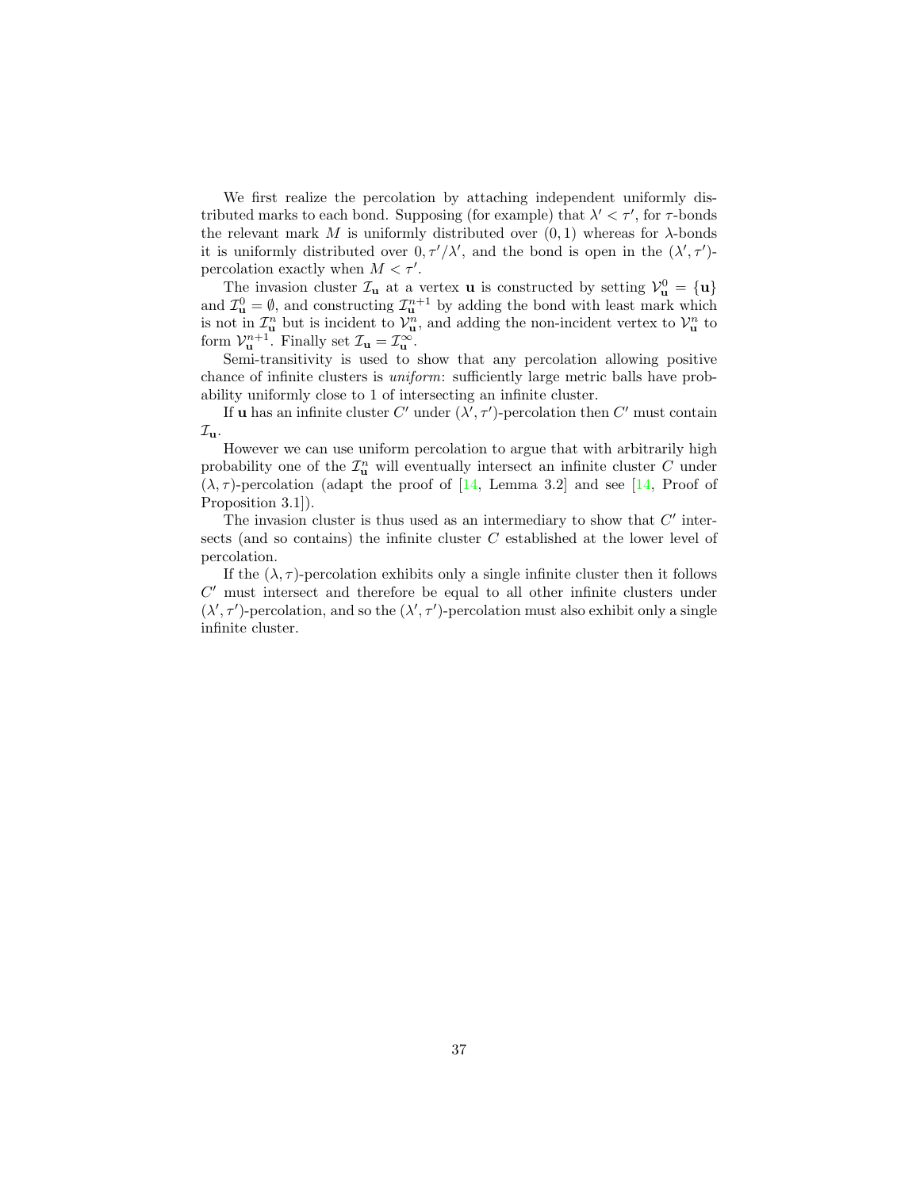We first realize the percolation by attaching independent uniformly distributed marks to each bond. Supposing (for example) that $\lambda' < \tau'$, for $\tau$-bonds the relevant mark $M$ is uniformly distributed over $(0, 1)$ whereas for $\lambda$-bonds it is uniformly distributed over $0, \tau'/\lambda'$, and the bond is open in the $(\lambda', \tau')$-percolation exactly when $M < \tau'$.

The invasion cluster $\mathcal{I}_{\mathbf{u}}$ at a vertex $\mathbf{u}$ is constructed by setting $\mathcal{V}_{\mathbf{u}}^0 = \{\mathbf{u}\}$ and $\mathcal{I}_{\mathbf{u}}^0 = \emptyset$, and constructing $\mathcal{I}_{\mathbf{u}}^{n+1}$ by adding the bond with least mark which is not in $\mathcal{I}_{\mathbf{u}}^n$ but is incident to $\mathcal{V}_{\mathbf{u}}^n$, and adding the non-incident vertex to $\mathcal{V}_{\mathbf{u}}^n$ to form $\mathcal{V}_{\mathbf{u}}^{n+1}$. Finally set $\mathcal{I}_{\mathbf{u}} = \mathcal{I}_{\mathbf{u}}^\infty$.

Semi-transitivity is used to show that any percolation allowing positive chance of infinite clusters is *uniform*: sufficiently large metric balls have probability uniformly close to 1 of intersecting an infinite cluster.

If $\mathbf{u}$ has an infinite cluster $C'$ under $(\lambda', \tau')$-percolation then $C'$ must contain $\mathcal{I}_{\mathbf{u}}$.

However we can use uniform percolation to argue that with arbitrarily high probability one of the $\mathcal{I}_{\mathbf{u}}^n$ will eventually intersect an infinite cluster $C$ under $(\lambda, \tau)$-percolation (adapt the proof of [14, Lemma 3.2] and see [14, Proof of Proposition 3.1]).

The invasion cluster is thus used as an intermediary to show that $C'$ intersects (and so contains) the infinite cluster $C$ established at the lower level of percolation.

If the $(\lambda, \tau)$-percolation exhibits only a single infinite cluster then it follows $C'$ must intersect and therefore be equal to all other infinite clusters under $(\lambda', \tau')$-percolation, and so the $(\lambda', \tau')$-percolation must also exhibit only a single infinite cluster.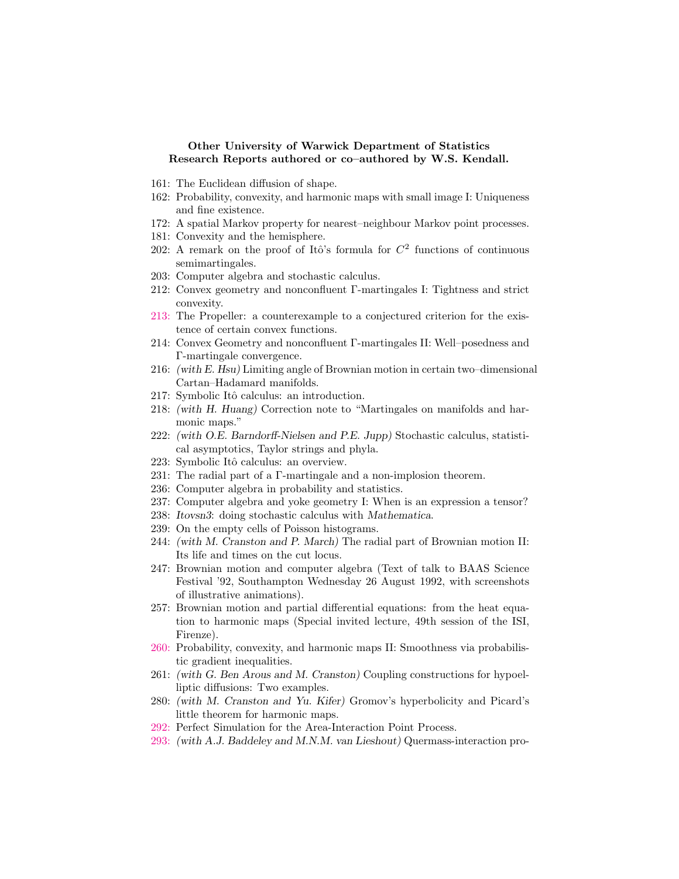**Other University of Warwick Department of Statistics Research Reports authored or co–authored by W.S. Kendall.**

161: The Euclidean diffusion of shape.

162: Probability, convexity, and harmonic maps with small image I: Uniqueness and fine existence.

172: A spatial Markov property for nearest–neighbour Markov point processes.

181: Convexity and the hemisphere.

202: A remark on the proof of Itô's formula for $C^2$ functions of continuous semimartingales.

203: Computer algebra and stochastic calculus.

212: Convex geometry and nonconfluent Γ-martingales I: Tightness and strict convexity.

213: The Propeller: a counterexample to a conjectured criterion for the existence of certain convex functions.

214: Convex Geometry and nonconfluent Γ-martingales II: Well–posedness and Γ-martingale convergence.

216: *(with E. Hsu)* Limiting angle of Brownian motion in certain two–dimensional Cartan–Hadamard manifolds.

217: Symbolic Itô calculus: an introduction.

218: *(with H. Huang)* Correction note to “Martingales on manifolds and harmonic maps.”

222: *(with O.E. Barndorff-Nielsen and P.E. Jupp)* Stochastic calculus, statistical asymptotics, Taylor strings and phyla.

223: Symbolic Itô calculus: an overview.

231: The radial part of a Γ-martingale and a non-implosion theorem.

236: Computer algebra in probability and statistics.

237: Computer algebra and yoke geometry I: When is an expression a tensor?

238: *Itovsn3*: doing stochastic calculus with *Mathematica*.

239: On the empty cells of Poisson histograms.

244: *(with M. Cranston and P. March)* The radial part of Brownian motion II: Its life and times on the cut locus.

247: Brownian motion and computer algebra (Text of talk to BAAS Science Festival '92, Southampton Wednesday 26 August 1992, with screenshots of illustrative animations).

257: Brownian motion and partial differential equations: from the heat equation to harmonic maps (Special invited lecture, 49th session of the ISI, Firenze).

260: Probability, convexity, and harmonic maps II: Smoothness via probabilistic gradient inequalities.

261: *(with G. Ben Arous and M. Cranston)* Coupling constructions for hypoelliptic diffusions: Two examples.

280: *(with M. Cranston and Yu. Kifer)* Gromov's hyperbolicity and Picard's little theorem for harmonic maps.

292: Perfect Simulation for the Area-Interaction Point Process.

293: *(with A.J. Baddeley and M.N.M. van Lieshout)* Quermass-interaction pro-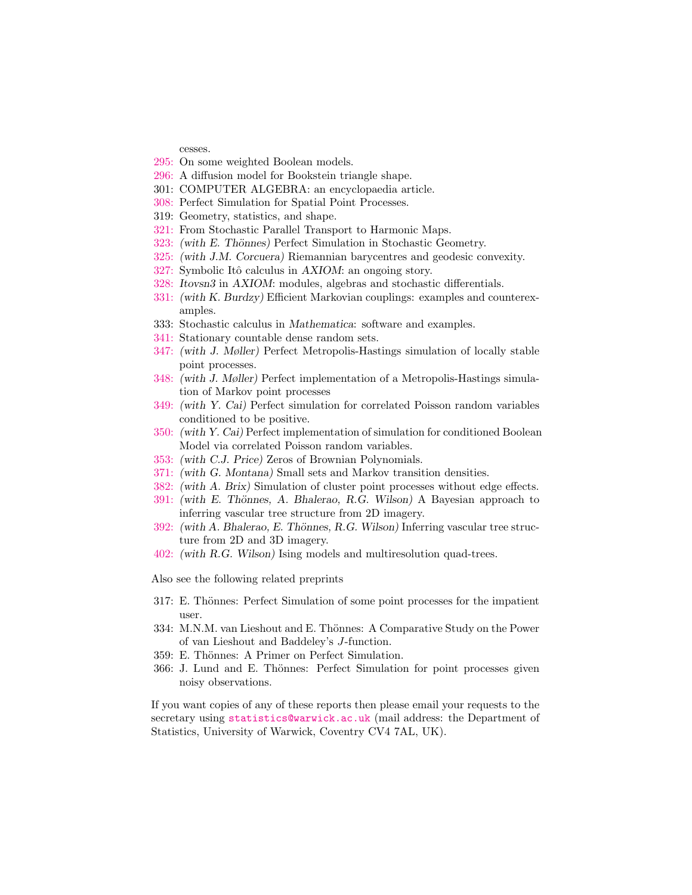cesses.

295: On some weighted Boolean models.

296: A diffusion model for Bookstein triangle shape.

301: COMPUTER ALGEBRA: an encyclopaedia article.

308: Perfect Simulation for Spatial Point Processes.

319: Geometry, statistics, and shape.

321: From Stochastic Parallel Transport to Harmonic Maps.

323: *(with E. Thönnes)* Perfect Simulation in Stochastic Geometry.

325: *(with J.M. Corcuera)* Riemannian barycentres and geodesic convexity.

327: Symbolic Itô calculus in *AXIOM*: an ongoing story.

328: *Itovsn3* in *AXIOM*: modules, algebras and stochastic differentials.

331: *(with K. Burdzy)* Efficient Markovian couplings: examples and counterexamples.

333: Stochastic calculus in *Mathematica*: software and examples.

341: Stationary countable dense random sets.

347: *(with J. Møller)* Perfect Metropolis-Hastings simulation of locally stable point processes.

348: *(with J. Møller)* Perfect implementation of a Metropolis-Hastings simulation of Markov point processes

349: *(with Y. Cai)* Perfect simulation for correlated Poisson random variables conditioned to be positive.

350: *(with Y. Cai)* Perfect implementation of simulation for conditioned Boolean Model via correlated Poisson random variables.

353: *(with C.J. Price)* Zeros of Brownian Polynomials.

371: *(with G. Montana)* Small sets and Markov transition densities.

382: *(with A. Brix)* Simulation of cluster point processes without edge effects.

391: *(with E. Thönnes, A. Bhalerao, R.G. Wilson)* A Bayesian approach to inferring vascular tree structure from 2D imagery.

392: *(with A. Bhalerao, E. Thönnes, R.G. Wilson)* Inferring vascular tree structure from 2D and 3D imagery.

402: *(with R.G. Wilson)* Ising models and multiresolution quad-trees.

Also see the following related preprints

317: E. Thönnes: Perfect Simulation of some point processes for the impatient user.

334: M.N.M. van Lieshout and E. Thönnes: A Comparative Study on the Power of van Lieshout and Baddeley's $J$-function.

359: E. Thönnes: A Primer on Perfect Simulation.

366: J. Lund and E. Thönnes: Perfect Simulation for point processes given noisy observations.

If you want copies of any of these reports then please email your requests to the secretary using statistics@warwick.ac.uk (mail address: the Department of Statistics, University of Warwick, Coventry CV4 7AL, UK).